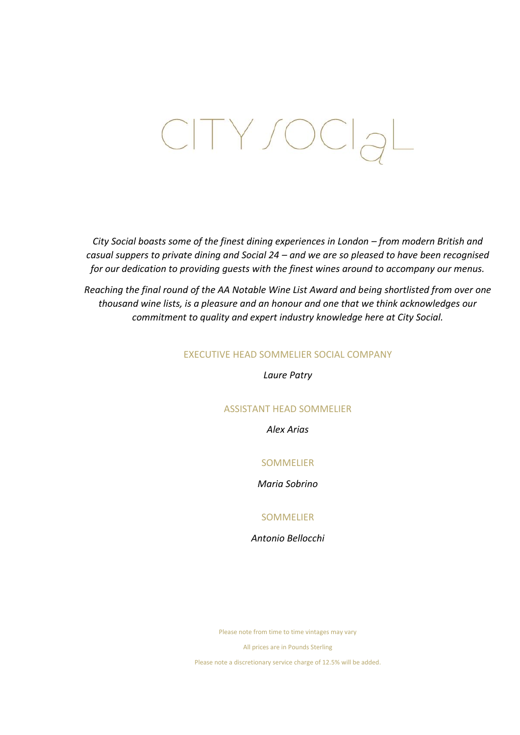# CITY SOCIAL

*City Social boasts some of the finest dining experiences in London – from modern British and casual suppers to private dining and Social 24 – and we are so pleased to have been recognised for our dedication to providing guests with the finest wines around to accompany our menus.*

*Reaching the final round of the AA Notable Wine List Award and being shortlisted from over one thousand wine lists, is a pleasure and an honour and one that we think acknowledges our commitment to quality and expert industry knowledge here at City Social.*

EXECUTIVE HEAD SOMMELIER SOCIAL COMPANY

*Laure Patry*

ASSISTANT HEAD SOMMELIER

*Alex Arias*

SOMMELIER

*Maria Sobrino*

SOMMELIER

*Antonio Bellocchi*

Please note from time to time vintages may vary

All prices are in Pounds Sterling

Please note a discretionary service charge of 12.5% will be added.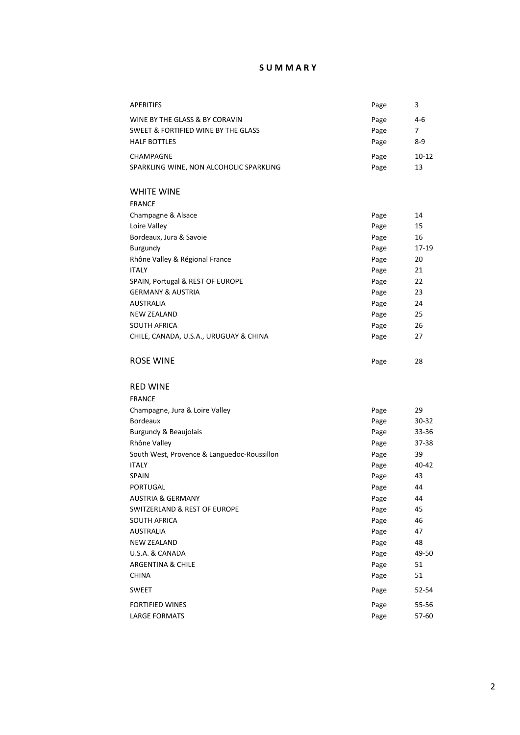# SUMMARY

| | | |
|---|---|---|
| APERITIFS | Page | 3 |
| WINE BY THE GLASS & BY CORAVIN | Page | 4-6 |
| SWEET & FORTIFIED WINE BY THE GLASS | Page | 7 |
| HALF BOTTLES | Page | 8-9 |
| CHAMPAGNE | Page | 10-12 |
| SPARKLING WINE, NON ALCOHOLIC SPARKLING | Page | 13 |

## WHITE WINE

| | | |
|---|---|---|
| FRANCE | | |
| Champagne & Alsace | Page | 14 |
| Loire Valley | Page | 15 |
| Bordeaux, Jura & Savoie | Page | 16 |
| Burgundy | Page | 17-19 |
| Rhône Valley & Régional France | Page | 20 |
| ITALY | Page | 21 |
| SPAIN, Portugal & REST OF EUROPE | Page | 22 |
| GERMANY & AUSTRIA | Page | 23 |
| AUSTRALIA | Page | 24 |
| NEW ZEALAND | Page | 25 |
| SOUTH AFRICA | Page | 26 |
| CHILE, CANADA, U.S.A., URUGUAY & CHINA | Page | 27 |

## ROSE WINE

| | | |
|---|---|---|
| ROSE WINE | Page | 28 |

## RED WINE

| | | |
|---|---|---|
| FRANCE | | |
| Champagne, Jura & Loire Valley | Page | 29 |
| Bordeaux | Page | 30-32 |
| Burgundy & Beaujolais | Page | 33-36 |
| Rhône Valley | Page | 37-38 |
| South West, Provence & Languedoc-Roussillon | Page | 39 |
| ITALY | Page | 40-42 |
| SPAIN | Page | 43 |
| PORTUGAL | Page | 44 |
| AUSTRIA & GERMANY | Page | 44 |
| SWITZERLAND & REST OF EUROPE | Page | 45 |
| SOUTH AFRICA | Page | 46 |
| AUSTRALIA | Page | 47 |
| NEW ZEALAND | Page | 48 |
| U.S.A. & CANADA | Page | 49-50 |
| ARGENTINA & CHILE | Page | 51 |
| CHINA | Page | 51 |
| SWEET | Page | 52-54 |
| FORTIFIED WINES | Page | 55-56 |
| LARGE FORMATS | Page | 57-60 |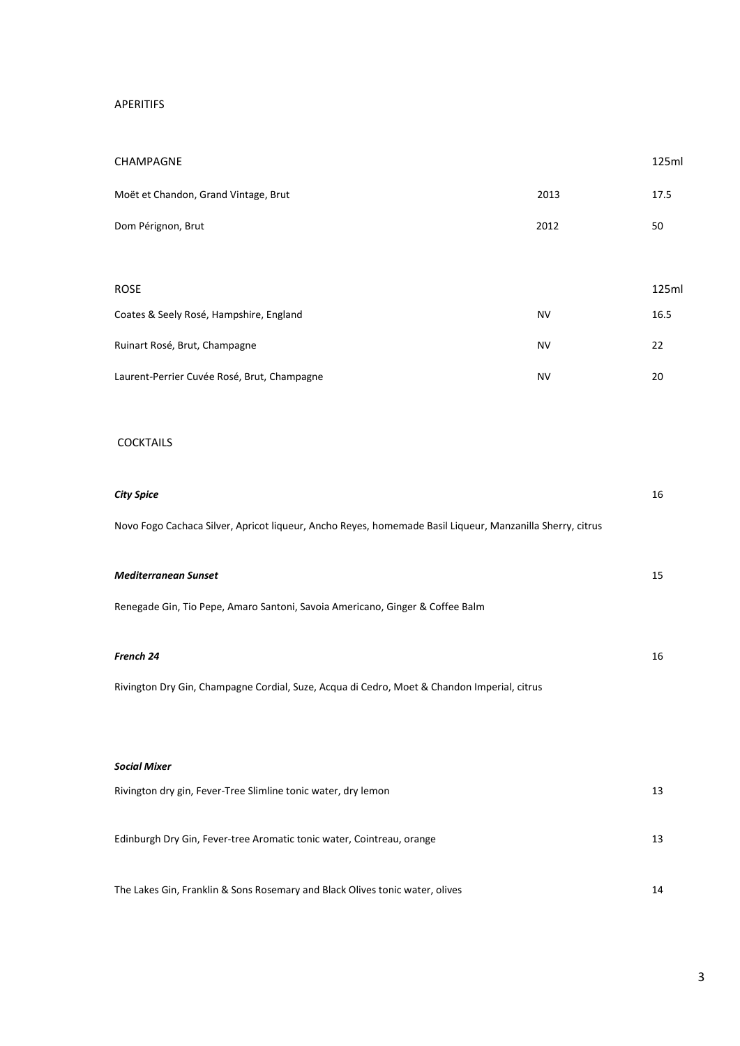# APERITIFS

## CHAMPAGNE

| CHAMPAGNE | | 125ml |
|---|---|---|
| Moët et Chandon, Grand Vintage, Brut | 2013 | 17.5 |
| Dom Pérignon, Brut | 2012 | 50 |

## ROSE

| ROSE | | 125ml |
|---|---|---|
| Coates & Seely Rosé, Hampshire, England | NV | 16.5 |
| Ruinart Rosé, Brut, Champagne | NV | 22 |
| Laurent-Perrier Cuvée Rosé, Brut, Champagne | NV | 20 |

## COCKTAILS

***City Spice*** 16

Novo Fogo Cachaca Silver, Apricot liqueur, Ancho Reyes, homemade Basil Liqueur, Manzanilla Sherry, citrus

***Mediterranean Sunset*** 15

Renegade Gin, Tio Pepe, Amaro Santoni, Savoia Americano, Ginger & Coffee Balm

***French 24*** 16

Rivington Dry Gin, Champagne Cordial, Suze, Acqua di Cedro, Moet & Chandon Imperial, citrus

***Social Mixer***

| | |
|---|---|
| Rivington dry gin, Fever-Tree Slimline tonic water, dry lemon | 13 |
| Edinburgh Dry Gin, Fever-tree Aromatic tonic water, Cointreau, orange | 13 |
| The Lakes Gin, Franklin & Sons Rosemary and Black Olives tonic water, olives | 14 |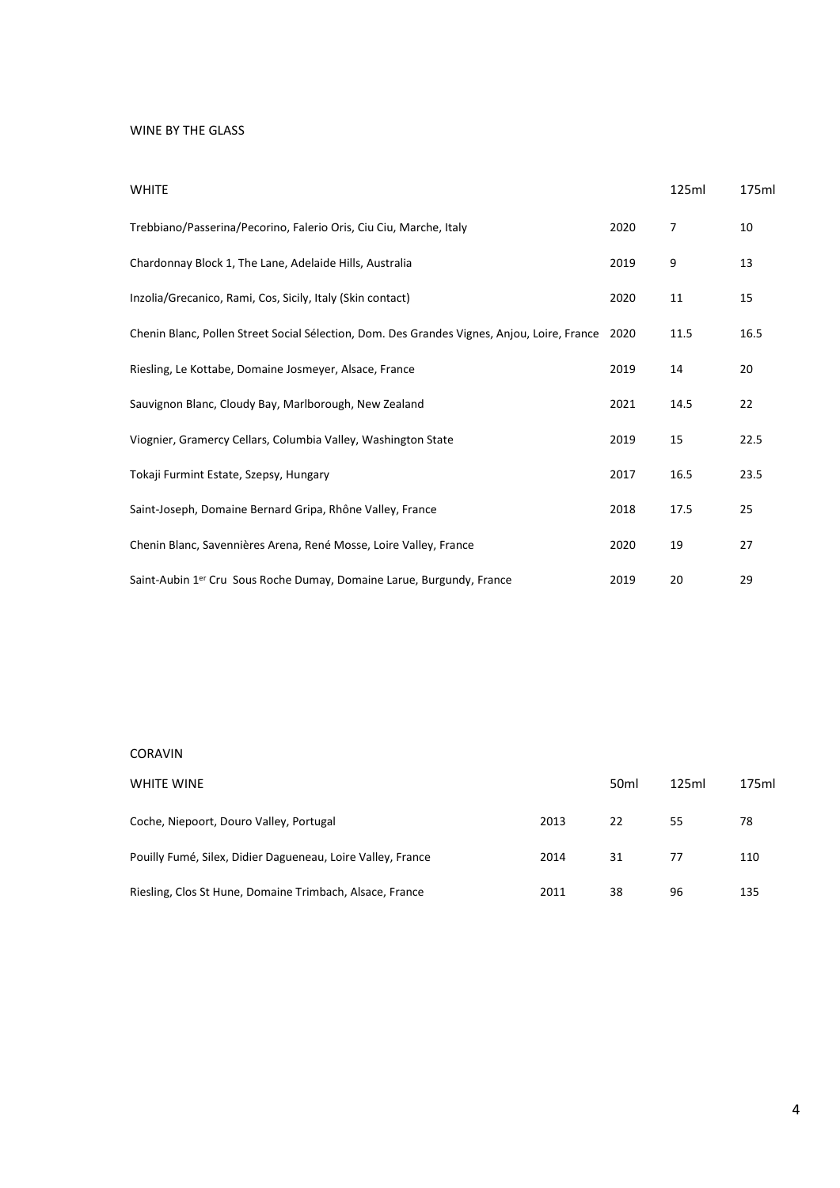# WINE BY THE GLASS

| WHITE | | 125ml | 175ml |
|---|---|---|---|
| Trebbiano/Passerina/Pecorino, Falerio Oris, Ciu Ciu, Marche, Italy | 2020 | 7 | 10 |
| Chardonnay Block 1, The Lane, Adelaide Hills, Australia | 2019 | 9 | 13 |
| Inzolia/Grecanico, Rami, Cos, Sicily, Italy (Skin contact) | 2020 | 11 | 15 |
| Chenin Blanc, Pollen Street Social Sélection, Dom. Des Grandes Vignes, Anjou, Loire, France | 2020 | 11.5 | 16.5 |
| Riesling, Le Kottabe, Domaine Josmeyer, Alsace, France | 2019 | 14 | 20 |
| Sauvignon Blanc, Cloudy Bay, Marlborough, New Zealand | 2021 | 14.5 | 22 |
| Viognier, Gramercy Cellars, Columbia Valley, Washington State | 2019 | 15 | 22.5 |
| Tokaji Furmint Estate, Szepsy, Hungary | 2017 | 16.5 | 23.5 |
| Saint-Joseph, Domaine Bernard Gripa, Rhône Valley, France | 2018 | 17.5 | 25 |
| Chenin Blanc, Savennières Arena, René Mosse, Loire Valley, France | 2020 | 19 | 27 |
| Saint-Aubin 1er Cru Sous Roche Dumay, Domaine Larue, Burgundy, France | 2019 | 20 | 29 |

## CORAVIN

| WHITE WINE | | 50ml | 125ml | 175ml |
|---|---|---|---|---|
| Coche, Niepoort, Douro Valley, Portugal | 2013 | 22 | 55 | 78 |
| Pouilly Fumé, Silex, Didier Dagueneau, Loire Valley, France | 2014 | 31 | 77 | 110 |
| Riesling, Clos St Hune, Domaine Trimbach, Alsace, France | 2011 | 38 | 96 | 135 |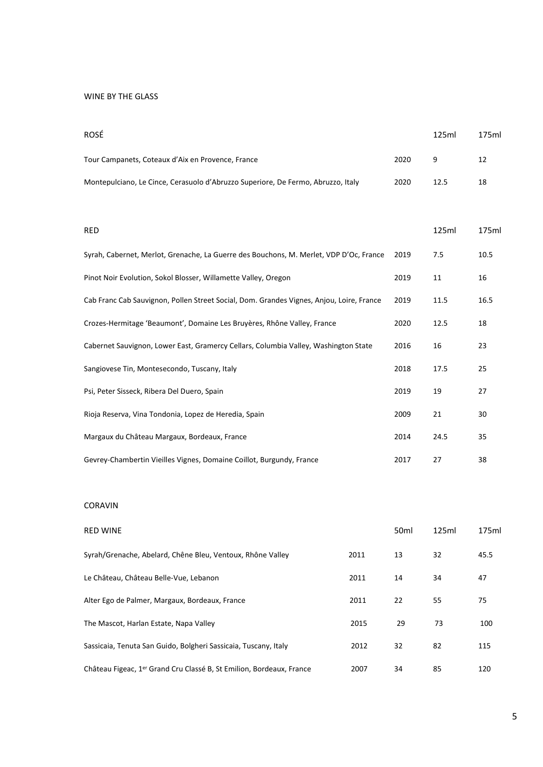WINE BY THE GLASS

| ROSÉ | | 125ml | 175ml |
|---|---|---|---|
| Tour Campanets, Coteaux d'Aix en Provence, France | 2020 | 9 | 12 |
| Montepulciano, Le Cince, Cerasuolo d'Abruzzo Superiore, De Fermo, Abruzzo, Italy | 2020 | 12.5 | 18 |

| RED | | 125ml | 175ml |
|---|---|---|---|
| Syrah, Cabernet, Merlot, Grenache, La Guerre des Bouchons, M. Merlet, VDP D'Oc, France | 2019 | 7.5 | 10.5 |
| Pinot Noir Evolution, Sokol Blosser, Willamette Valley, Oregon | 2019 | 11 | 16 |
| Cab Franc Cab Sauvignon, Pollen Street Social, Dom. Grandes Vignes, Anjou, Loire, France | 2019 | 11.5 | 16.5 |
| Crozes-Hermitage 'Beaumont', Domaine Les Bruyères, Rhône Valley, France | 2020 | 12.5 | 18 |
| Cabernet Sauvignon, Lower East, Gramercy Cellars, Columbia Valley, Washington State | 2016 | 16 | 23 |
| Sangiovese Tin, Montesecondo, Tuscany, Italy | 2018 | 17.5 | 25 |
| Psi, Peter Sisseck, Ribera Del Duero, Spain | 2019 | 19 | 27 |
| Rioja Reserva, Vina Tondonia, Lopez de Heredia, Spain | 2009 | 21 | 30 |
| Margaux du Château Margaux, Bordeaux, France | 2014 | 24.5 | 35 |
| Gevrey-Chambertin Vieilles Vignes, Domaine Coillot, Burgundy, France | 2017 | 27 | 38 |

CORAVIN

| RED WINE | | 50ml | 125ml | 175ml |
|---|---|---|---|---|
| Syrah/Grenache, Abelard, Chêne Bleu, Ventoux, Rhône Valley | 2011 | 13 | 32 | 45.5 |
| Le Château, Château Belle-Vue, Lebanon | 2011 | 14 | 34 | 47 |
| Alter Ego de Palmer, Margaux, Bordeaux, France | 2011 | 22 | 55 | 75 |
| The Mascot, Harlan Estate, Napa Valley | 2015 | 29 | 73 | 100 |
| Sassicaia, Tenuta San Guido, Bolgheri Sassicaia, Tuscany, Italy | 2012 | 32 | 82 | 115 |
| Château Figeac, 1er Grand Cru Classé B, St Emilion, Bordeaux, France | 2007 | 34 | 85 | 120 |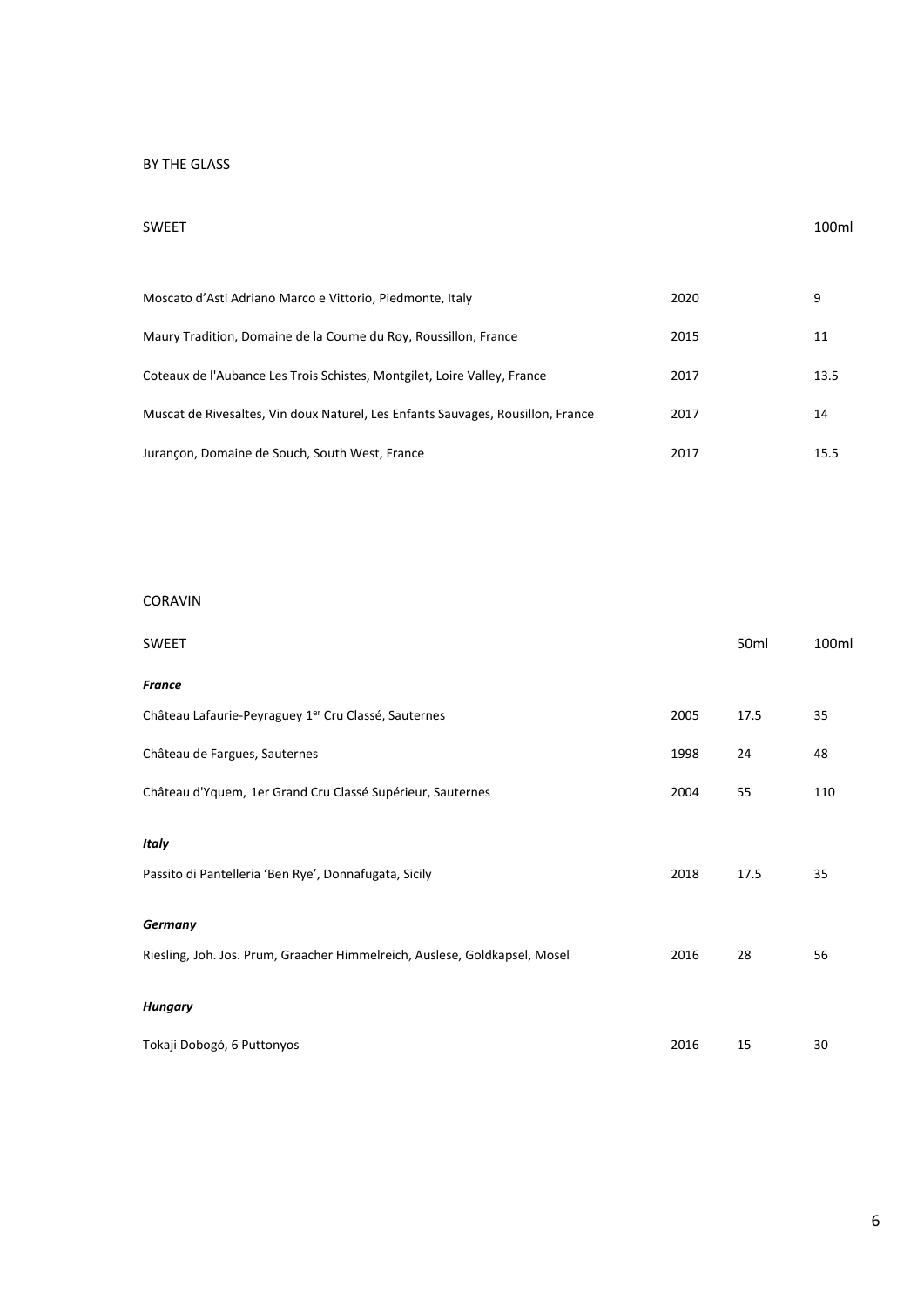BY THE GLASS

| SWEET | | 100ml |
|---|---|---|
| Moscato d'Asti Adriano Marco e Vittorio, Piedmonte, Italy | 2020 | 9 |
| Maury Tradition, Domaine de la Coume du Roy, Roussillon, France | 2015 | 11 |
| Coteaux de l'Aubance Les Trois Schistes, Montgilet, Loire Valley, France | 2017 | 13.5 |
| Muscat de Rivesaltes, Vin doux Naturel, Les Enfants Sauvages, Rousillon, France | 2017 | 14 |
| Jurançon, Domaine de Souch, South West, France | 2017 | 15.5 |

CORAVIN

| SWEET | | 50ml | 100ml |
|---|---|---|---|
| ***France*** | | | |
| Château Lafaurie-Peyraguey 1er Cru Classé, Sauternes | 2005 | 17.5 | 35 |
| Château de Fargues, Sauternes | 1998 | 24 | 48 |
| Château d'Yquem, 1er Grand Cru Classé Supérieur, Sauternes | 2004 | 55 | 110 |
| ***Italy*** | | | |
| Passito di Pantelleria 'Ben Rye', Donnafugata, Sicily | 2018 | 17.5 | 35 |
| ***Germany*** | | | |
| Riesling, Joh. Jos. Prum, Graacher Himmelreich, Auslese, Goldkapsel, Mosel | 2016 | 28 | 56 |
| ***Hungary*** | | | |
| Tokaji Dobogó, 6 Puttonyos | 2016 | 15 | 30 |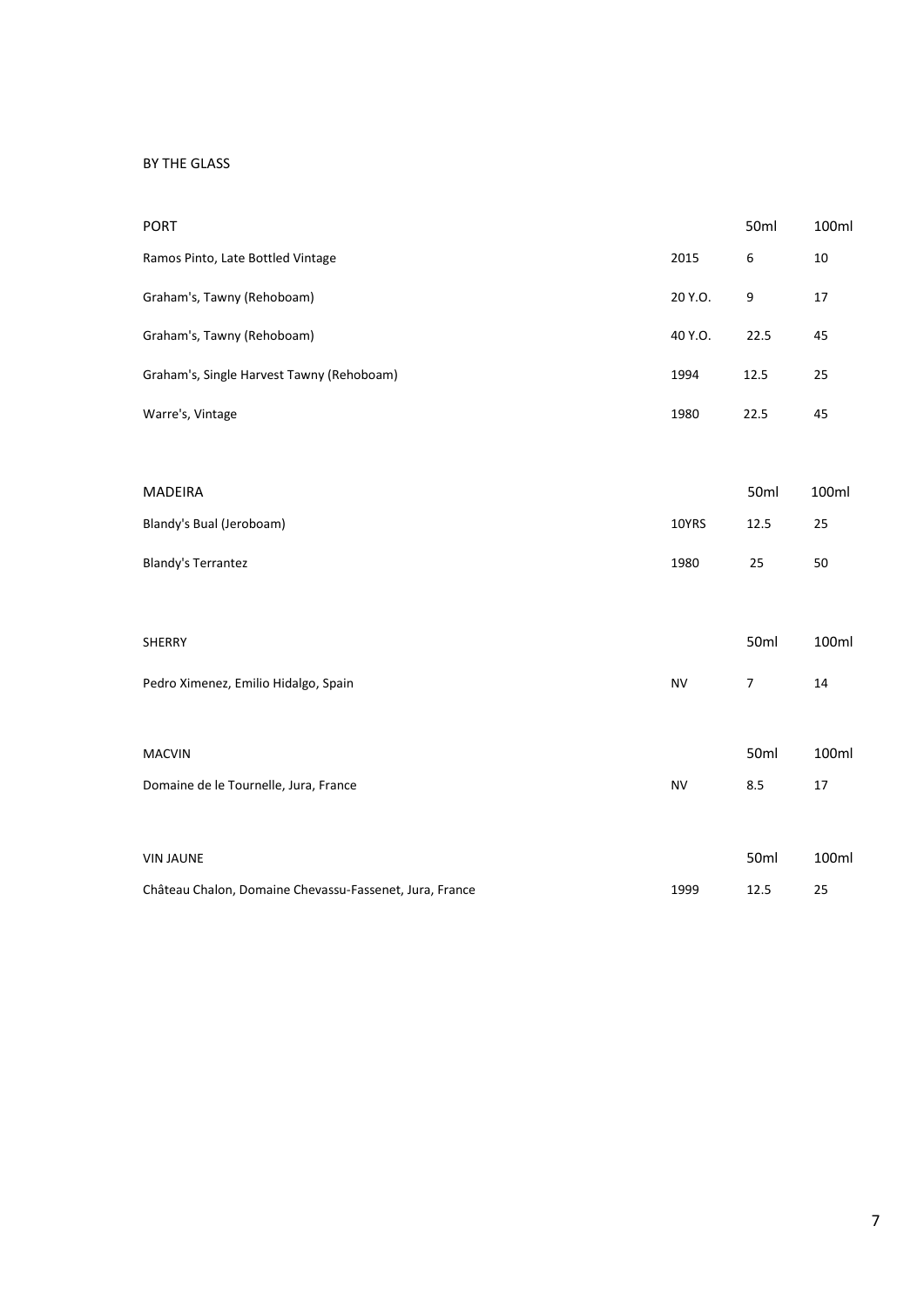# BY THE GLASS

| PORT | | 50ml | 100ml |
|---|---|---|---|
| Ramos Pinto, Late Bottled Vintage | 2015 | 6 | 10 |
| Graham's, Tawny (Rehoboam) | 20 Y.O. | 9 | 17 |
| Graham's, Tawny (Rehoboam) | 40 Y.O. | 22.5 | 45 |
| Graham's, Single Harvest Tawny (Rehoboam) | 1994 | 12.5 | 25 |
| Warre's, Vintage | 1980 | 22.5 | 45 |

| MADEIRA | | 50ml | 100ml |
|---|---|---|---|
| Blandy's Bual (Jeroboam) | 10YRS | 12.5 | 25 |
| Blandy's Terrantez | 1980 | 25 | 50 |

| SHERRY | | 50ml | 100ml |
|---|---|---|---|
| Pedro Ximenez, Emilio Hidalgo, Spain | NV | 7 | 14 |

| MACVIN | | 50ml | 100ml |
|---|---|---|---|
| Domaine de le Tournelle, Jura, France | NV | 8.5 | 17 |

| VIN JAUNE | | 50ml | 100ml |
|---|---|---|---|
| Château Chalon, Domaine Chevassu-Fassenet, Jura, France | 1999 | 12.5 | 25 |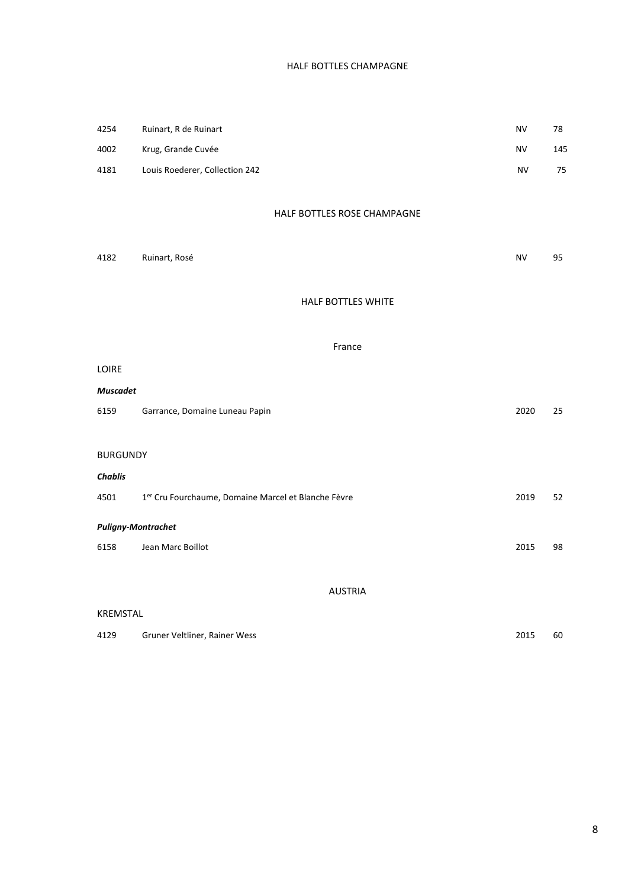## HALF BOTTLES CHAMPAGNE

| | | | |
|---|---|---|---|
| 4254 | Ruinart, R de Ruinart | NV | 78 |
| 4002 | Krug, Grande Cuvée | NV | 145 |
| 4181 | Louis Roederer, Collection 242 | NV | 75 |

## HALF BOTTLES ROSE CHAMPAGNE

| | | | |
|---|---|---|---|
| 4182 | Ruinart, Rosé | NV | 95 |

## HALF BOTTLES WHITE

### France

#### LOIRE

***Muscadet***

| | | | |
|---|---|---|---|
| 6159 | Garrance, Domaine Luneau Papin | 2020 | 25 |

#### BURGUNDY

***Chablis***

| | | | |
|---|---|---|---|
| 4501 | 1er Cru Fourchaume, Domaine Marcel et Blanche Fèvre | 2019 | 52 |

***Puligny-Montrachet***

| | | | |
|---|---|---|---|
| 6158 | Jean Marc Boillot | 2015 | 98 |

### AUSTRIA

#### KREMSTAL

| | | | |
|---|---|---|---|
| 4129 | Gruner Veltliner, Rainer Wess | 2015 | 60 |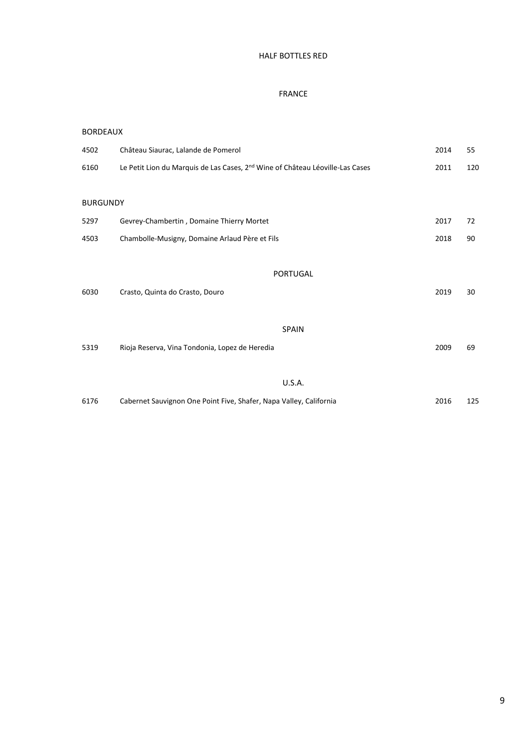# HALF BOTTLES RED

## FRANCE

### BORDEAUX

| | | | |
|---|---|---|---|
| 4502 | Château Siaurac, Lalande de Pomerol | 2014 | 55 |
| 6160 | Le Petit Lion du Marquis de Las Cases, 2nd Wine of Château Léoville-Las Cases | 2011 | 120 |

### BURGUNDY

| | | | |
|---|---|---|---|
| 5297 | Gevrey-Chambertin , Domaine Thierry Mortet | 2017 | 72 |
| 4503 | Chambolle-Musigny, Domaine Arlaud Père et Fils | 2018 | 90 |

## PORTUGAL

| | | | |
|---|---|---|---|
| 6030 | Crasto, Quinta do Crasto, Douro | 2019 | 30 |

## SPAIN

| | | | |
|---|---|---|---|
| 5319 | Rioja Reserva, Vina Tondonia, Lopez de Heredia | 2009 | 69 |

## U.S.A.

| | | | |
|---|---|---|---|
| 6176 | Cabernet Sauvignon One Point Five, Shafer, Napa Valley, California | 2016 | 125 |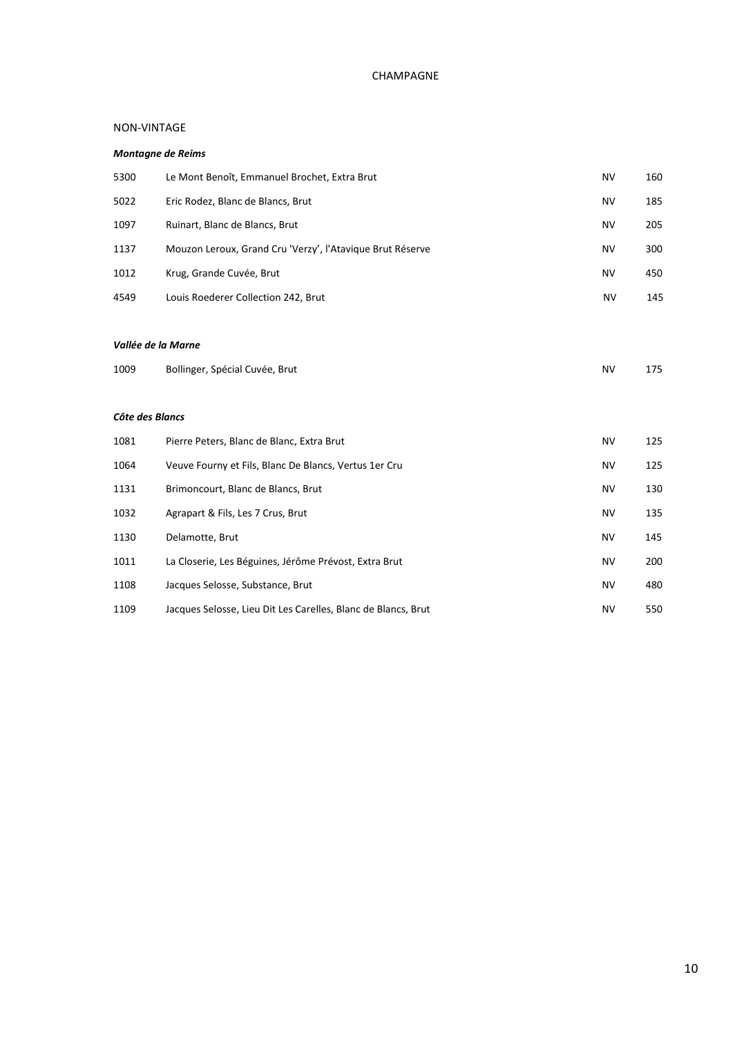# CHAMPAGNE

## NON-VINTAGE

### *Montagne de Reims*

| | | | |
|---|---|---|---|
| 5300 | Le Mont Benoît, Emmanuel Brochet, Extra Brut | NV | 160 |
| 5022 | Eric Rodez, Blanc de Blancs, Brut | NV | 185 |
| 1097 | Ruinart, Blanc de Blancs, Brut | NV | 205 |
| 1137 | Mouzon Leroux, Grand Cru 'Verzy', l'Atavique Brut Réserve | NV | 300 |
| 1012 | Krug, Grande Cuvée, Brut | NV | 450 |
| 4549 | Louis Roederer Collection 242, Brut | NV | 145 |

### *Vallée de la Marne*

| | | | |
|---|---|---|---|
| 1009 | Bollinger, Spécial Cuvée, Brut | NV | 175 |

### *Côte des Blancs*

| | | | |
|---|---|---|---|
| 1081 | Pierre Peters, Blanc de Blanc, Extra Brut | NV | 125 |
| 1064 | Veuve Fourny et Fils, Blanc De Blancs, Vertus 1er Cru | NV | 125 |
| 1131 | Brimoncourt, Blanc de Blancs, Brut | NV | 130 |
| 1032 | Agrapart & Fils, Les 7 Crus, Brut | NV | 135 |
| 1130 | Delamotte, Brut | NV | 145 |
| 1011 | La Closerie, Les Béguines, Jérôme Prévost, Extra Brut | NV | 200 |
| 1108 | Jacques Selosse, Substance, Brut | NV | 480 |
| 1109 | Jacques Selosse, Lieu Dit Les Carelles, Blanc de Blancs, Brut | NV | 550 |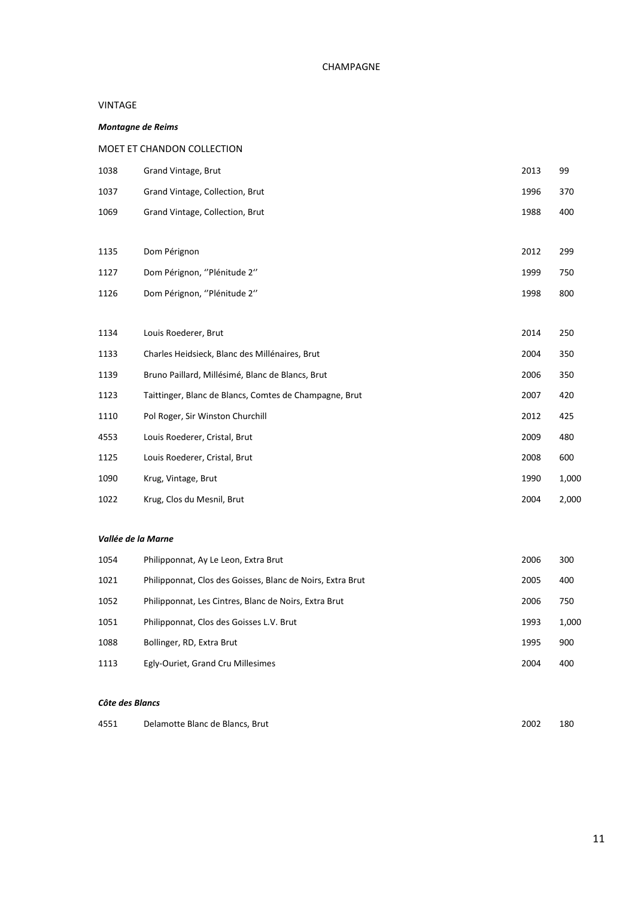# CHAMPAGNE

## VINTAGE

### *Montagne de Reims*

MOET ET CHANDON COLLECTION

| | | | |
|---|---|---|---|
| 1038 | Grand Vintage, Brut | 2013 | 99 |
| 1037 | Grand Vintage, Collection, Brut | 1996 | 370 |
| 1069 | Grand Vintage, Collection, Brut | 1988 | 400 |
| | | | |
| 1135 | Dom Pérignon | 2012 | 299 |
| 1127 | Dom Pérignon, ''Plénitude 2'' | 1999 | 750 |
| 1126 | Dom Pérignon, ''Plénitude 2'' | 1998 | 800 |
| | | | |
| 1134 | Louis Roederer, Brut | 2014 | 250 |
| 1133 | Charles Heidsieck, Blanc des Millénaires, Brut | 2004 | 350 |
| 1139 | Bruno Paillard, Millésimé, Blanc de Blancs, Brut | 2006 | 350 |
| 1123 | Taittinger, Blanc de Blancs, Comtes de Champagne, Brut | 2007 | 420 |
| 1110 | Pol Roger, Sir Winston Churchill | 2012 | 425 |
| 4553 | Louis Roederer, Cristal, Brut | 2009 | 480 |
| 1125 | Louis Roederer, Cristal, Brut | 2008 | 600 |
| 1090 | Krug, Vintage, Brut | 1990 | 1,000 |
| 1022 | Krug, Clos du Mesnil, Brut | 2004 | 2,000 |

### *Vallée de la Marne*

| | | | |
|---|---|---|---|
| 1054 | Philipponnat, Ay Le Leon, Extra Brut | 2006 | 300 |
| 1021 | Philipponnat, Clos des Goisses, Blanc de Noirs, Extra Brut | 2005 | 400 |
| 1052 | Philipponnat, Les Cintres, Blanc de Noirs, Extra Brut | 2006 | 750 |
| 1051 | Philipponnat, Clos des Goisses L.V. Brut | 1993 | 1,000 |
| 1088 | Bollinger, RD, Extra Brut | 1995 | 900 |
| 1113 | Egly-Ouriet, Grand Cru Millesimes | 2004 | 400 |

### *Côte des Blancs*

| | | | |
|---|---|---|---|
| 4551 | Delamotte Blanc de Blancs, Brut | 2002 | 180 |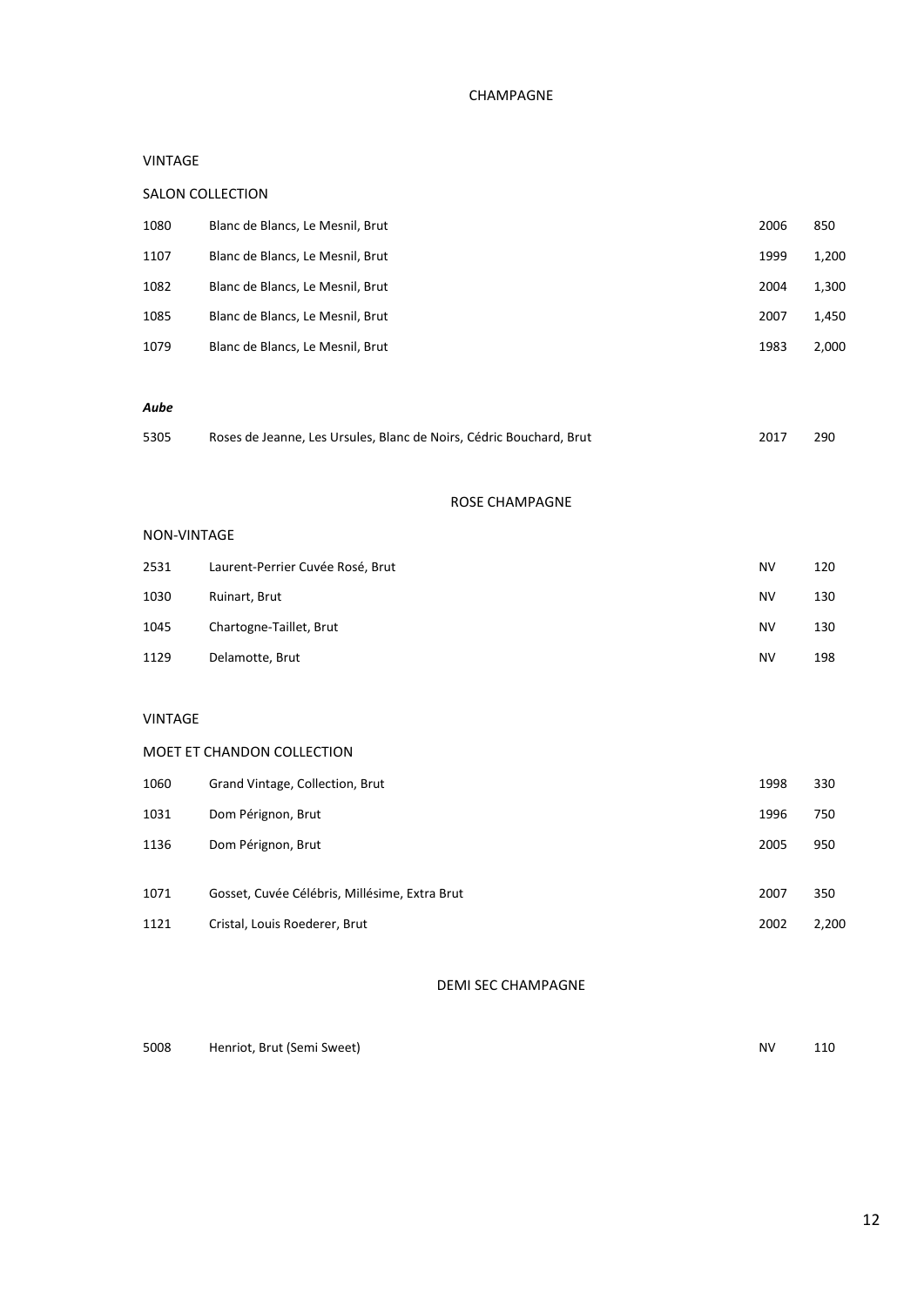# CHAMPAGNE

## VINTAGE

### SALON COLLECTION

| | | | |
|---|---|---|---|
| 1080 | Blanc de Blancs, Le Mesnil, Brut | 2006 | 850 |
| 1107 | Blanc de Blancs, Le Mesnil, Brut | 1999 | 1,200 |
| 1082 | Blanc de Blancs, Le Mesnil, Brut | 2004 | 1,300 |
| 1085 | Blanc de Blancs, Le Mesnil, Brut | 2007 | 1,450 |
| 1079 | Blanc de Blancs, Le Mesnil, Brut | 1983 | 2,000 |

***Aube***

| | | | |
|---|---|---|---|
| 5305 | Roses de Jeanne, Les Ursules, Blanc de Noirs, Cédric Bouchard, Brut | 2017 | 290 |

# ROSE CHAMPAGNE

## NON-VINTAGE

| | | | |
|---|---|---|---|
| 2531 | Laurent-Perrier Cuvée Rosé, Brut | NV | 120 |
| 1030 | Ruinart, Brut | NV | 130 |
| 1045 | Chartogne-Taillet, Brut | NV | 130 |
| 1129 | Delamotte, Brut | NV | 198 |

## VINTAGE

### MOET ET CHANDON COLLECTION

| | | | |
|---|---|---|---|
| 1060 | Grand Vintage, Collection, Brut | 1998 | 330 |
| 1031 | Dom Pérignon, Brut | 1996 | 750 |
| 1136 | Dom Pérignon, Brut | 2005 | 950 |

| | | | |
|---|---|---|---|
| 1071 | Gosset, Cuvée Célébris, Millésime, Extra Brut | 2007 | 350 |
| 1121 | Cristal, Louis Roederer, Brut | 2002 | 2,200 |

# DEMI SEC CHAMPAGNE

| | | | |
|---|---|---|---|
| 5008 | Henriot, Brut (Semi Sweet) | NV | 110 |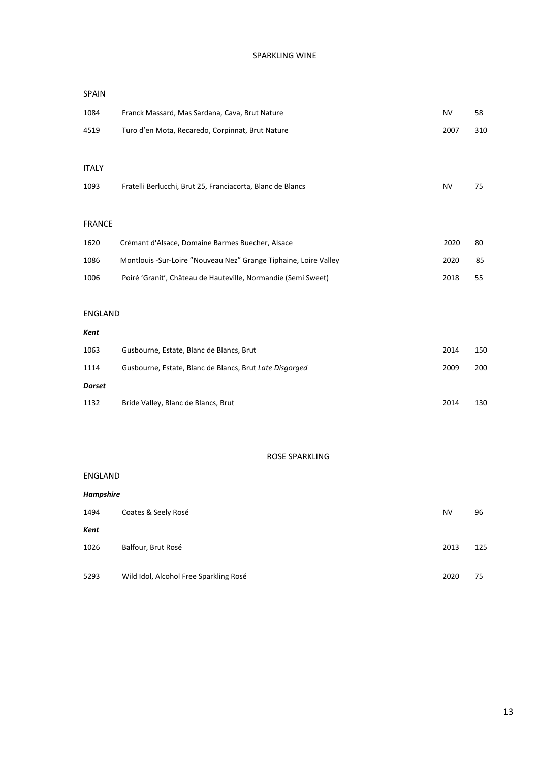# SPARKLING WINE

## SPAIN

| | | | |
|---|---|---|---|
| 1084 | Franck Massard, Mas Sardana, Cava, Brut Nature | NV | 58 |
| 4519 | Turo d'en Mota, Recaredo, Corpinnat, Brut Nature | 2007 | 310 |

## ITALY

| | | | |
|---|---|---|---|
| 1093 | Fratelli Berlucchi, Brut 25, Franciacorta, Blanc de Blancs | NV | 75 |

## FRANCE

| | | | |
|---|---|---|---|
| 1620 | Crémant d'Alsace, Domaine Barmes Buecher, Alsace | 2020 | 80 |
| 1086 | Montlouis -Sur-Loire "Nouveau Nez" Grange Tiphaine, Loire Valley | 2020 | 85 |
| 1006 | Poiré 'Granit', Château de Hauteville, Normandie (Semi Sweet) | 2018 | 55 |

## ENGLAND

***Kent***

| | | | |
|---|---|---|---|
| 1063 | Gusbourne, Estate, Blanc de Blancs, Brut | 2014 | 150 |
| 1114 | Gusbourne, Estate, Blanc de Blancs, Brut *Late Disgorged* | 2009 | 200 |

***Dorset***

| | | | |
|---|---|---|---|
| 1132 | Bride Valley, Blanc de Blancs, Brut | 2014 | 130 |

# ROSE SPARKLING

## ENGLAND

***Hampshire***

| | | | |
|---|---|---|---|
| 1494 | Coates & Seely Rosé | NV | 96 |

***Kent***

| | | | |
|---|---|---|---|
| 1026 | Balfour, Brut Rosé | 2013 | 125 |
| 5293 | Wild Idol, Alcohol Free Sparkling Rosé | 2020 | 75 |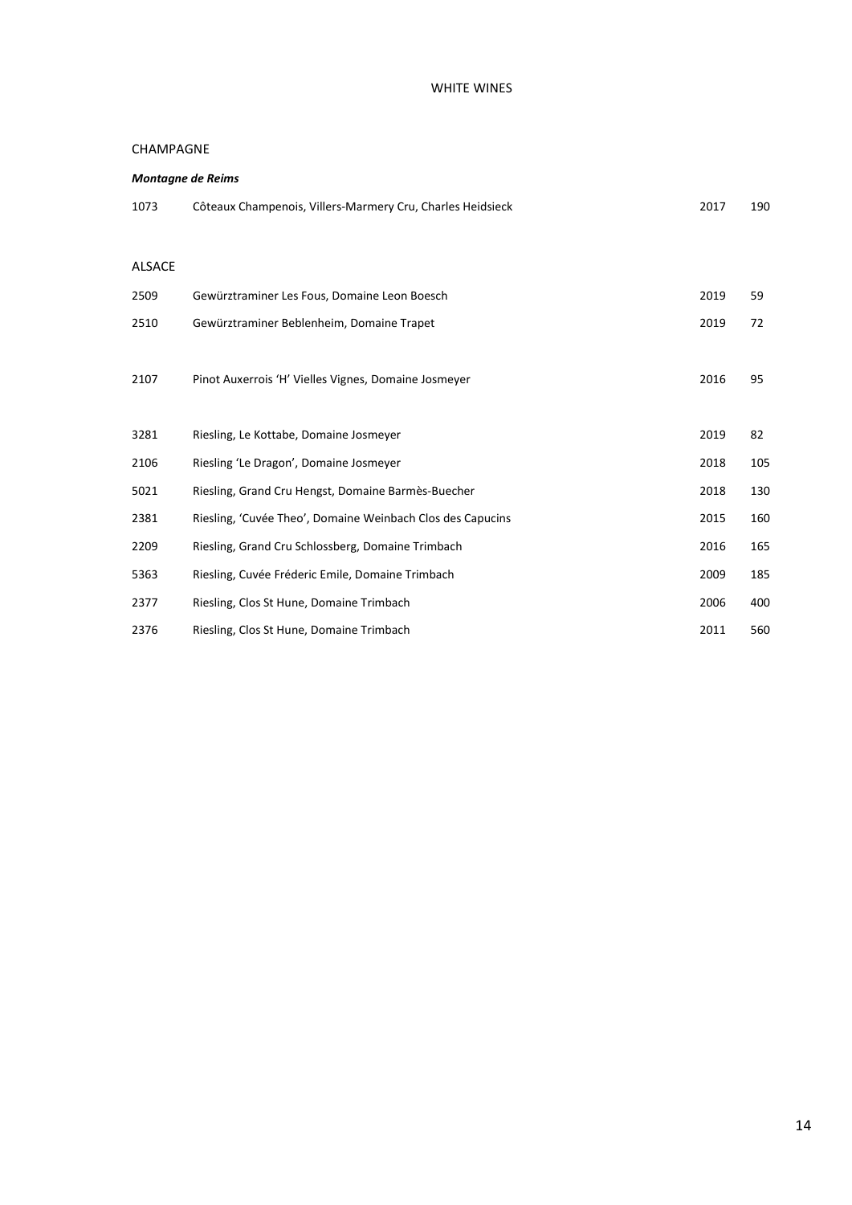# WHITE WINES

## CHAMPAGNE

***Montagne de Reims***

| | | | |
|---|---|---|---|
| 1073 | Côteaux Champenois, Villers-Marmery Cru, Charles Heidsieck | 2017 | 190 |

## ALSACE

| | | | |
|---|---|---|---|
| 2509 | Gewürztraminer Les Fous, Domaine Leon Boesch | 2019 | 59 |
| 2510 | Gewürztraminer Beblenheim, Domaine Trapet | 2019 | 72 |
| | | | |
| 2107 | Pinot Auxerrois 'H' Vielles Vignes, Domaine Josmeyer | 2016 | 95 |
| | | | |
| 3281 | Riesling, Le Kottabe, Domaine Josmeyer | 2019 | 82 |
| 2106 | Riesling 'Le Dragon', Domaine Josmeyer | 2018 | 105 |
| 5021 | Riesling, Grand Cru Hengst, Domaine Barmès-Buecher | 2018 | 130 |
| 2381 | Riesling, 'Cuvée Theo', Domaine Weinbach Clos des Capucins | 2015 | 160 |
| 2209 | Riesling, Grand Cru Schlossberg, Domaine Trimbach | 2016 | 165 |
| 5363 | Riesling, Cuvée Fréderic Emile, Domaine Trimbach | 2009 | 185 |
| 2377 | Riesling, Clos St Hune, Domaine Trimbach | 2006 | 400 |
| 2376 | Riesling, Clos St Hune, Domaine Trimbach | 2011 | 560 |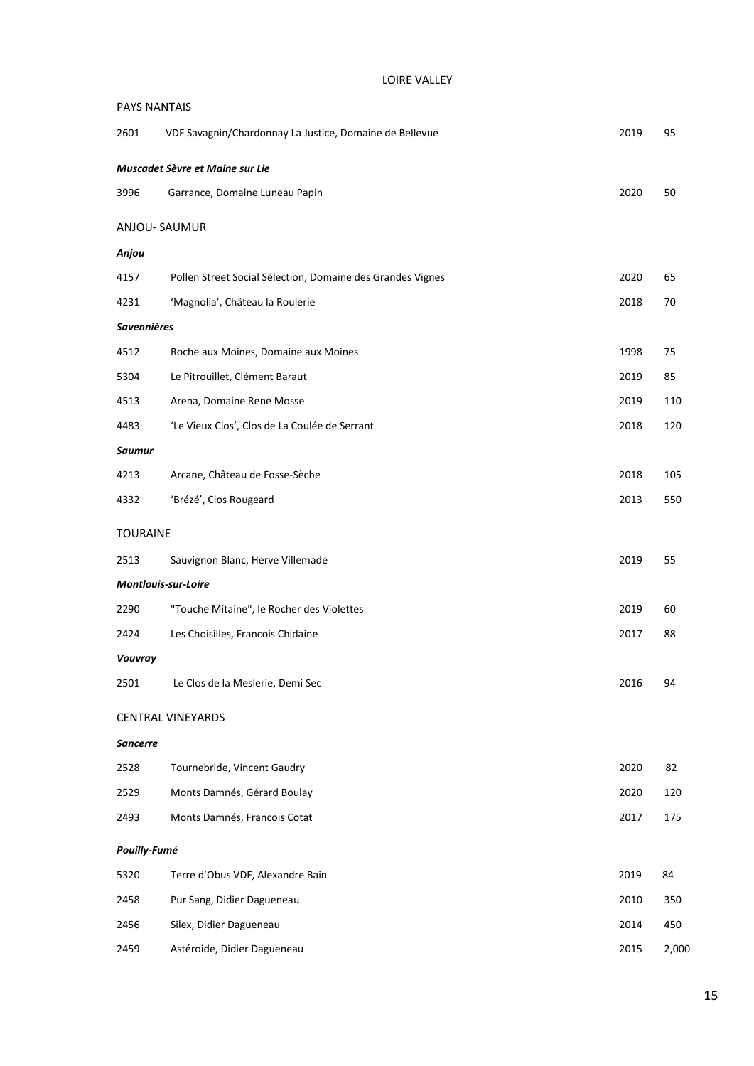# LOIRE VALLEY

## PAYS NANTAIS

| | | | |
|---|---|---|---|
| 2601 | VDF Savagnin/Chardonnay La Justice, Domaine de Bellevue | 2019 | 95 |

### *Muscadet Sèvre et Maine sur Lie*

| | | | |
|---|---|---|---|
| 3996 | Garrance, Domaine Luneau Papin | 2020 | 50 |

## ANJOU- SAUMUR

### *Anjou*

| | | | |
|---|---|---|---|
| 4157 | Pollen Street Social Sélection, Domaine des Grandes Vignes | 2020 | 65 |
| 4231 | 'Magnolia', Château la Roulerie | 2018 | 70 |

### *Savennières*

| | | | |
|---|---|---|---|
| 4512 | Roche aux Moines, Domaine aux Moines | 1998 | 75 |
| 5304 | Le Pitrouillet, Clément Baraut | 2019 | 85 |
| 4513 | Arena, Domaine René Mosse | 2019 | 110 |
| 4483 | 'Le Vieux Clos', Clos de La Coulée de Serrant | 2018 | 120 |

### *Saumur*

| | | | |
|---|---|---|---|
| 4213 | Arcane, Château de Fosse-Sèche | 2018 | 105 |
| 4332 | 'Brézé', Clos Rougeard | 2013 | 550 |

## TOURAINE

| | | | |
|---|---|---|---|
| 2513 | Sauvignon Blanc, Herve Villemade | 2019 | 55 |

### *Montlouis-sur-Loire*

| | | | |
|---|---|---|---|
| 2290 | "Touche Mitaine", le Rocher des Violettes | 2019 | 60 |
| 2424 | Les Choisilles, Francois Chidaine | 2017 | 88 |

### *Vouvray*

| | | | |
|---|---|---|---|
| 2501 | Le Clos de la Meslerie, Demi Sec | 2016 | 94 |

## CENTRAL VINEYARDS

### *Sancerre*

| | | | |
|---|---|---|---|
| 2528 | Tournebride, Vincent Gaudry | 2020 | 82 |
| 2529 | Monts Damnés, Gérard Boulay | 2020 | 120 |
| 2493 | Monts Damnés, Francois Cotat | 2017 | 175 |

### *Pouilly-Fumé*

| | | | |
|---|---|---|---|
| 5320 | Terre d'Obus VDF, Alexandre Bain | 2019 | 84 |
| 2458 | Pur Sang, Didier Dagueneau | 2010 | 350 |
| 2456 | Silex, Didier Dagueneau | 2014 | 450 |
| 2459 | Astéroide, Didier Dagueneau | 2015 | 2,000 |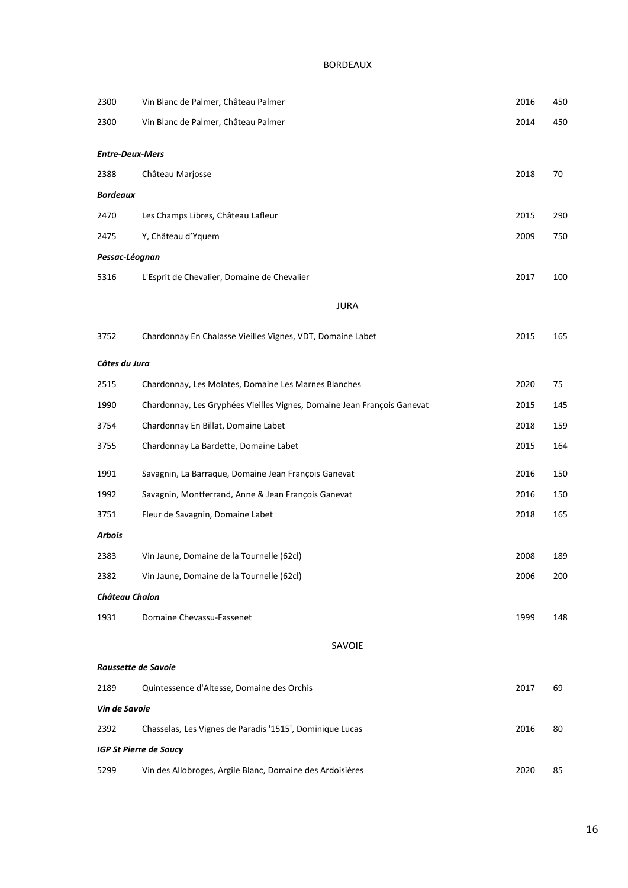## BORDEAUX

| | | | |
|---|---|---|---|
| 2300 | Vin Blanc de Palmer, Château Palmer | 2016 | 450 |
| 2300 | Vin Blanc de Palmer, Château Palmer | 2014 | 450 |

***Entre-Deux-Mers***

| | | | |
|---|---|---|---|
| 2388 | Château Marjosse | 2018 | 70 |

***Bordeaux***

| | | | |
|---|---|---|---|
| 2470 | Les Champs Libres, Château Lafleur | 2015 | 290 |
| 2475 | Y, Château d'Yquem | 2009 | 750 |

***Pessac-Léognan***

| | | | |
|---|---|---|---|
| 5316 | L'Esprit de Chevalier, Domaine de Chevalier | 2017 | 100 |

## JURA

| | | | |
|---|---|---|---|
| 3752 | Chardonnay En Chalasse Vieilles Vignes, VDT, Domaine Labet | 2015 | 165 |

***Côtes du Jura***

| | | | |
|---|---|---|---|
| 2515 | Chardonnay, Les Molates, Domaine Les Marnes Blanches | 2020 | 75 |
| 1990 | Chardonnay, Les Gryphées Vieilles Vignes, Domaine Jean François Ganevat | 2015 | 145 |
| 3754 | Chardonnay En Billat, Domaine Labet | 2018 | 159 |
| 3755 | Chardonnay La Bardette, Domaine Labet | 2015 | 164 |
| 1991 | Savagnin, La Barraque, Domaine Jean François Ganevat | 2016 | 150 |
| 1992 | Savagnin, Montferrand, Anne & Jean François Ganevat | 2016 | 150 |
| 3751 | Fleur de Savagnin, Domaine Labet | 2018 | 165 |

***Arbois***

| | | | |
|---|---|---|---|
| 2383 | Vin Jaune, Domaine de la Tournelle (62cl) | 2008 | 189 |
| 2382 | Vin Jaune, Domaine de la Tournelle (62cl) | 2006 | 200 |

***Château Chalon***

| | | | |
|---|---|---|---|
| 1931 | Domaine Chevassu-Fassenet | 1999 | 148 |

## SAVOIE

***Roussette de Savoie***

| | | | |
|---|---|---|---|
| 2189 | Quintessence d'Altesse, Domaine des Orchis | 2017 | 69 |

***Vin de Savoie***

| | | | |
|---|---|---|---|
| 2392 | Chasselas, Les Vignes de Paradis '1515', Dominique Lucas | 2016 | 80 |

***IGP St Pierre de Soucy***

| | | | |
|---|---|---|---|
| 5299 | Vin des Allobroges, Argile Blanc, Domaine des Ardoisières | 2020 | 85 |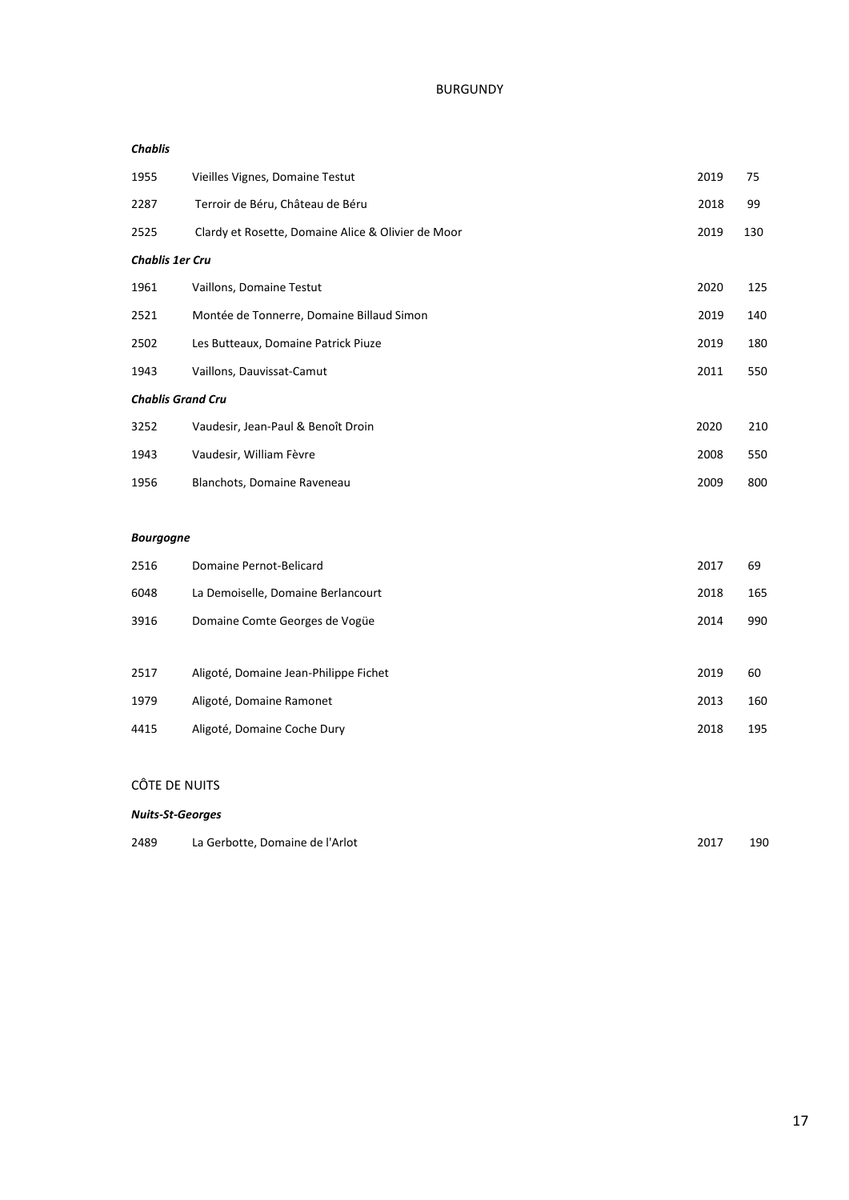# BURGUNDY

***Chablis***

| | | | |
|---|---|---|---|
| 1955 | Vieilles Vignes, Domaine Testut | 2019 | 75 |
| 2287 | Terroir de Béru, Château de Béru | 2018 | 99 |
| 2525 | Clardy et Rosette, Domaine Alice & Olivier de Moor | 2019 | 130 |

***Chablis 1er Cru***

| | | | |
|---|---|---|---|
| 1961 | Vaillons, Domaine Testut | 2020 | 125 |
| 2521 | Montée de Tonnerre, Domaine Billaud Simon | 2019 | 140 |
| 2502 | Les Butteaux, Domaine Patrick Piuze | 2019 | 180 |
| 1943 | Vaillons, Dauvissat-Camut | 2011 | 550 |

***Chablis Grand Cru***

| | | | |
|---|---|---|---|
| 3252 | Vaudesir, Jean-Paul & Benoît Droin | 2020 | 210 |
| 1943 | Vaudesir, William Fèvre | 2008 | 550 |
| 1956 | Blanchots, Domaine Raveneau | 2009 | 800 |

***Bourgogne***

| | | | |
|---|---|---|---|
| 2516 | Domaine Pernot-Belicard | 2017 | 69 |
| 6048 | La Demoiselle, Domaine Berlancourt | 2018 | 165 |
| 3916 | Domaine Comte Georges de Vogüe | 2014 | 990 |
| | | | |
| 2517 | Aligoté, Domaine Jean-Philippe Fichet | 2019 | 60 |
| 1979 | Aligoté, Domaine Ramonet | 2013 | 160 |
| 4415 | Aligoté, Domaine Coche Dury | 2018 | 195 |

## CÔTE DE NUITS

***Nuits-St-Georges***

| | | | |
|---|---|---|---|
| 2489 | La Gerbotte, Domaine de l'Arlot | 2017 | 190 |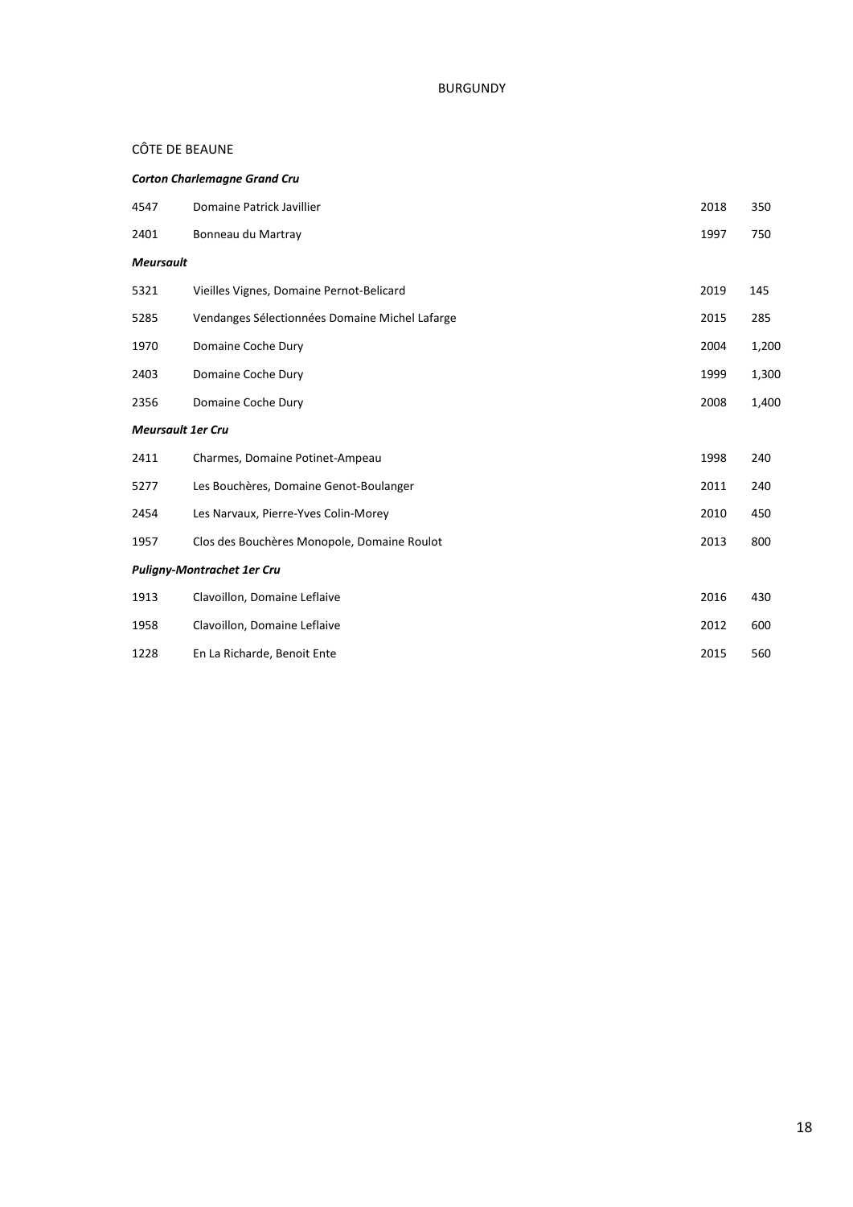# BURGUNDY

## CÔTE DE BEAUNE

***Corton Charlemagne Grand Cru***

| | | | |
|---|---|---|---|
| 4547 | Domaine Patrick Javillier | 2018 | 350 |
| 2401 | Bonneau du Martray | 1997 | 750 |

***Meursault***

| | | | |
|---|---|---|---|
| 5321 | Vieilles Vignes, Domaine Pernot-Belicard | 2019 | 145 |
| 5285 | Vendanges Sélectionnées Domaine Michel Lafarge | 2015 | 285 |
| 1970 | Domaine Coche Dury | 2004 | 1,200 |
| 2403 | Domaine Coche Dury | 1999 | 1,300 |
| 2356 | Domaine Coche Dury | 2008 | 1,400 |

***Meursault 1er Cru***

| | | | |
|---|---|---|---|
| 2411 | Charmes, Domaine Potinet-Ampeau | 1998 | 240 |
| 5277 | Les Bouchères, Domaine Genot-Boulanger | 2011 | 240 |
| 2454 | Les Narvaux, Pierre-Yves Colin-Morey | 2010 | 450 |
| 1957 | Clos des Bouchères Monopole, Domaine Roulot | 2013 | 800 |

***Puligny-Montrachet 1er Cru***

| | | | |
|---|---|---|---|
| 1913 | Clavoillon, Domaine Leflaive | 2016 | 430 |
| 1958 | Clavoillon, Domaine Leflaive | 2012 | 600 |
| 1228 | En La Richarde, Benoit Ente | 2015 | 560 |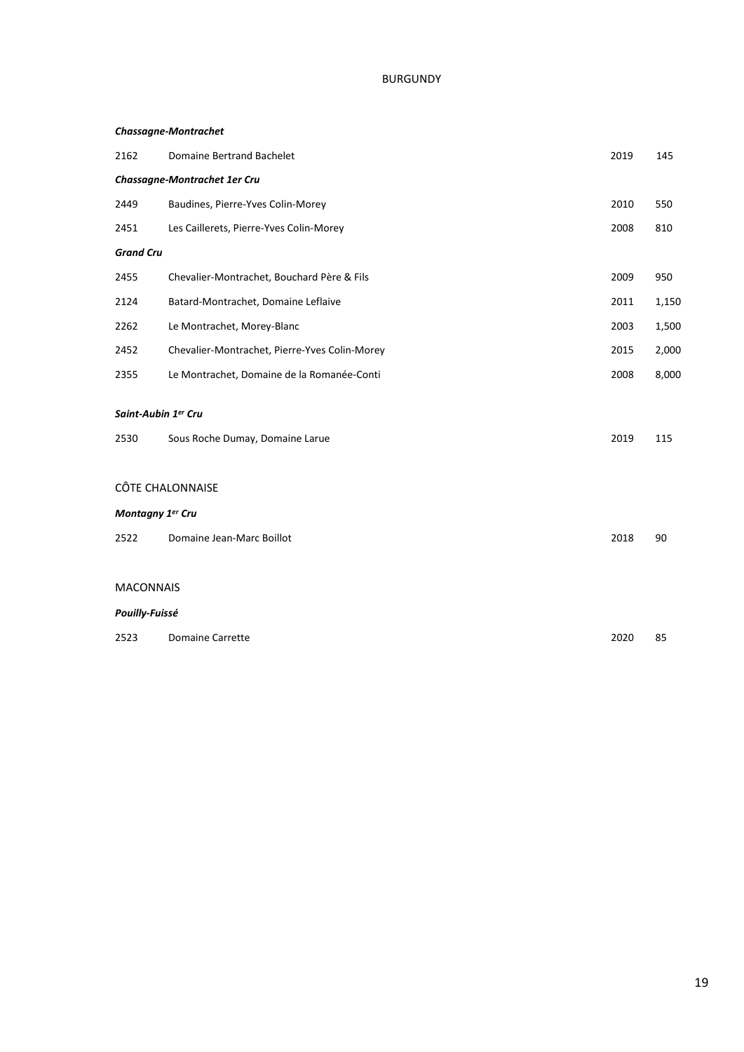# BURGUNDY

***Chassagne-Montrachet***

| | | | |
|---|---|---|---|
| 2162 | Domaine Bertrand Bachelet | 2019 | 145 |

***Chassagne-Montrachet 1er Cru***

| | | | |
|---|---|---|---|
| 2449 | Baudines, Pierre-Yves Colin-Morey | 2010 | 550 |
| 2451 | Les Caillerets, Pierre-Yves Colin-Morey | 2008 | 810 |

***Grand Cru***

| | | | |
|---|---|---|---|
| 2455 | Chevalier-Montrachet, Bouchard Père & Fils | 2009 | 950 |
| 2124 | Batard-Montrachet, Domaine Leflaive | 2011 | 1,150 |
| 2262 | Le Montrachet, Morey-Blanc | 2003 | 1,500 |
| 2452 | Chevalier-Montrachet, Pierre-Yves Colin-Morey | 2015 | 2,000 |
| 2355 | Le Montrachet, Domaine de la Romanée-Conti | 2008 | 8,000 |

***Saint-Aubin 1er Cru***

| | | | |
|---|---|---|---|
| 2530 | Sous Roche Dumay, Domaine Larue | 2019 | 115 |

## CÔTE CHALONNAISE

***Montagny 1er Cru***

| | | | |
|---|---|---|---|
| 2522 | Domaine Jean-Marc Boillot | 2018 | 90 |

## MACONNAIS

***Pouilly-Fuissé***

| | | | |
|---|---|---|---|
| 2523 | Domaine Carrette | 2020 | 85 |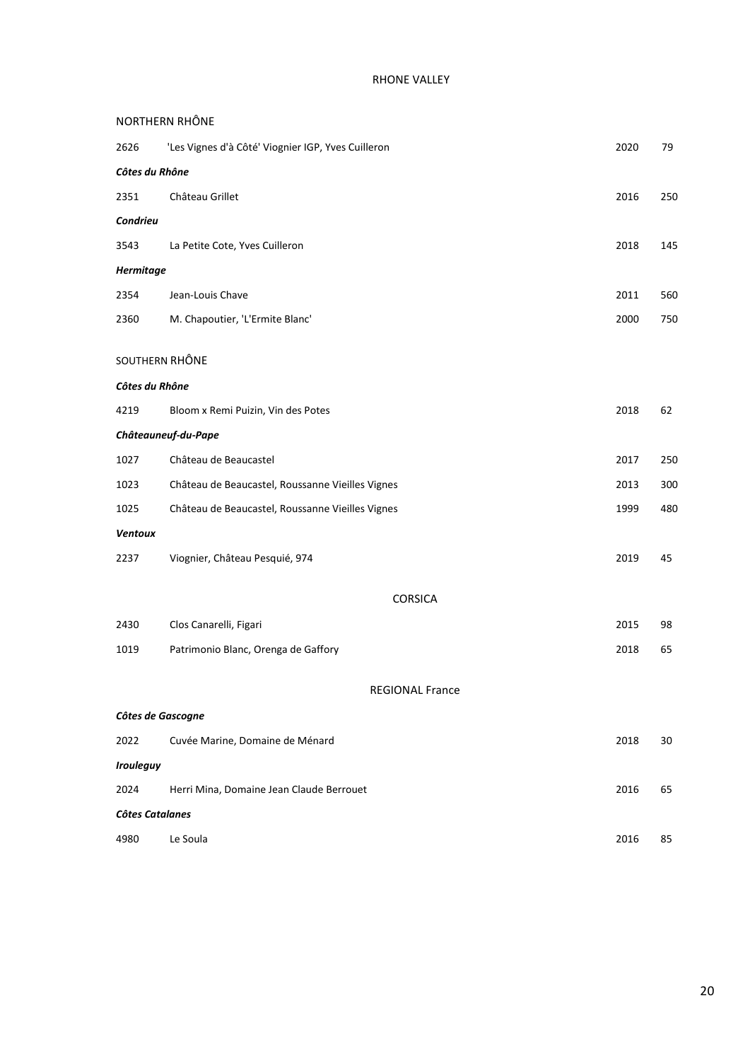# RHONE VALLEY

## NORTHERN RHÔNE

| | | | |
|---|---|---|---|
| 2626 | 'Les Vignes d'à Côté' Viognier IGP, Yves Cuilleron | 2020 | 79 |
| ***Côtes du Rhône*** | | | |
| 2351 | Château Grillet | 2016 | 250 |
| ***Condrieu*** | | | |
| 3543 | La Petite Cote, Yves Cuilleron | 2018 | 145 |
| ***Hermitage*** | | | |
| 2354 | Jean-Louis Chave | 2011 | 560 |
| 2360 | M. Chapoutier, 'L'Ermite Blanc' | 2000 | 750 |

## SOUTHERN RHÔNE

| | | | |
|---|---|---|---|
| ***Côtes du Rhône*** | | | |
| 4219 | Bloom x Remi Puizin, Vin des Potes | 2018 | 62 |
| ***Châteauneuf-du-Pape*** | | | |
| 1027 | Château de Beaucastel | 2017 | 250 |
| 1023 | Château de Beaucastel, Roussanne Vieilles Vignes | 2013 | 300 |
| 1025 | Château de Beaucastel, Roussanne Vieilles Vignes | 1999 | 480 |
| ***Ventoux*** | | | |
| 2237 | Viognier, Château Pesquié, 974 | 2019 | 45 |

# CORSICA

| | | | |
|---|---|---|---|
| 2430 | Clos Canarelli, Figari | 2015 | 98 |
| 1019 | Patrimonio Blanc, Orenga de Gaffory | 2018 | 65 |

# REGIONAL France

| | | | |
|---|---|---|---|
| ***Côtes de Gascogne*** | | | |
| 2022 | Cuvée Marine, Domaine de Ménard | 2018 | 30 |
| ***Irouleguy*** | | | |
| 2024 | Herri Mina, Domaine Jean Claude Berrouet | 2016 | 65 |
| ***Côtes Catalanes*** | | | |
| 4980 | Le Soula | 2016 | 85 |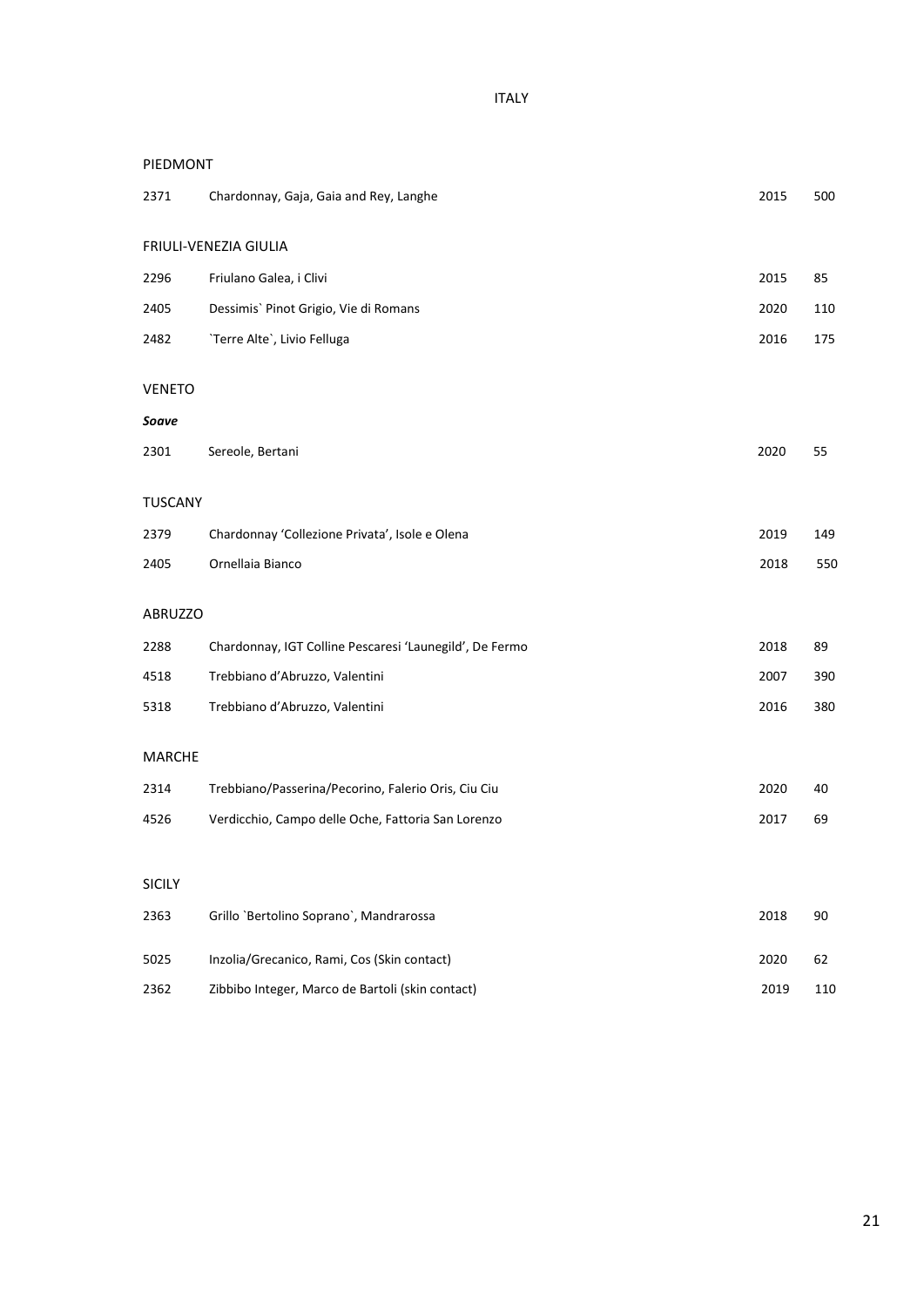# ITALY

## PIEDMONT

| | | | |
|---|---|---|---|
| 2371 | Chardonnay, Gaja, Gaia and Rey, Langhe | 2015 | 500 |

## FRIULI-VENEZIA GIULIA

| | | | |
|---|---|---|---|
| 2296 | Friulano Galea, i Clivi | 2015 | 85 |
| 2405 | Dessimis` Pinot Grigio, Vie di Romans | 2020 | 110 |
| 2482 | `Terre Alte`, Livio Felluga | 2016 | 175 |

## VENETO

***Soave***

| | | | |
|---|---|---|---|
| 2301 | Sereole, Bertani | 2020 | 55 |

## TUSCANY

| | | | |
|---|---|---|---|
| 2379 | Chardonnay 'Collezione Privata', Isole e Olena | 2019 | 149 |
| 2405 | Ornellaia Bianco | 2018 | 550 |

## ABRUZZO

| | | | |
|---|---|---|---|
| 2288 | Chardonnay, IGT Colline Pescaresi 'Launegild', De Fermo | 2018 | 89 |
| 4518 | Trebbiano d'Abruzzo, Valentini | 2007 | 390 |
| 5318 | Trebbiano d'Abruzzo, Valentini | 2016 | 380 |

## MARCHE

| | | | |
|---|---|---|---|
| 2314 | Trebbiano/Passerina/Pecorino, Falerio Oris, Ciu Ciu | 2020 | 40 |
| 4526 | Verdicchio, Campo delle Oche, Fattoria San Lorenzo | 2017 | 69 |

## SICILY

| | | | |
|---|---|---|---|
| 2363 | Grillo `Bertolino Soprano`, Mandrarossa | 2018 | 90 |
| 5025 | Inzolia/Grecanico, Rami, Cos (Skin contact) | 2020 | 62 |
| 2362 | Zibbibo Integer, Marco de Bartoli (skin contact) | 2019 | 110 |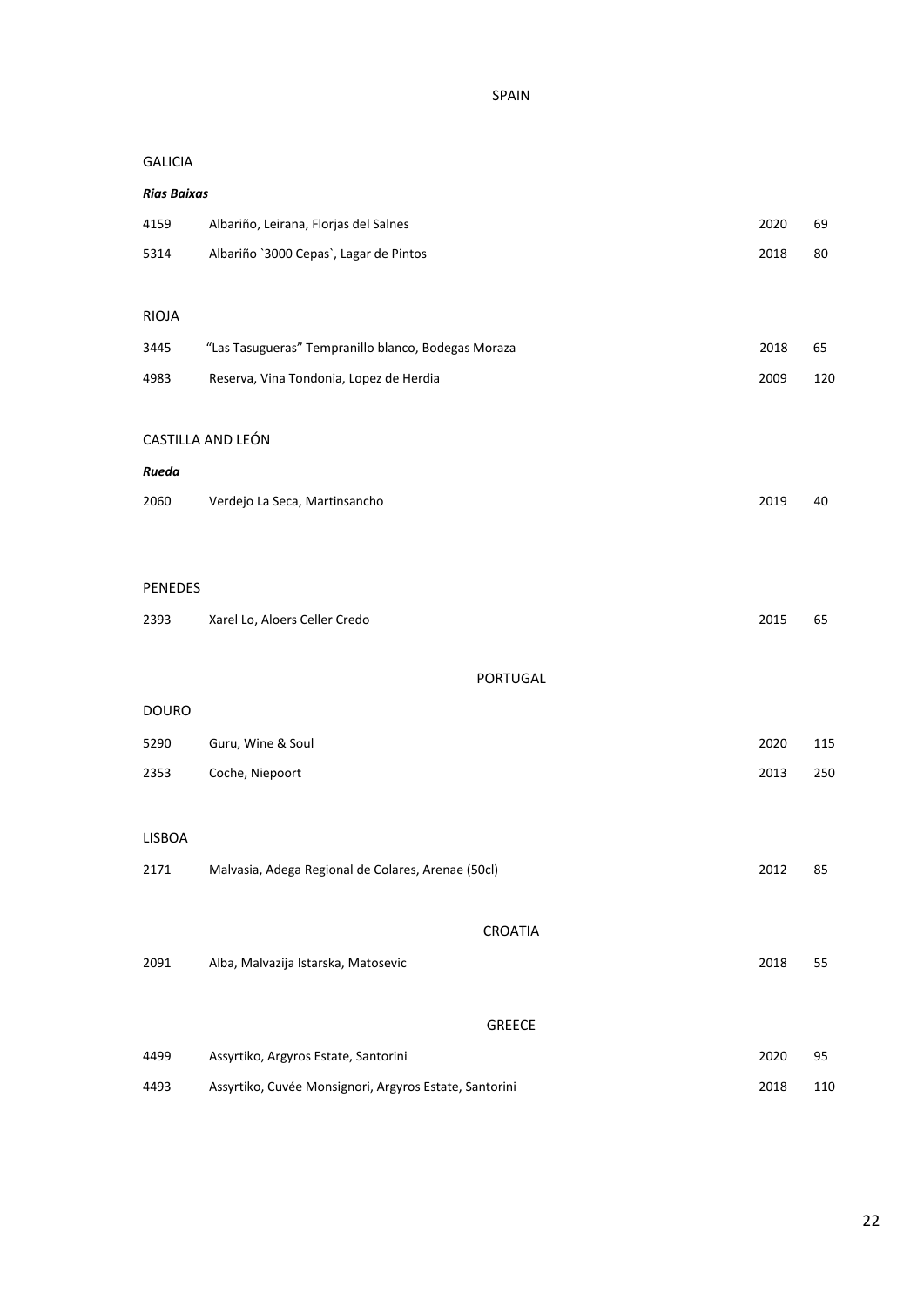# SPAIN

## GALICIA

***Rias Baixas***

| | | | |
|---|---|---|---|
| 4159 | Albariño, Leirana, Florjas del Salnes | 2020 | 69 |
| 5314 | Albariño `3000 Cepas`, Lagar de Pintos | 2018 | 80 |

## RIOJA

| | | | |
|---|---|---|---|
| 3445 | "Las Tasugueras" Tempranillo blanco, Bodegas Moraza | 2018 | 65 |
| 4983 | Reserva, Vina Tondonia, Lopez de Herdia | 2009 | 120 |

## CASTILLA AND LEÓN

***Rueda***

| | | | |
|---|---|---|---|
| 2060 | Verdejo La Seca, Martinsancho | 2019 | 40 |

## PENEDES

| | | | |
|---|---|---|---|
| 2393 | Xarel Lo, Aloers Celler Credo | 2015 | 65 |

# PORTUGAL

## DOURO

| | | | |
|---|---|---|---|
| 5290 | Guru, Wine & Soul | 2020 | 115 |
| 2353 | Coche, Niepoort | 2013 | 250 |

## LISBOA

| | | | |
|---|---|---|---|
| 2171 | Malvasia, Adega Regional de Colares, Arenae (50cl) | 2012 | 85 |

# CROATIA

| | | | |
|---|---|---|---|
| 2091 | Alba, Malvazija Istarska, Matosevic | 2018 | 55 |

# GREECE

| | | | |
|---|---|---|---|
| 4499 | Assyrtiko, Argyros Estate, Santorini | 2020 | 95 |
| 4493 | Assyrtiko, Cuvée Monsignori, Argyros Estate, Santorini | 2018 | 110 |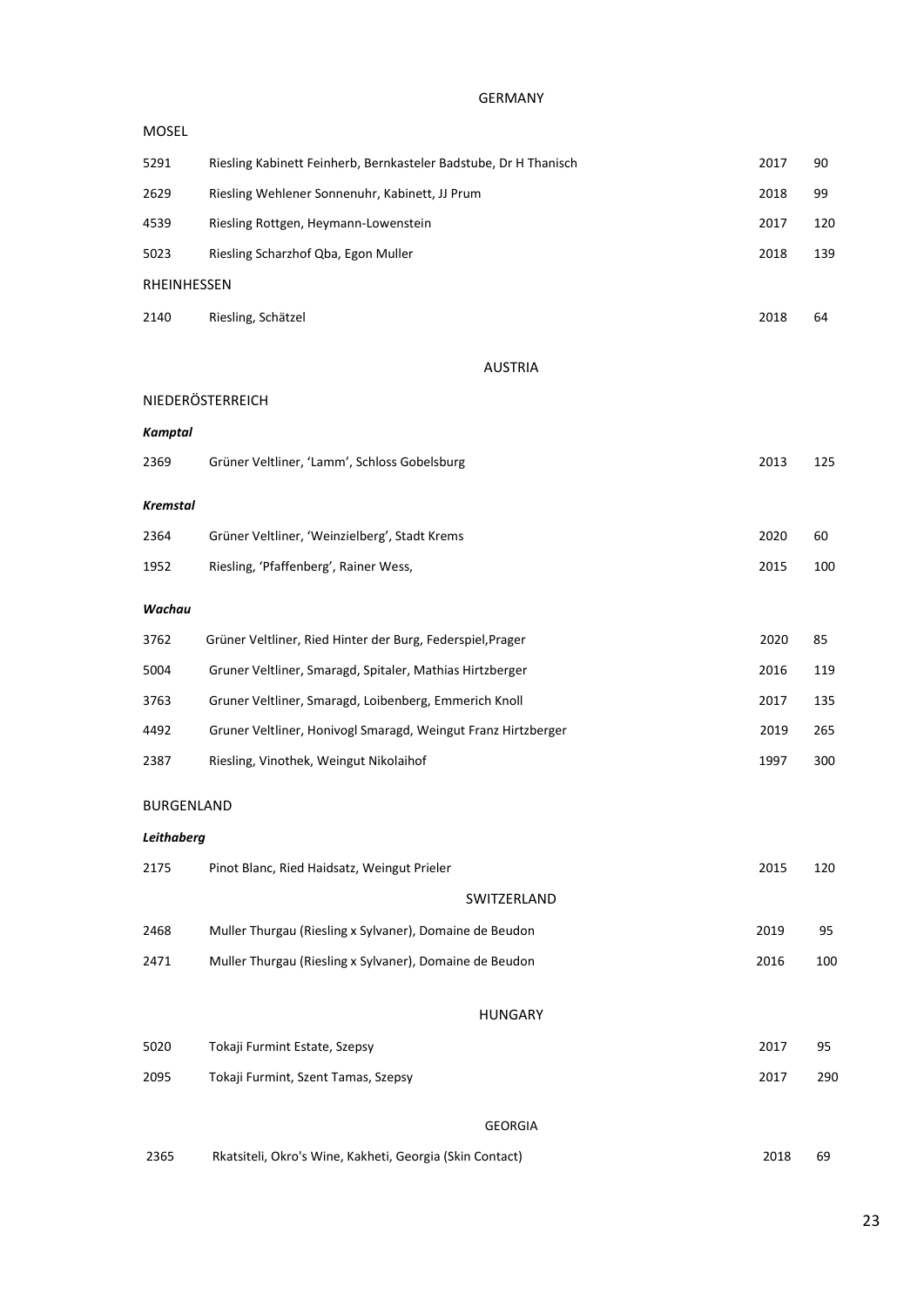# GERMANY

## MOSEL

| | | | |
|---|---|---|---|
| 5291 | Riesling Kabinett Feinherb, Bernkasteler Badstube, Dr H Thanisch | 2017 | 90 |
| 2629 | Riesling Wehlener Sonnenuhr, Kabinett, JJ Prum | 2018 | 99 |
| 4539 | Riesling Rottgen, Heymann-Lowenstein | 2017 | 120 |
| 5023 | Riesling Scharzhof Qba, Egon Muller | 2018 | 139 |

## RHEINHESSEN

| | | | |
|---|---|---|---|
| 2140 | Riesling, Schätzel | 2018 | 64 |

# AUSTRIA

## NIEDERÖSTERREICH

### *Kamptal*

| | | | |
|---|---|---|---|
| 2369 | Grüner Veltliner, 'Lamm', Schloss Gobelsburg | 2013 | 125 |

### *Kremstal*

| | | | |
|---|---|---|---|
| 2364 | Grüner Veltliner, 'Weinzielberg', Stadt Krems | 2020 | 60 |
| 1952 | Riesling, 'Pfaffenberg', Rainer Wess, | 2015 | 100 |

### *Wachau*

| | | | |
|---|---|---|---|
| 3762 | Grüner Veltliner, Ried Hinter der Burg, Federspiel,Prager | 2020 | 85 |
| 5004 | Gruner Veltliner, Smaragd, Spitaler, Mathias Hirtzberger | 2016 | 119 |
| 3763 | Gruner Veltliner, Smaragd, Loibenberg, Emmerich Knoll | 2017 | 135 |
| 4492 | Gruner Veltliner, Honivogl Smaragd, Weingut Franz Hirtzberger | 2019 | 265 |
| 2387 | Riesling, Vinothek, Weingut Nikolaihof | 1997 | 300 |

## BURGENLAND

### *Leithaberg*

| | | | |
|---|---|---|---|
| 2175 | Pinot Blanc, Ried Haidsatz, Weingut Prieler | 2015 | 120 |

# SWITZERLAND

| | | | |
|---|---|---|---|
| 2468 | Muller Thurgau (Riesling x Sylvaner), Domaine de Beudon | 2019 | 95 |
| 2471 | Muller Thurgau (Riesling x Sylvaner), Domaine de Beudon | 2016 | 100 |

# HUNGARY

| | | | |
|---|---|---|---|
| 5020 | Tokaji Furmint Estate, Szepsy | 2017 | 95 |
| 2095 | Tokaji Furmint, Szent Tamas, Szepsy | 2017 | 290 |

# GEORGIA

| | | | |
|---|---|---|---|
| 2365 | Rkatsiteli, Okro's Wine, Kakheti, Georgia (Skin Contact) | 2018 | 69 |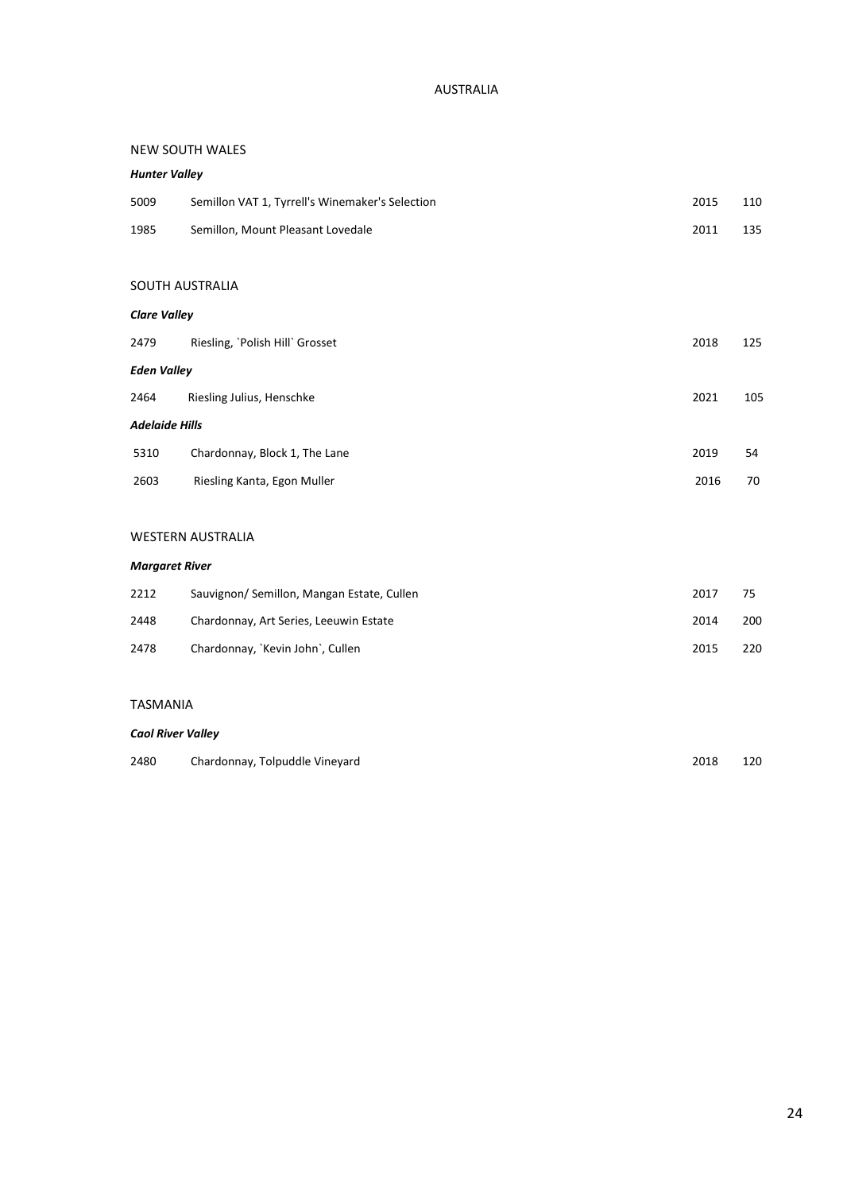# AUSTRALIA

## NEW SOUTH WALES

### *Hunter Valley*

| | | | |
|---|---|---|---|
| 5009 | Semillon VAT 1, Tyrrell's Winemaker's Selection | 2015 | 110 |
| 1985 | Semillon, Mount Pleasant Lovedale | 2011 | 135 |

## SOUTH AUSTRALIA

### *Clare Valley*

| | | | |
|---|---|---|---|
| 2479 | Riesling, `Polish Hill` Grosset | 2018 | 125 |

### *Eden Valley*

| | | | |
|---|---|---|---|
| 2464 | Riesling Julius, Henschke | 2021 | 105 |

### *Adelaide Hills*

| | | | |
|---|---|---|---|
| 5310 | Chardonnay, Block 1, The Lane | 2019 | 54 |
| 2603 | Riesling Kanta, Egon Muller | 2016 | 70 |

## WESTERN AUSTRALIA

### *Margaret River*

| | | | |
|---|---|---|---|
| 2212 | Sauvignon/ Semillon, Mangan Estate, Cullen | 2017 | 75 |
| 2448 | Chardonnay, Art Series, Leeuwin Estate | 2014 | 200 |
| 2478 | Chardonnay, `Kevin John`, Cullen | 2015 | 220 |

## TASMANIA

### *Caol River Valley*

| | | | |
|---|---|---|---|
| 2480 | Chardonnay, Tolpuddle Vineyard | 2018 | 120 |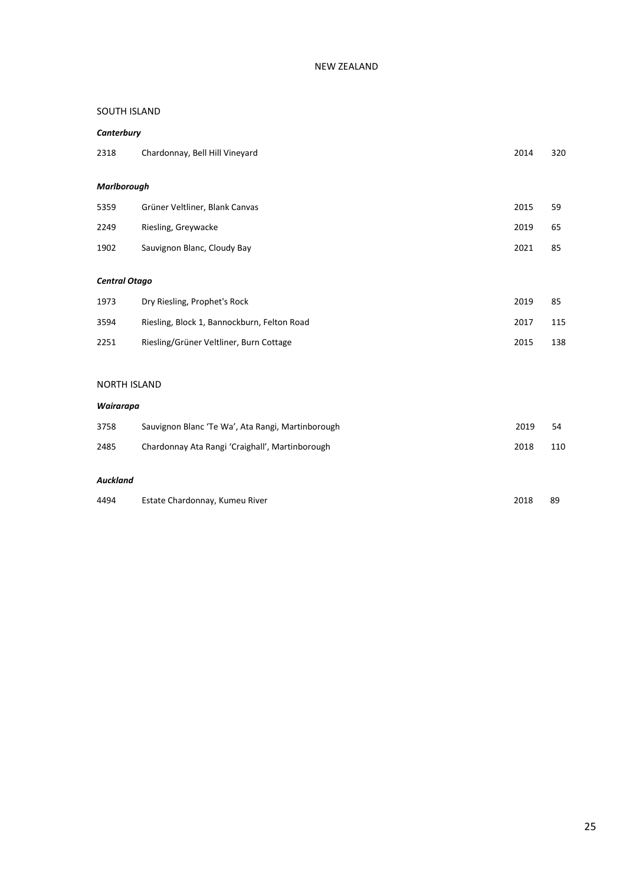# NEW ZEALAND

## SOUTH ISLAND

### *Canterbury*

| | | | |
|---|---|---|---|
| 2318 | Chardonnay, Bell Hill Vineyard | 2014 | 320 |

### *Marlborough*

| | | | |
|---|---|---|---|
| 5359 | Grüner Veltliner, Blank Canvas | 2015 | 59 |
| 2249 | Riesling, Greywacke | 2019 | 65 |
| 1902 | Sauvignon Blanc, Cloudy Bay | 2021 | 85 |

### *Central Otago*

| | | | |
|---|---|---|---|
| 1973 | Dry Riesling, Prophet's Rock | 2019 | 85 |
| 3594 | Riesling, Block 1, Bannockburn, Felton Road | 2017 | 115 |
| 2251 | Riesling/Grüner Veltliner, Burn Cottage | 2015 | 138 |

## NORTH ISLAND

### *Wairarapa*

| | | | |
|---|---|---|---|
| 3758 | Sauvignon Blanc 'Te Wa', Ata Rangi, Martinborough | 2019 | 54 |
| 2485 | Chardonnay Ata Rangi 'Craighall', Martinborough | 2018 | 110 |

### *Auckland*

| | | | |
|---|---|---|---|
| 4494 | Estate Chardonnay, Kumeu River | 2018 | 89 |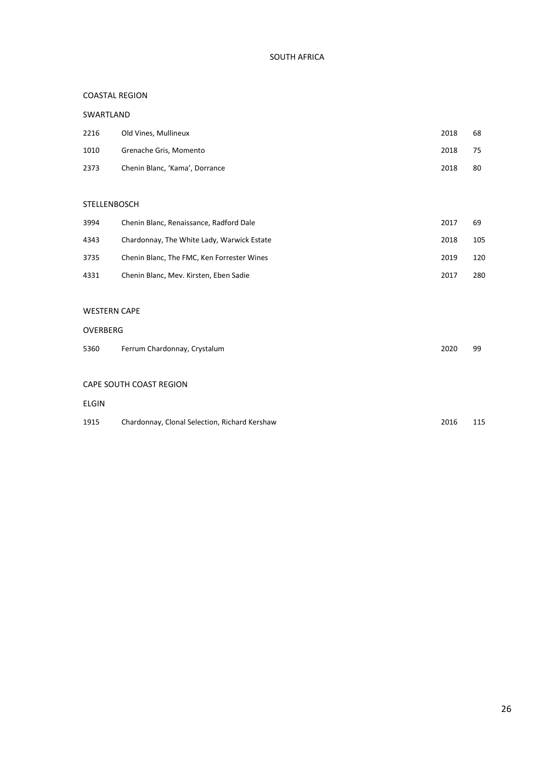# SOUTH AFRICA

## COASTAL REGION

### SWARTLAND

| | | | |
|---|---|---|---|
| 2216 | Old Vines, Mullineux | 2018 | 68 |
| 1010 | Grenache Gris, Momento | 2018 | 75 |
| 2373 | Chenin Blanc, 'Kama', Dorrance | 2018 | 80 |

### STELLENBOSCH

| | | | |
|---|---|---|---|
| 3994 | Chenin Blanc, Renaissance, Radford Dale | 2017 | 69 |
| 4343 | Chardonnay, The White Lady, Warwick Estate | 2018 | 105 |
| 3735 | Chenin Blanc, The FMC, Ken Forrester Wines | 2019 | 120 |
| 4331 | Chenin Blanc, Mev. Kirsten, Eben Sadie | 2017 | 280 |

## WESTERN CAPE

### OVERBERG

| | | | |
|---|---|---|---|
| 5360 | Ferrum Chardonnay, Crystalum | 2020 | 99 |

## CAPE SOUTH COAST REGION

### ELGIN

| | | | |
|---|---|---|---|
| 1915 | Chardonnay, Clonal Selection, Richard Kershaw | 2016 | 115 |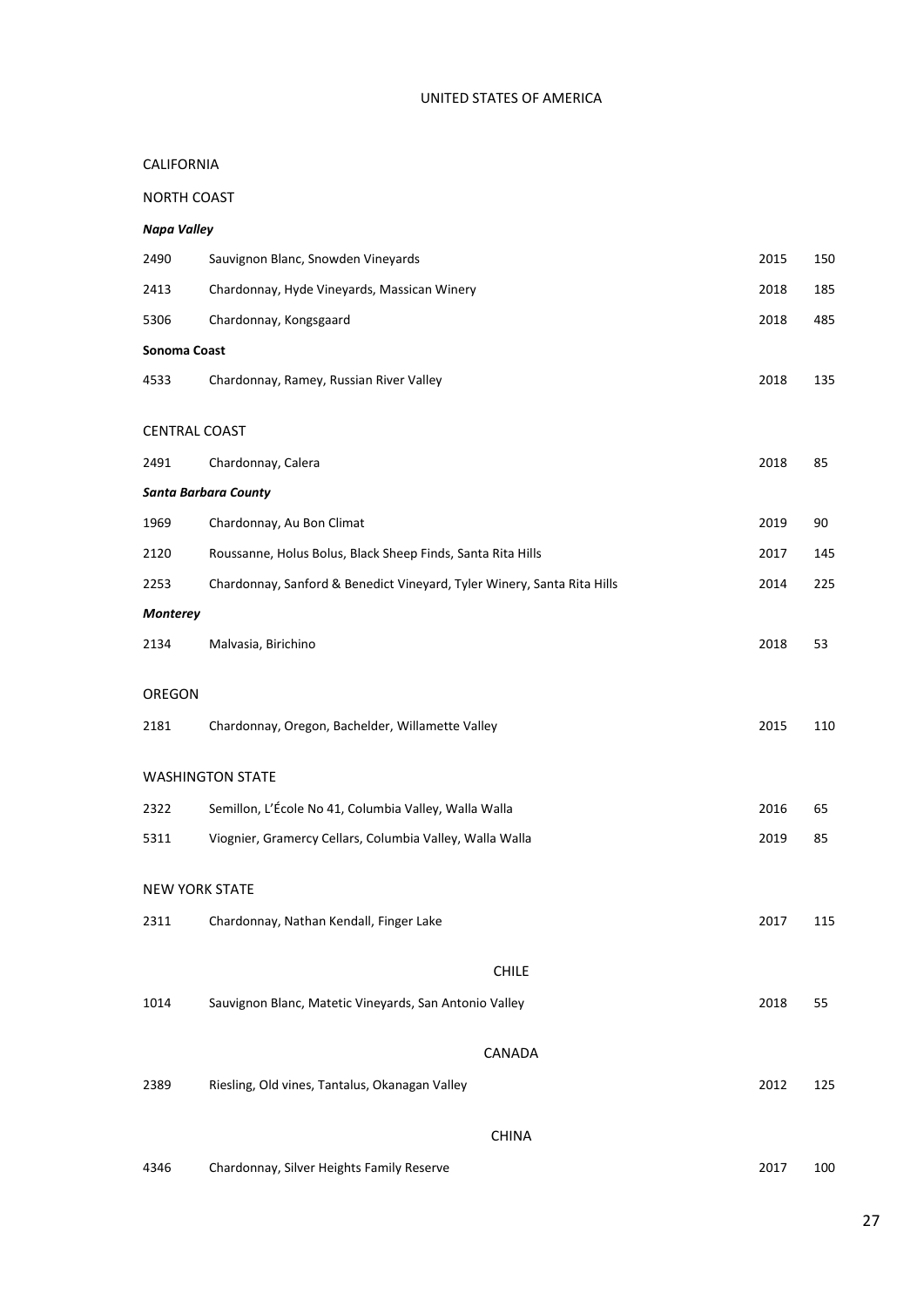# UNITED STATES OF AMERICA

## CALIFORNIA

### NORTH COAST

***Napa Valley***

| | | | |
|---|---|---|---|
| 2490 | Sauvignon Blanc, Snowden Vineyards | 2015 | 150 |
| 2413 | Chardonnay, Hyde Vineyards, Massican Winery | 2018 | 185 |
| 5306 | Chardonnay, Kongsgaard | 2018 | 485 |

**Sonoma Coast**

| | | | |
|---|---|---|---|
| 4533 | Chardonnay, Ramey, Russian River Valley | 2018 | 135 |

### CENTRAL COAST

| | | | |
|---|---|---|---|
| 2491 | Chardonnay, Calera | 2018 | 85 |

***Santa Barbara County***

| | | | |
|---|---|---|---|
| 1969 | Chardonnay, Au Bon Climat | 2019 | 90 |
| 2120 | Roussanne, Holus Bolus, Black Sheep Finds, Santa Rita Hills | 2017 | 145 |
| 2253 | Chardonnay, Sanford & Benedict Vineyard, Tyler Winery, Santa Rita Hills | 2014 | 225 |

***Monterey***

| | | | |
|---|---|---|---|
| 2134 | Malvasia, Birichino | 2018 | 53 |

## OREGON

| | | | |
|---|---|---|---|
| 2181 | Chardonnay, Oregon, Bachelder, Willamette Valley | 2015 | 110 |

## WASHINGTON STATE

| | | | |
|---|---|---|---|
| 2322 | Semillon, L'École No 41, Columbia Valley, Walla Walla | 2016 | 65 |
| 5311 | Viognier, Gramercy Cellars, Columbia Valley, Walla Walla | 2019 | 85 |

## NEW YORK STATE

| | | | |
|---|---|---|---|
| 2311 | Chardonnay, Nathan Kendall, Finger Lake | 2017 | 115 |

# CHILE

| | | | |
|---|---|---|---|
| 1014 | Sauvignon Blanc, Matetic Vineyards, San Antonio Valley | 2018 | 55 |

# CANADA

| | | | |
|---|---|---|---|
| 2389 | Riesling, Old vines, Tantalus, Okanagan Valley | 2012 | 125 |

# CHINA

| | | | |
|---|---|---|---|
| 4346 | Chardonnay, Silver Heights Family Reserve | 2017 | 100 |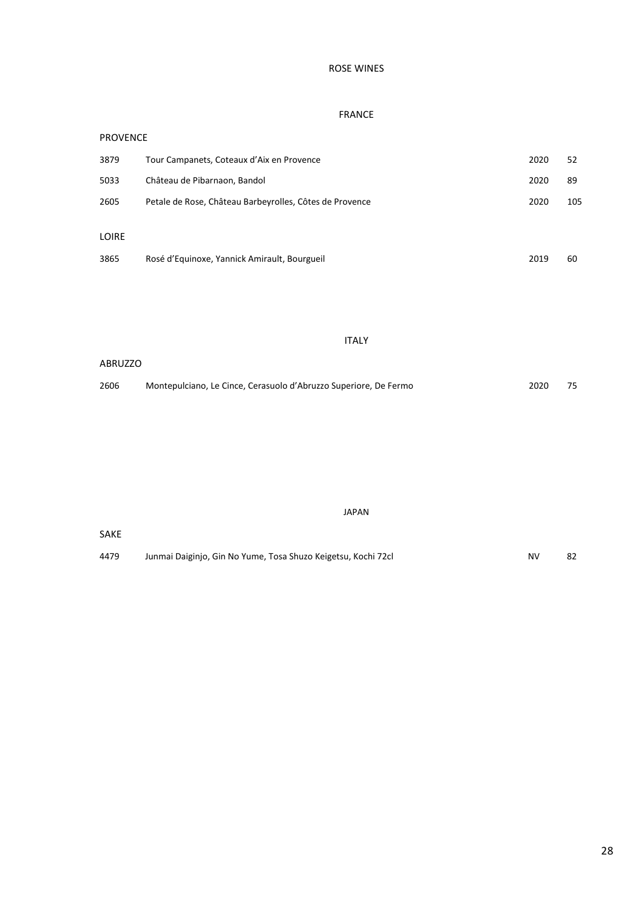# ROSE WINES

## FRANCE

### PROVENCE

| | | | |
|---|---|---|---|
| 3879 | Tour Campanets, Coteaux d'Aix en Provence | 2020 | 52 |
| 5033 | Château de Pibarnaon, Bandol | 2020 | 89 |
| 2605 | Petale de Rose, Château Barbeyrolles, Côtes de Provence | 2020 | 105 |

### LOIRE

| | | | |
|---|---|---|---|
| 3865 | Rosé d'Equinoxe, Yannick Amirault, Bourgueil | 2019 | 60 |

## ITALY

### ABRUZZO

| | | | |
|---|---|---|---|
| 2606 | Montepulciano, Le Cince, Cerasuolo d'Abruzzo Superiore, De Fermo | 2020 | 75 |

## JAPAN

### SAKE

| | | | |
|---|---|---|---|
| 4479 | Junmai Daiginjo, Gin No Yume, Tosa Shuzo Keigetsu, Kochi 72cl | NV | 82 |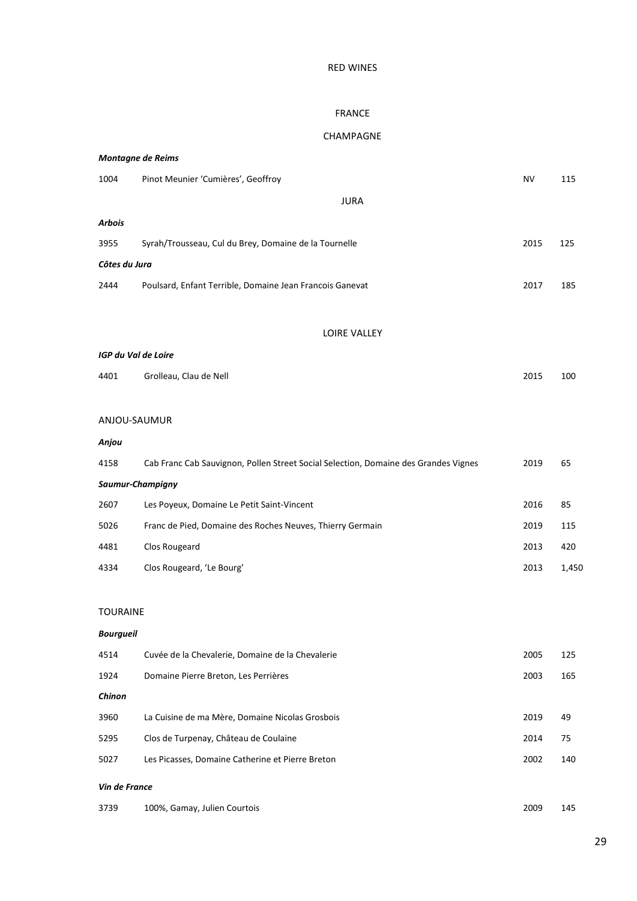# RED WINES

## FRANCE

### CHAMPAGNE

***Montagne de Reims***

| | | | |
|---|---|---|---|
| 1004 | Pinot Meunier 'Cumières', Geoffroy | NV | 115 |

### JURA

***Arbois***

| | | | |
|---|---|---|---|
| 3955 | Syrah/Trousseau, Cul du Brey, Domaine de la Tournelle | 2015 | 125 |

***Côtes du Jura***

| | | | |
|---|---|---|---|
| 2444 | Poulsard, Enfant Terrible, Domaine Jean Francois Ganevat | 2017 | 185 |

### LOIRE VALLEY

***IGP du Val de Loire***

| | | | |
|---|---|---|---|
| 4401 | Grolleau, Clau de Nell | 2015 | 100 |

#### ANJOU-SAUMUR

***Anjou***

| | | | |
|---|---|---|---|
| 4158 | Cab Franc Cab Sauvignon, Pollen Street Social Selection, Domaine des Grandes Vignes | 2019 | 65 |

***Saumur-Champigny***

| | | | |
|---|---|---|---|
| 2607 | Les Poyeux, Domaine Le Petit Saint-Vincent | 2016 | 85 |
| 5026 | Franc de Pied, Domaine des Roches Neuves, Thierry Germain | 2019 | 115 |
| 4481 | Clos Rougeard | 2013 | 420 |
| 4334 | Clos Rougeard, 'Le Bourg' | 2013 | 1,450 |

#### TOURAINE

***Bourgueil***

| | | | |
|---|---|---|---|
| 4514 | Cuvée de la Chevalerie, Domaine de la Chevalerie | 2005 | 125 |
| 1924 | Domaine Pierre Breton, Les Perrières | 2003 | 165 |

***Chinon***

| | | | |
|---|---|---|---|
| 3960 | La Cuisine de ma Mère, Domaine Nicolas Grosbois | 2019 | 49 |
| 5295 | Clos de Turpenay, Château de Coulaine | 2014 | 75 |
| 5027 | Les Picasses, Domaine Catherine et Pierre Breton | 2002 | 140 |

***Vin de France***

| | | | |
|---|---|---|---|
| 3739 | 100%, Gamay, Julien Courtois | 2009 | 145 |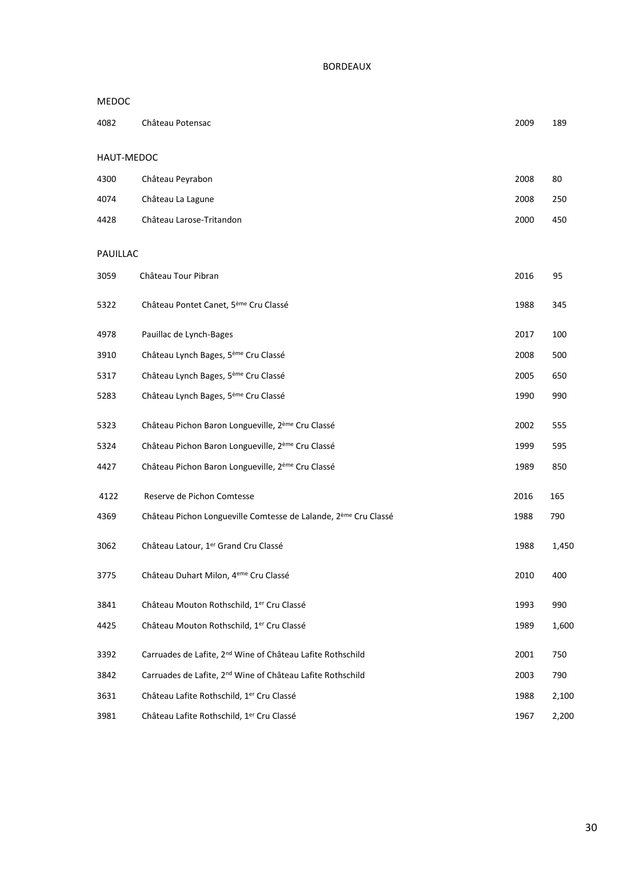# BORDEAUX

## MEDOC

| | | | |
|---|---|---|---|
| 4082 | Château Potensac | 2009 | 189 |

## HAUT-MEDOC

| | | | |
|---|---|---|---|
| 4300 | Château Peyrabon | 2008 | 80 |
| 4074 | Château La Lagune | 2008 | 250 |
| 4428 | Château Larose-Tritandon | 2000 | 450 |

## PAUILLAC

| | | | |
|---|---|---|---|
| 3059 | Château Tour Pibran | 2016 | 95 |
| 5322 | Château Pontet Canet, 5ème Cru Classé | 1988 | 345 |
| 4978 | Pauillac de Lynch-Bages | 2017 | 100 |
| 3910 | Château Lynch Bages, 5ème Cru Classé | 2008 | 500 |
| 5317 | Château Lynch Bages, 5ème Cru Classé | 2005 | 650 |
| 5283 | Château Lynch Bages, 5ème Cru Classé | 1990 | 990 |
| 5323 | Château Pichon Baron Longueville, 2ème Cru Classé | 2002 | 555 |
| 5324 | Château Pichon Baron Longueville, 2ème Cru Classé | 1999 | 595 |
| 4427 | Château Pichon Baron Longueville, 2ème Cru Classé | 1989 | 850 |
| 4122 | Reserve de Pichon Comtesse | 2016 | 165 |
| 4369 | Château Pichon Longueville Comtesse de Lalande, 2ème Cru Classé | 1988 | 790 |
| 3062 | Château Latour, 1er Grand Cru Classé | 1988 | 1,450 |
| 3775 | Château Duhart Milon, 4eme Cru Classé | 2010 | 400 |
| 3841 | Château Mouton Rothschild, 1er Cru Classé | 1993 | 990 |
| 4425 | Château Mouton Rothschild, 1er Cru Classé | 1989 | 1,600 |
| 3392 | Carruades de Lafite, 2nd Wine of Château Lafite Rothschild | 2001 | 750 |
| 3842 | Carruades de Lafite, 2nd Wine of Château Lafite Rothschild | 2003 | 790 |
| 3631 | Château Lafite Rothschild, 1er Cru Classé | 1988 | 2,100 |
| 3981 | Château Lafite Rothschild, 1er Cru Classé | 1967 | 2,200 |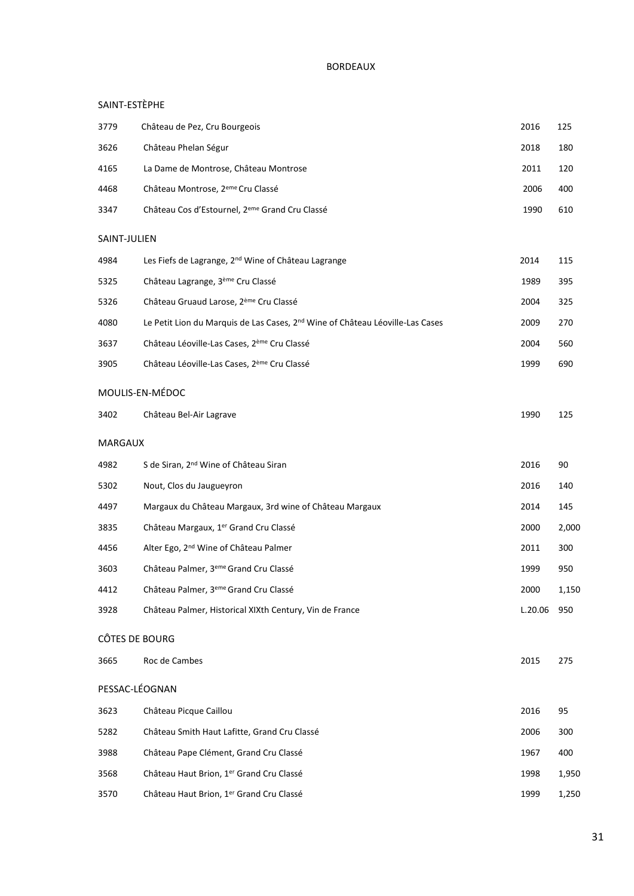# BORDEAUX

## SAINT-ESTÈPHE

| | | | |
|---|---|---|---|
| 3779 | Château de Pez, Cru Bourgeois | 2016 | 125 |
| 3626 | Château Phelan Ségur | 2018 | 180 |
| 4165 | La Dame de Montrose, Château Montrose | 2011 | 120 |
| 4468 | Château Montrose, 2eme Cru Classé | 2006 | 400 |
| 3347 | Château Cos d'Estournel, 2eme Grand Cru Classé | 1990 | 610 |

## SAINT-JULIEN

| | | | |
|---|---|---|---|
| 4984 | Les Fiefs de Lagrange, 2nd Wine of Château Lagrange | 2014 | 115 |
| 5325 | Château Lagrange, 3ème Cru Classé | 1989 | 395 |
| 5326 | Château Gruaud Larose, 2ème Cru Classé | 2004 | 325 |
| 4080 | Le Petit Lion du Marquis de Las Cases, 2nd Wine of Château Léoville-Las Cases | 2009 | 270 |
| 3637 | Château Léoville-Las Cases, 2ème Cru Classé | 2004 | 560 |
| 3905 | Château Léoville-Las Cases, 2ème Cru Classé | 1999 | 690 |

## MOULIS-EN-MÉDOC

| | | | |
|---|---|---|---|
| 3402 | Château Bel-Air Lagrave | 1990 | 125 |

## MARGAUX

| | | | |
|---|---|---|---|
| 4982 | S de Siran, 2nd Wine of Château Siran | 2016 | 90 |
| 5302 | Nout, Clos du Jaugueyron | 2016 | 140 |
| 4497 | Margaux du Château Margaux, 3rd wine of Château Margaux | 2014 | 145 |
| 3835 | Château Margaux, 1er Grand Cru Classé | 2000 | 2,000 |
| 4456 | Alter Ego, 2nd Wine of Château Palmer | 2011 | 300 |
| 3603 | Château Palmer, 3eme Grand Cru Classé | 1999 | 950 |
| 4412 | Château Palmer, 3eme Grand Cru Classé | 2000 | 1,150 |
| 3928 | Château Palmer, Historical XIXth Century, Vin de France | L.20.06 | 950 |

## CÔTES DE BOURG

| | | | |
|---|---|---|---|
| 3665 | Roc de Cambes | 2015 | 275 |

## PESSAC-LÉOGNAN

| | | | |
|---|---|---|---|
| 3623 | Château Picque Caillou | 2016 | 95 |
| 5282 | Château Smith Haut Lafitte, Grand Cru Classé | 2006 | 300 |
| 3988 | Château Pape Clément, Grand Cru Classé | 1967 | 400 |
| 3568 | Château Haut Brion, 1er Grand Cru Classé | 1998 | 1,950 |
| 3570 | Château Haut Brion, 1er Grand Cru Classé | 1999 | 1,250 |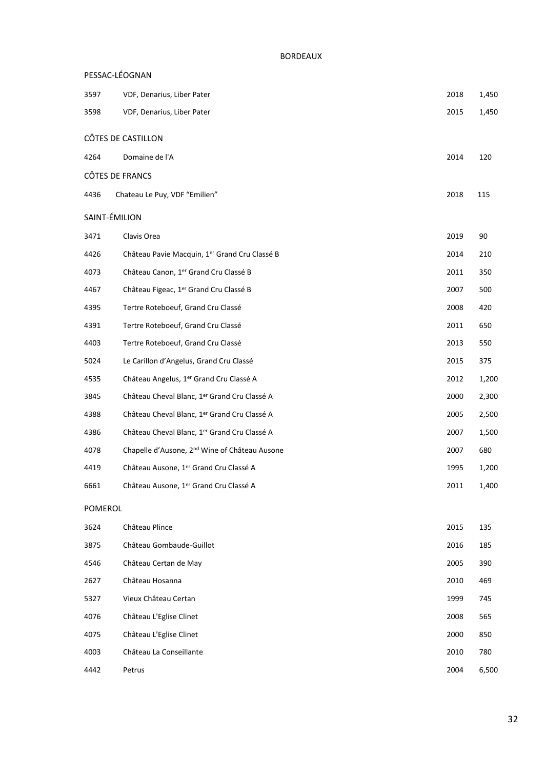# BORDEAUX

## PESSAC-LÉOGNAN

| | | | |
|---|---|---|---|
| 3597 | VDF, Denarius, Liber Pater | 2018 | 1,450 |
| 3598 | VDF, Denarius, Liber Pater | 2015 | 1,450 |

## CÔTES DE CASTILLON

| | | | |
|---|---|---|---|
| 4264 | Domaine de l'A | 2014 | 120 |

## CÔTES DE FRANCS

| | | | |
|---|---|---|---|
| 4436 | Chateau Le Puy, VDF "Emilien" | 2018 | 115 |

## SAINT-ÉMILION

| | | | |
|---|---|---|---|
| 3471 | Clavis Orea | 2019 | 90 |
| 4426 | Château Pavie Macquin, 1er Grand Cru Classé B | 2014 | 210 |
| 4073 | Château Canon, 1er Grand Cru Classé B | 2011 | 350 |
| 4467 | Château Figeac, 1er Grand Cru Classé B | 2007 | 500 |
| 4395 | Tertre Roteboeuf, Grand Cru Classé | 2008 | 420 |
| 4391 | Tertre Roteboeuf, Grand Cru Classé | 2011 | 650 |
| 4403 | Tertre Roteboeuf, Grand Cru Classé | 2013 | 550 |
| 5024 | Le Carillon d'Angelus, Grand Cru Classé | 2015 | 375 |
| 4535 | Château Angelus, 1er Grand Cru Classé A | 2012 | 1,200 |
| 3845 | Château Cheval Blanc, 1er Grand Cru Classé A | 2000 | 2,300 |
| 4388 | Château Cheval Blanc, 1er Grand Cru Classé A | 2005 | 2,500 |
| 4386 | Château Cheval Blanc, 1er Grand Cru Classé A | 2007 | 1,500 |
| 4078 | Chapelle d'Ausone, 2nd Wine of Château Ausone | 2007 | 680 |
| 4419 | Château Ausone, 1er Grand Cru Classé A | 1995 | 1,200 |
| 6661 | Château Ausone, 1er Grand Cru Classé A | 2011 | 1,400 |

## POMEROL

| | | | |
|---|---|---|---|
| 3624 | Château Plince | 2015 | 135 |
| 3875 | Château Gombaude-Guillot | 2016 | 185 |
| 4546 | Château Certan de May | 2005 | 390 |
| 2627 | Château Hosanna | 2010 | 469 |
| 5327 | Vieux Château Certan | 1999 | 745 |
| 4076 | Château L'Eglise Clinet | 2008 | 565 |
| 4075 | Château L'Eglise Clinet | 2000 | 850 |
| 4003 | Château La Conseillante | 2010 | 780 |
| 4442 | Petrus | 2004 | 6,500 |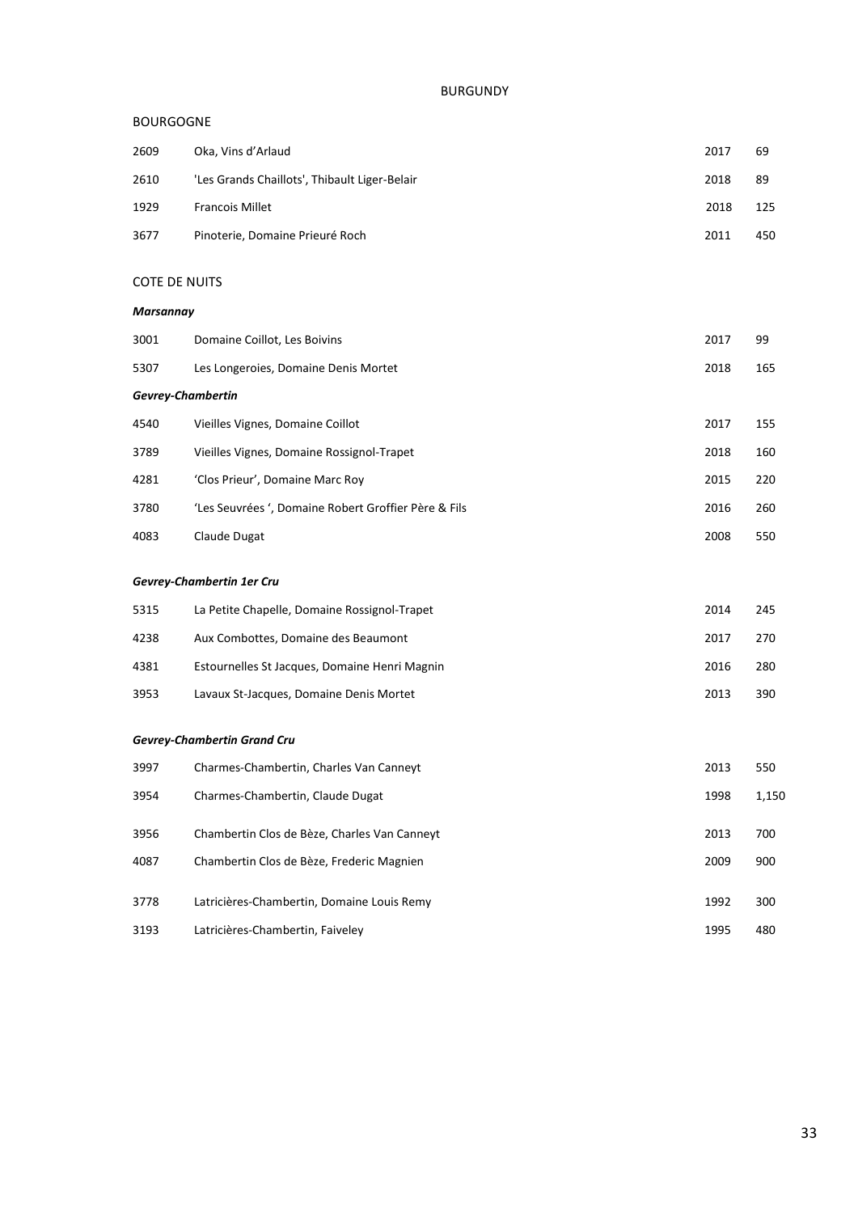# BURGUNDY

## BOURGOGNE

| | | | |
|---|---|---|---|
| 2609 | Oka, Vins d'Arlaud | 2017 | 69 |
| 2610 | 'Les Grands Chaillots', Thibault Liger-Belair | 2018 | 89 |
| 1929 | Francois Millet | 2018 | 125 |
| 3677 | Pinoterie, Domaine Prieuré Roch | 2011 | 450 |

## COTE DE NUITS

***Marsannay***

| | | | |
|---|---|---|---|
| 3001 | Domaine Coillot, Les Boivins | 2017 | 99 |
| 5307 | Les Longeroies, Domaine Denis Mortet | 2018 | 165 |

***Gevrey-Chambertin***

| | | | |
|---|---|---|---|
| 4540 | Vieilles Vignes, Domaine Coillot | 2017 | 155 |
| 3789 | Vieilles Vignes, Domaine Rossignol-Trapet | 2018 | 160 |
| 4281 | 'Clos Prieur', Domaine Marc Roy | 2015 | 220 |
| 3780 | 'Les Seuvrées ', Domaine Robert Groffier Père & Fils | 2016 | 260 |
| 4083 | Claude Dugat | 2008 | 550 |

***Gevrey-Chambertin 1er Cru***

| | | | |
|---|---|---|---|
| 5315 | La Petite Chapelle, Domaine Rossignol-Trapet | 2014 | 245 |
| 4238 | Aux Combottes, Domaine des Beaumont | 2017 | 270 |
| 4381 | Estournelles St Jacques, Domaine Henri Magnin | 2016 | 280 |
| 3953 | Lavaux St-Jacques, Domaine Denis Mortet | 2013 | 390 |

***Gevrey-Chambertin Grand Cru***

| | | | |
|---|---|---|---|
| 3997 | Charmes-Chambertin, Charles Van Canneyt | 2013 | 550 |
| 3954 | Charmes-Chambertin, Claude Dugat | 1998 | 1,150 |
| 3956 | Chambertin Clos de Bèze, Charles Van Canneyt | 2013 | 700 |
| 4087 | Chambertin Clos de Bèze, Frederic Magnien | 2009 | 900 |
| 3778 | Latricières-Chambertin, Domaine Louis Remy | 1992 | 300 |
| 3193 | Latricières-Chambertin, Faiveley | 1995 | 480 |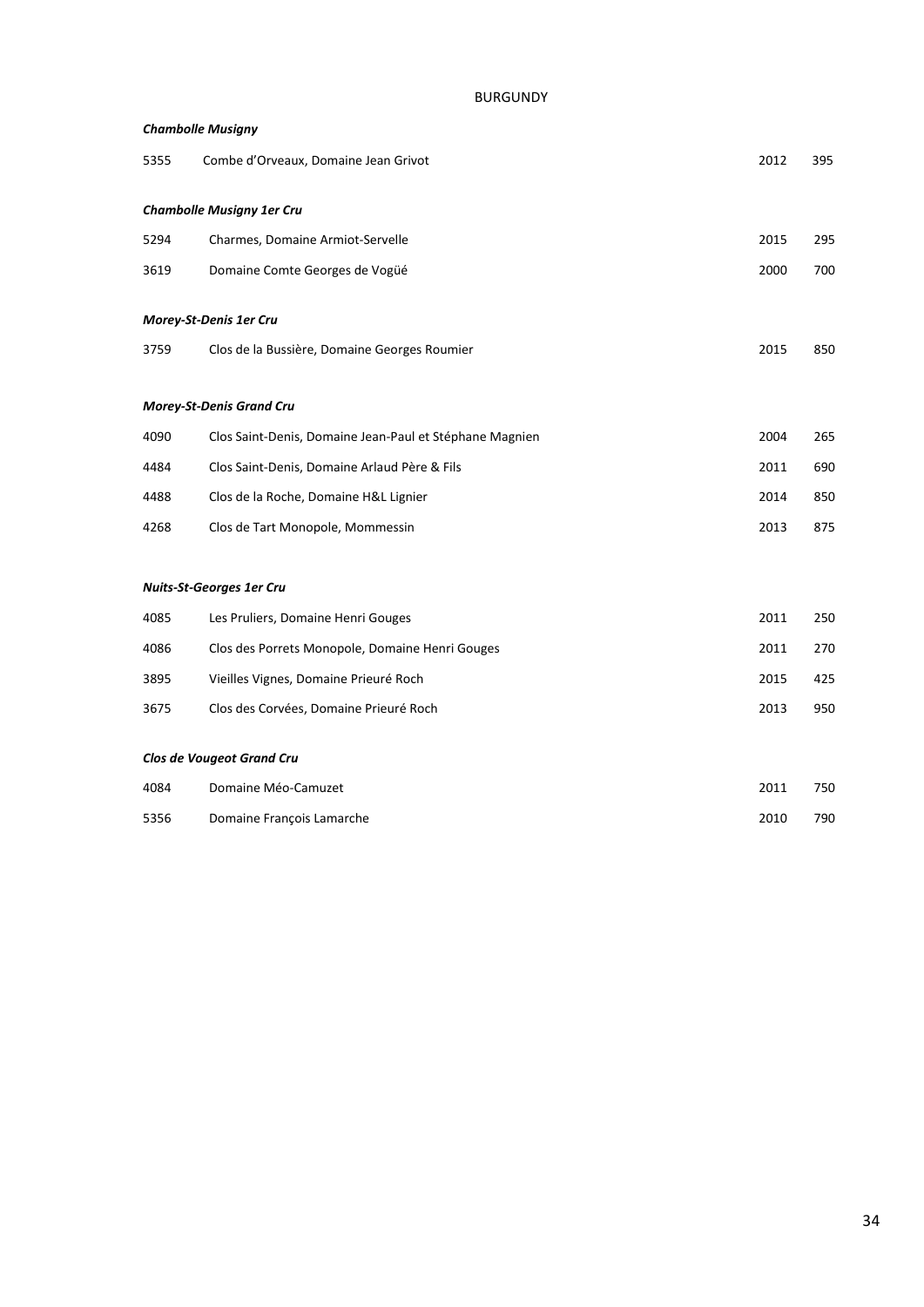# BURGUNDY

***Chambolle Musigny***

| | | | |
|---|---|---|---|
| 5355 | Combe d'Orveaux, Domaine Jean Grivot | 2012 | 395 |

***Chambolle Musigny 1er Cru***

| | | | |
|---|---|---|---|
| 5294 | Charmes, Domaine Armiot-Servelle | 2015 | 295 |
| 3619 | Domaine Comte Georges de Vogüé | 2000 | 700 |

***Morey-St-Denis 1er Cru***

| | | | |
|---|---|---|---|
| 3759 | Clos de la Bussière, Domaine Georges Roumier | 2015 | 850 |

***Morey-St-Denis Grand Cru***

| | | | |
|---|---|---|---|
| 4090 | Clos Saint-Denis, Domaine Jean-Paul et Stéphane Magnien | 2004 | 265 |
| 4484 | Clos Saint-Denis, Domaine Arlaud Père & Fils | 2011 | 690 |
| 4488 | Clos de la Roche, Domaine H&L Lignier | 2014 | 850 |
| 4268 | Clos de Tart Monopole, Mommessin | 2013 | 875 |

***Nuits-St-Georges 1er Cru***

| | | | |
|---|---|---|---|
| 4085 | Les Pruliers, Domaine Henri Gouges | 2011 | 250 |
| 4086 | Clos des Porrets Monopole, Domaine Henri Gouges | 2011 | 270 |
| 3895 | Vieilles Vignes, Domaine Prieuré Roch | 2015 | 425 |
| 3675 | Clos des Corvées, Domaine Prieuré Roch | 2013 | 950 |

***Clos de Vougeot Grand Cru***

| | | | |
|---|---|---|---|
| 4084 | Domaine Méo-Camuzet | 2011 | 750 |
| 5356 | Domaine François Lamarche | 2010 | 790 |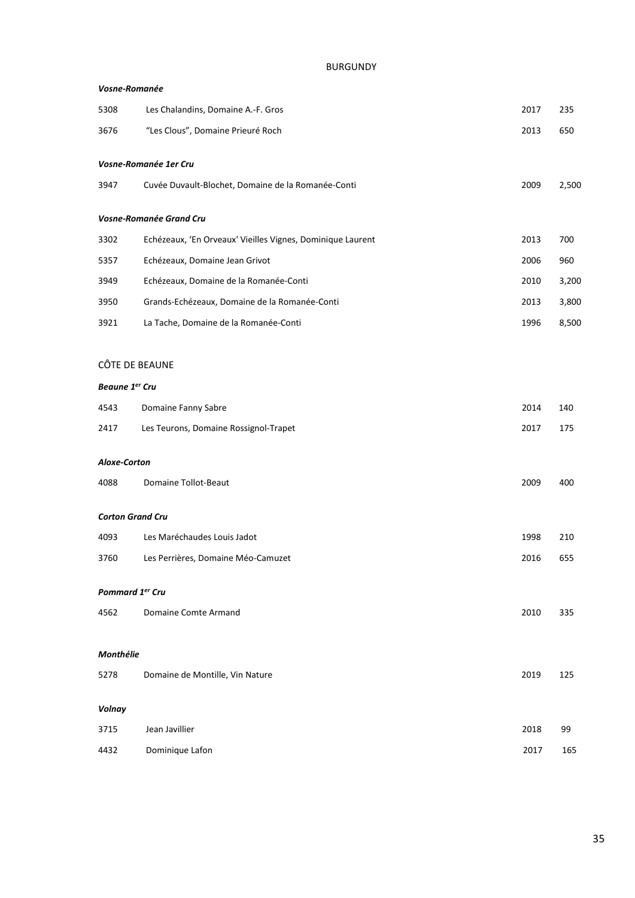# BURGUNDY

### *Vosne-Romanée*

| | | | |
|---|---|---|---|
| 5308 | Les Chalandins, Domaine A.-F. Gros | 2017 | 235 |
| 3676 | "Les Clous", Domaine Prieuré Roch | 2013 | 650 |

### *Vosne-Romanée 1er Cru*

| | | | |
|---|---|---|---|
| 3947 | Cuvée Duvault-Blochet, Domaine de la Romanée-Conti | 2009 | 2,500 |

### *Vosne-Romanée Grand Cru*

| | | | |
|---|---|---|---|
| 3302 | Echézeaux, 'En Orveaux' Vieilles Vignes, Dominique Laurent | 2013 | 700 |
| 5357 | Echézeaux, Domaine Jean Grivot | 2006 | 960 |
| 3949 | Echézeaux, Domaine de la Romanée-Conti | 2010 | 3,200 |
| 3950 | Grands-Echézeaux, Domaine de la Romanée-Conti | 2013 | 3,800 |
| 3921 | La Tache, Domaine de la Romanée-Conti | 1996 | 8,500 |

## CÔTE DE BEAUNE

### *Beaune 1er Cru*

| | | | |
|---|---|---|---|
| 4543 | Domaine Fanny Sabre | 2014 | 140 |
| 2417 | Les Teurons, Domaine Rossignol-Trapet | 2017 | 175 |

### *Aloxe-Corton*

| | | | |
|---|---|---|---|
| 4088 | Domaine Tollot-Beaut | 2009 | 400 |

### *Corton Grand Cru*

| | | | |
|---|---|---|---|
| 4093 | Les Maréchaudes Louis Jadot | 1998 | 210 |
| 3760 | Les Perrières, Domaine Méo-Camuzet | 2016 | 655 |

### *Pommard 1er Cru*

| | | | |
|---|---|---|---|
| 4562 | Domaine Comte Armand | 2010 | 335 |

### *Monthélie*

| | | | |
|---|---|---|---|
| 5278 | Domaine de Montille, Vin Nature | 2019 | 125 |

### *Volnay*

| | | | |
|---|---|---|---|
| 3715 | Jean Javillier | 2018 | 99 |
| 4432 | Dominique Lafon | 2017 | 165 |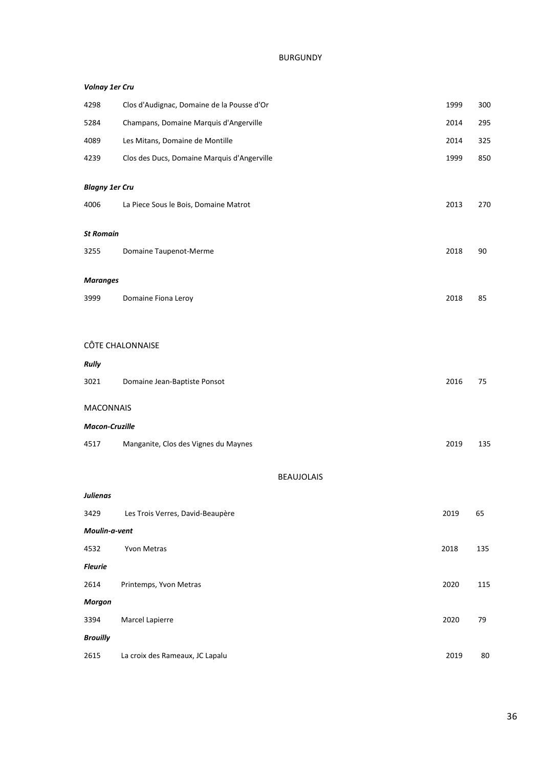# BURGUNDY

***Volnay 1er Cru***

| | | | |
|---|---|---|---|
| 4298 | Clos d'Audignac, Domaine de la Pousse d'Or | 1999 | 300 |
| 5284 | Champans, Domaine Marquis d'Angerville | 2014 | 295 |
| 4089 | Les Mitans, Domaine de Montille | 2014 | 325 |
| 4239 | Clos des Ducs, Domaine Marquis d'Angerville | 1999 | 850 |

***Blagny 1er Cru***

| | | | |
|---|---|---|---|
| 4006 | La Piece Sous le Bois, Domaine Matrot | 2013 | 270 |

***St Romain***

| | | | |
|---|---|---|---|
| 3255 | Domaine Taupenot-Merme | 2018 | 90 |

***Maranges***

| | | | |
|---|---|---|---|
| 3999 | Domaine Fiona Leroy | 2018 | 85 |

## CÔTE CHALONNAISE

***Rully***

| | | | |
|---|---|---|---|
| 3021 | Domaine Jean-Baptiste Ponsot | 2016 | 75 |

## MACONNAIS

***Macon-Cruzille***

| | | | |
|---|---|---|---|
| 4517 | Manganite, Clos des Vignes du Maynes | 2019 | 135 |

# BEAUJOLAIS

***Julienas***

| | | | |
|---|---|---|---|
| 3429 | Les Trois Verres, David-Beaupère | 2019 | 65 |

***Moulin-a-vent***

| | | | |
|---|---|---|---|
| 4532 | Yvon Metras | 2018 | 135 |

***Fleurie***

| | | | |
|---|---|---|---|
| 2614 | Printemps, Yvon Metras | 2020 | 115 |

***Morgon***

| | | | |
|---|---|---|---|
| 3394 | Marcel Lapierre | 2020 | 79 |

***Brouilly***

| | | | |
|---|---|---|---|
| 2615 | La croix des Rameaux, JC Lapalu | 2019 | 80 |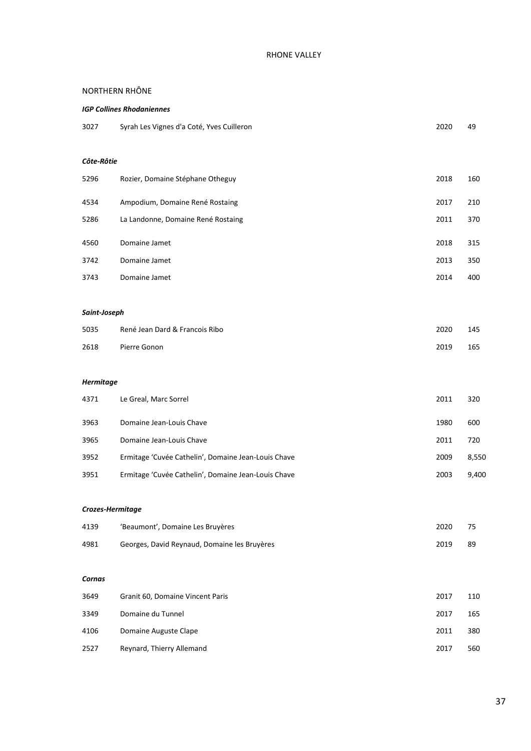# RHONE VALLEY

## NORTHERN RHÔNE

### *IGP Collines Rhodaniennes*

| | | | |
|---|---|---|---|
| 3027 | Syrah Les Vignes d'a Coté, Yves Cuilleron | 2020 | 49 |

### *Côte-Rôtie*

| | | | |
|---|---|---|---|
| 5296 | Rozier, Domaine Stéphane Otheguy | 2018 | 160 |
| 4534 | Ampodium, Domaine René Rostaing | 2017 | 210 |
| 5286 | La Landonne, Domaine René Rostaing | 2011 | 370 |
| 4560 | Domaine Jamet | 2018 | 315 |
| 3742 | Domaine Jamet | 2013 | 350 |
| 3743 | Domaine Jamet | 2014 | 400 |

### *Saint-Joseph*

| | | | |
|---|---|---|---|
| 5035 | René Jean Dard & Francois Ribo | 2020 | 145 |
| 2618 | Pierre Gonon | 2019 | 165 |

### *Hermitage*

| | | | |
|---|---|---|---|
| 4371 | Le Greal, Marc Sorrel | 2011 | 320 |
| 3963 | Domaine Jean-Louis Chave | 1980 | 600 |
| 3965 | Domaine Jean-Louis Chave | 2011 | 720 |
| 3952 | Ermitage 'Cuvée Cathelin', Domaine Jean-Louis Chave | 2009 | 8,550 |
| 3951 | Ermitage 'Cuvée Cathelin', Domaine Jean-Louis Chave | 2003 | 9,400 |

### *Crozes-Hermitage*

| | | | |
|---|---|---|---|
| 4139 | 'Beaumont', Domaine Les Bruyères | 2020 | 75 |
| 4981 | Georges, David Reynaud, Domaine les Bruyères | 2019 | 89 |

### *Cornas*

| | | | |
|---|---|---|---|
| 3649 | Granit 60, Domaine Vincent Paris | 2017 | 110 |
| 3349 | Domaine du Tunnel | 2017 | 165 |
| 4106 | Domaine Auguste Clape | 2011 | 380 |
| 2527 | Reynard, Thierry Allemand | 2017 | 560 |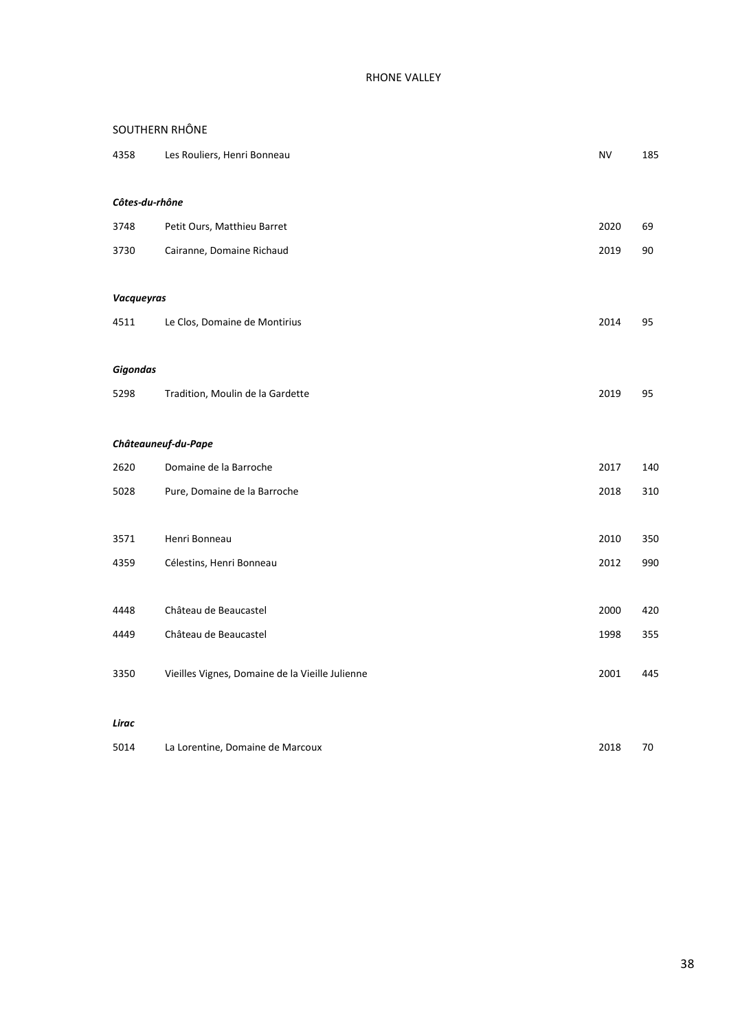# RHONE VALLEY

## SOUTHERN RHÔNE

| | | | |
|---|---|---|---|
| 4358 | Les Rouliers, Henri Bonneau | NV | 185 |

### *Côtes-du-rhône*

| | | | |
|---|---|---|---|
| 3748 | Petit Ours, Matthieu Barret | 2020 | 69 |
| 3730 | Cairanne, Domaine Richaud | 2019 | 90 |

### *Vacqueyras*

| | | | |
|---|---|---|---|
| 4511 | Le Clos, Domaine de Montirius | 2014 | 95 |

### *Gigondas*

| | | | |
|---|---|---|---|
| 5298 | Tradition, Moulin de la Gardette | 2019 | 95 |

### *Châteauneuf-du-Pape*

| | | | |
|---|---|---|---|
| 2620 | Domaine de la Barroche | 2017 | 140 |
| 5028 | Pure, Domaine de la Barroche | 2018 | 310 |
| 3571 | Henri Bonneau | 2010 | 350 |
| 4359 | Célestins, Henri Bonneau | 2012 | 990 |
| 4448 | Château de Beaucastel | 2000 | 420 |
| 4449 | Château de Beaucastel | 1998 | 355 |
| 3350 | Vieilles Vignes, Domaine de la Vieille Julienne | 2001 | 445 |

### *Lirac*

| | | | |
|---|---|---|---|
| 5014 | La Lorentine, Domaine de Marcoux | 2018 | 70 |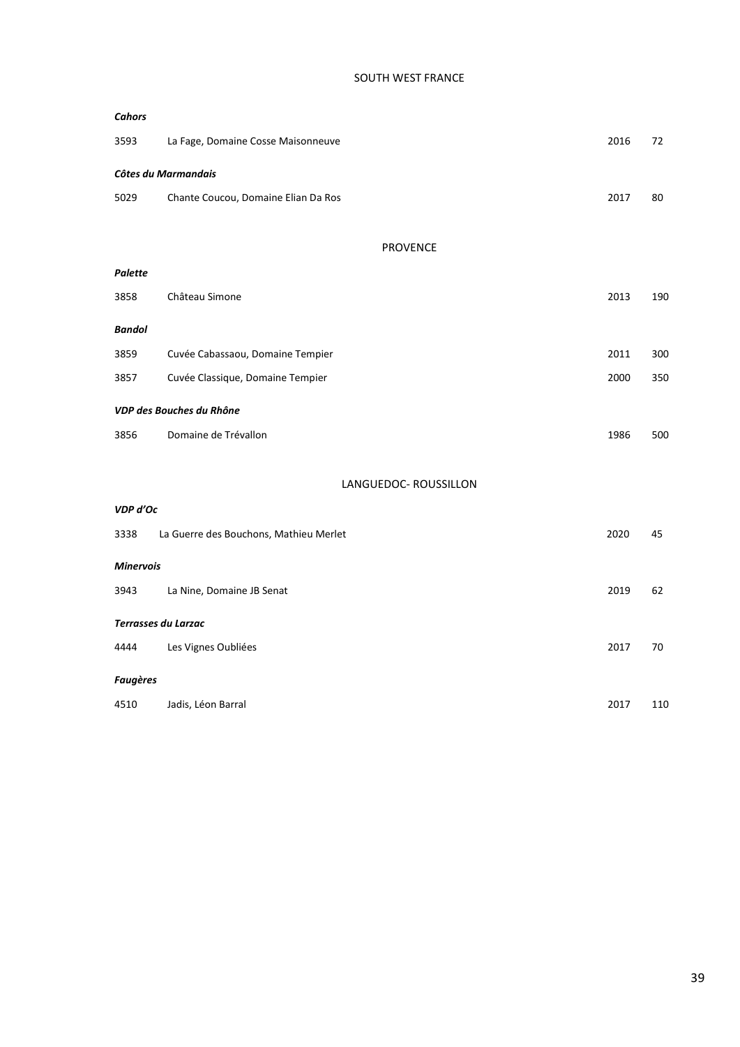## SOUTH WEST FRANCE

***Cahors***

| | | | |
|---|---|---|---|
| 3593 | La Fage, Domaine Cosse Maisonneuve | 2016 | 72 |

***Côtes du Marmandais***

| | | | |
|---|---|---|---|
| 5029 | Chante Coucou, Domaine Elian Da Ros | 2017 | 80 |

## PROVENCE

***Palette***

| | | | |
|---|---|---|---|
| 3858 | Château Simone | 2013 | 190 |

***Bandol***

| | | | |
|---|---|---|---|
| 3859 | Cuvée Cabassaou, Domaine Tempier | 2011 | 300 |
| 3857 | Cuvée Classique, Domaine Tempier | 2000 | 350 |

***VDP des Bouches du Rhône***

| | | | |
|---|---|---|---|
| 3856 | Domaine de Trévallon | 1986 | 500 |

## LANGUEDOC- ROUSSILLON

***VDP d'Oc***

| | | | |
|---|---|---|---|
| 3338 | La Guerre des Bouchons, Mathieu Merlet | 2020 | 45 |

***Minervois***

| | | | |
|---|---|---|---|
| 3943 | La Nine, Domaine JB Senat | 2019 | 62 |

***Terrasses du Larzac***

| | | | |
|---|---|---|---|
| 4444 | Les Vignes Oubliées | 2017 | 70 |

***Faugères***

| | | | |
|---|---|---|---|
| 4510 | Jadis, Léon Barral | 2017 | 110 |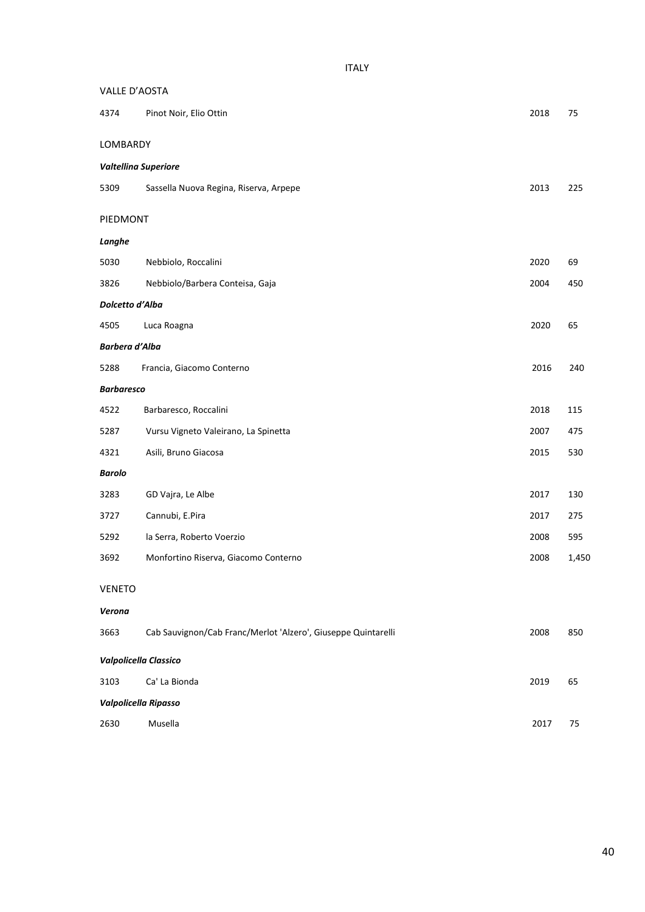# ITALY

## VALLE D'AOSTA

| | | | |
|---|---|---|---|
| 4374 | Pinot Noir, Elio Ottin | 2018 | 75 |

## LOMBARDY

### *Valtellina Superiore*

| | | | |
|---|---|---|---|
| 5309 | Sassella Nuova Regina, Riserva, Arpepe | 2013 | 225 |

## PIEDMONT

### *Langhe*

| | | | |
|---|---|---|---|
| 5030 | Nebbiolo, Roccalini | 2020 | 69 |
| 3826 | Nebbiolo/Barbera Conteisa, Gaja | 2004 | 450 |

### *Dolcetto d'Alba*

| | | | |
|---|---|---|---|
| 4505 | Luca Roagna | 2020 | 65 |

### *Barbera d'Alba*

| | | | |
|---|---|---|---|
| 5288 | Francia, Giacomo Conterno | 2016 | 240 |

### *Barbaresco*

| | | | |
|---|---|---|---|
| 4522 | Barbaresco, Roccalini | 2018 | 115 |
| 5287 | Vursu Vigneto Valeirano, La Spinetta | 2007 | 475 |
| 4321 | Asili, Bruno Giacosa | 2015 | 530 |

### *Barolo*

| | | | |
|---|---|---|---|
| 3283 | GD Vajra, Le Albe | 2017 | 130 |
| 3727 | Cannubi, E.Pira | 2017 | 275 |
| 5292 | la Serra, Roberto Voerzio | 2008 | 595 |
| 3692 | Monfortino Riserva, Giacomo Conterno | 2008 | 1,450 |

## VENETO

### *Verona*

| | | | |
|---|---|---|---|
| 3663 | Cab Sauvignon/Cab Franc/Merlot 'Alzero', Giuseppe Quintarelli | 2008 | 850 |

### *Valpolicella Classico*

| | | | |
|---|---|---|---|
| 3103 | Ca' La Bionda | 2019 | 65 |

### *Valpolicella Ripasso*

| | | | |
|---|---|---|---|
| 2630 | Musella | 2017 | 75 |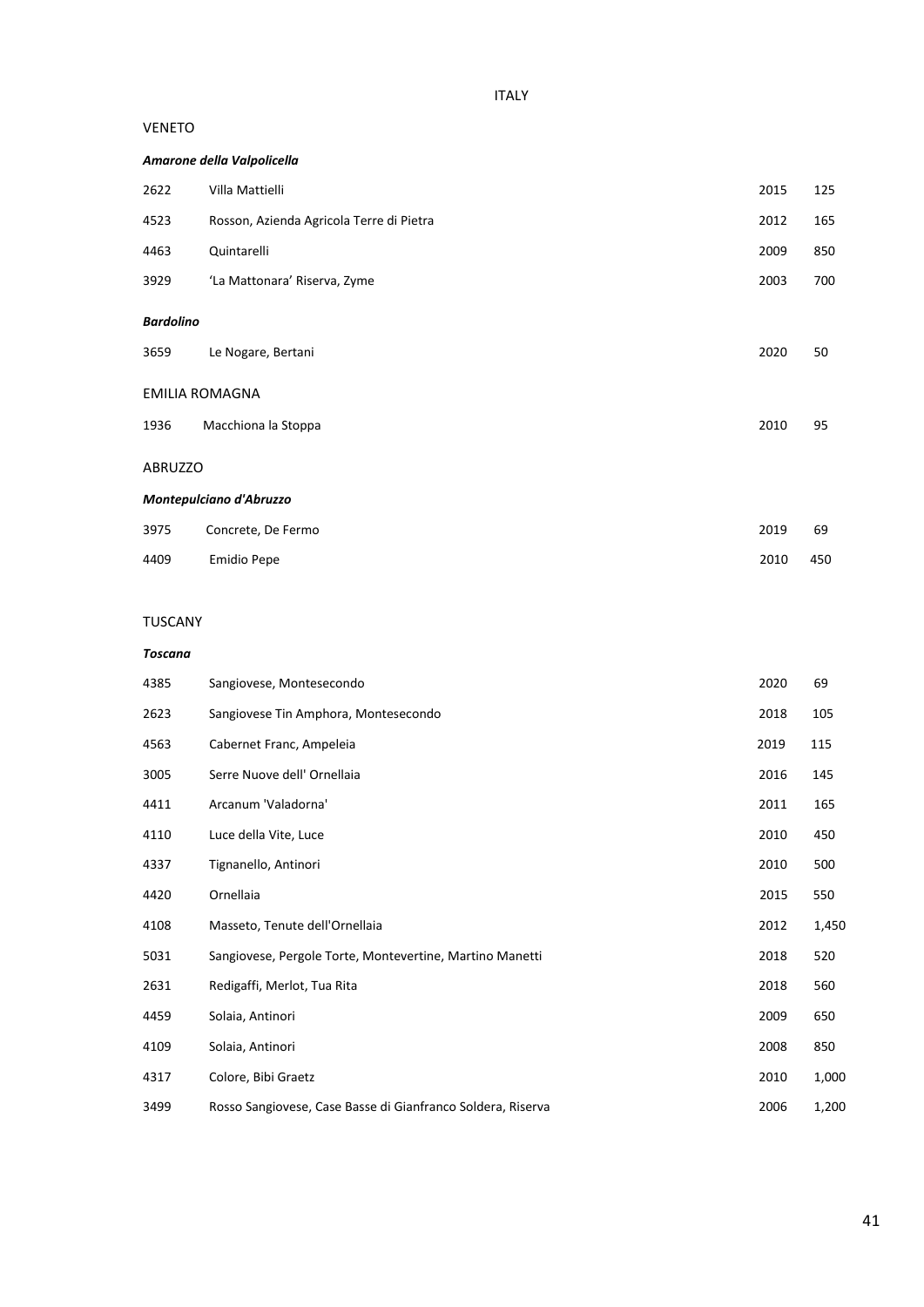# ITALY

## VENETO

### *Amarone della Valpolicella*

| | | | |
|---|---|---|---|
| 2622 | Villa Mattielli | 2015 | 125 |
| 4523 | Rosson, Azienda Agricola Terre di Pietra | 2012 | 165 |
| 4463 | Quintarelli | 2009 | 850 |
| 3929 | 'La Mattonara' Riserva, Zyme | 2003 | 700 |

### *Bardolino*

| | | | |
|---|---|---|---|
| 3659 | Le Nogare, Bertani | 2020 | 50 |

## EMILIA ROMAGNA

| | | | |
|---|---|---|---|
| 1936 | Macchiona la Stoppa | 2010 | 95 |

## ABRUZZO

### *Montepulciano d'Abruzzo*

| | | | |
|---|---|---|---|
| 3975 | Concrete, De Fermo | 2019 | 69 |
| 4409 | Emidio Pepe | 2010 | 450 |

## TUSCANY

### *Toscana*

| | | | |
|---|---|---|---|
| 4385 | Sangiovese, Montesecondo | 2020 | 69 |
| 2623 | Sangiovese Tin Amphora, Montesecondo | 2018 | 105 |
| 4563 | Cabernet Franc, Ampeleia | 2019 | 115 |
| 3005 | Serre Nuove dell' Ornellaia | 2016 | 145 |
| 4411 | Arcanum 'Valadorna' | 2011 | 165 |
| 4110 | Luce della Vite, Luce | 2010 | 450 |
| 4337 | Tignanello, Antinori | 2010 | 500 |
| 4420 | Ornellaia | 2015 | 550 |
| 4108 | Masseto, Tenute dell'Ornellaia | 2012 | 1,450 |
| 5031 | Sangiovese, Pergole Torte, Montevertine, Martino Manetti | 2018 | 520 |
| 2631 | Redigaffi, Merlot, Tua Rita | 2018 | 560 |
| 4459 | Solaia, Antinori | 2009 | 650 |
| 4109 | Solaia, Antinori | 2008 | 850 |
| 4317 | Colore, Bibi Graetz | 2010 | 1,000 |
| 3499 | Rosso Sangiovese, Case Basse di Gianfranco Soldera, Riserva | 2006 | 1,200 |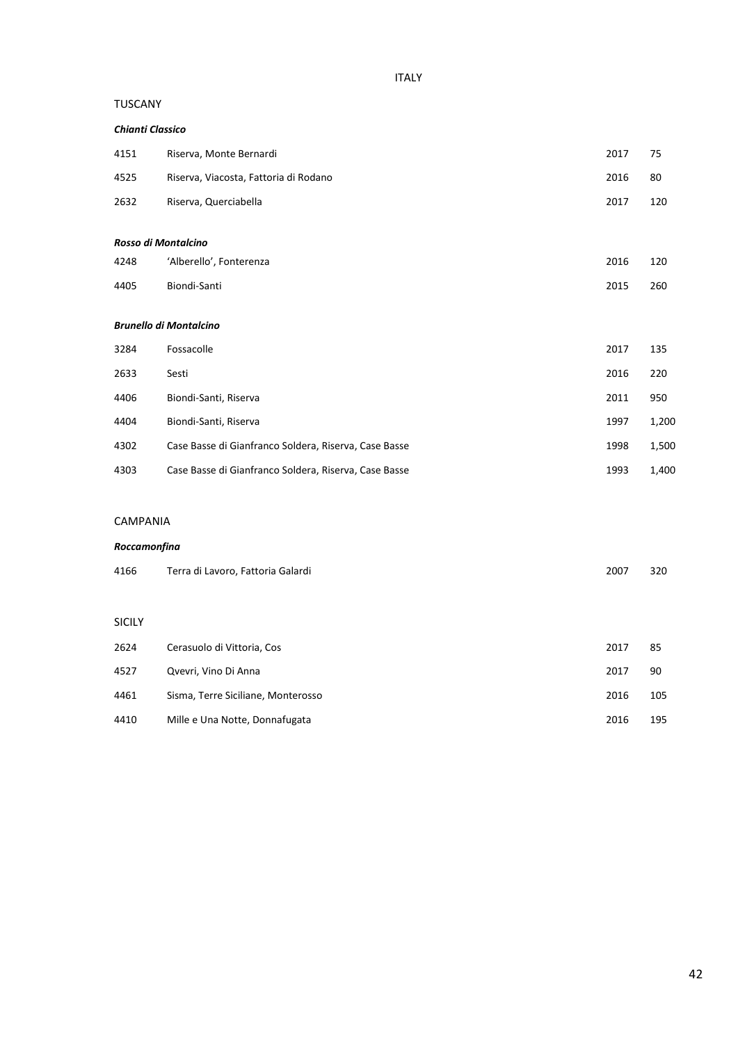# ITALY

## TUSCANY

### *Chianti Classico*

| | | | |
|---|---|---|---|
| 4151 | Riserva, Monte Bernardi | 2017 | 75 |
| 4525 | Riserva, Viacosta, Fattoria di Rodano | 2016 | 80 |
| 2632 | Riserva, Querciabella | 2017 | 120 |

### *Rosso di Montalcino*

| | | | |
|---|---|---|---|
| 4248 | 'Alberello', Fonterenza | 2016 | 120 |
| 4405 | Biondi-Santi | 2015 | 260 |

### *Brunello di Montalcino*

| | | | |
|---|---|---|---|
| 3284 | Fossacolle | 2017 | 135 |
| 2633 | Sesti | 2016 | 220 |
| 4406 | Biondi-Santi, Riserva | 2011 | 950 |
| 4404 | Biondi-Santi, Riserva | 1997 | 1,200 |
| 4302 | Case Basse di Gianfranco Soldera, Riserva, Case Basse | 1998 | 1,500 |
| 4303 | Case Basse di Gianfranco Soldera, Riserva, Case Basse | 1993 | 1,400 |

## CAMPANIA

### *Roccamonfina*

| | | | |
|---|---|---|---|
| 4166 | Terra di Lavoro, Fattoria Galardi | 2007 | 320 |

## SICILY

| | | | |
|---|---|---|---|
| 2624 | Cerasuolo di Vittoria, Cos | 2017 | 85 |
| 4527 | Qvevri, Vino Di Anna | 2017 | 90 |
| 4461 | Sisma, Terre Siciliane, Monterosso | 2016 | 105 |
| 4410 | Mille e Una Notte, Donnafugata | 2016 | 195 |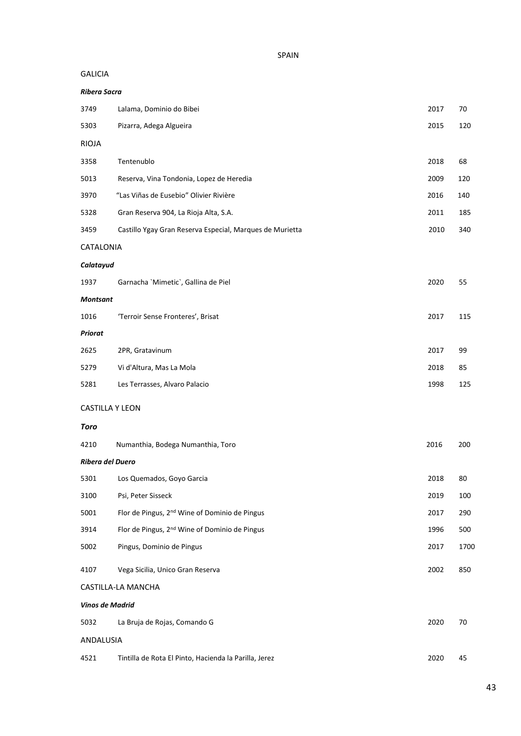# SPAIN

## GALICIA

***Ribera Sacra***

| | | | |
|---|---|---|---|
| 3749 | Lalama, Dominio do Bibei | 2017 | 70 |
| 5303 | Pizarra, Adega Algueira | 2015 | 120 |

## RIOJA

| | | | |
|---|---|---|---|
| 3358 | Tentenublo | 2018 | 68 |
| 5013 | Reserva, Vina Tondonia, Lopez de Heredia | 2009 | 120 |
| 3970 | "Las Viñas de Eusebio" Olivier Rivière | 2016 | 140 |
| 5328 | Gran Reserva 904, La Rioja Alta, S.A. | 2011 | 185 |
| 3459 | Castillo Ygay Gran Reserva Especial, Marques de Murietta | 2010 | 340 |

## CATALONIA

***Calatayud***

| | | | |
|---|---|---|---|
| 1937 | Garnacha `Mimetic`, Gallina de Piel | 2020 | 55 |

***Montsant***

| | | | |
|---|---|---|---|
| 1016 | 'Terroir Sense Fronteres', Brisat | 2017 | 115 |

***Priorat***

| | | | |
|---|---|---|---|
| 2625 | 2PR, Gratavinum | 2017 | 99 |
| 5279 | Vi d'Altura, Mas La Mola | 2018 | 85 |
| 5281 | Les Terrasses, Alvaro Palacio | 1998 | 125 |

## CASTILLA Y LEON

***Toro***

| | | | |
|---|---|---|---|
| 4210 | Numanthia, Bodega Numanthia, Toro | 2016 | 200 |

***Ribera del Duero***

| | | | |
|---|---|---|---|
| 5301 | Los Quemados, Goyo Garcia | 2018 | 80 |
| 3100 | Psi, Peter Sisseck | 2019 | 100 |
| 5001 | Flor de Pingus, 2nd Wine of Dominio de Pingus | 2017 | 290 |
| 3914 | Flor de Pingus, 2nd Wine of Dominio de Pingus | 1996 | 500 |
| 5002 | Pingus, Dominio de Pingus | 2017 | 1700 |
| 4107 | Vega Sicilia, Unico Gran Reserva | 2002 | 850 |

## CASTILLA-LA MANCHA

***Vinos de Madrid***

| | | | |
|---|---|---|---|
| 5032 | La Bruja de Rojas, Comando G | 2020 | 70 |

## ANDALUSIA

| | | | |
|---|---|---|---|
| 4521 | Tintilla de Rota El Pinto, Hacienda la Parilla, Jerez | 2020 | 45 |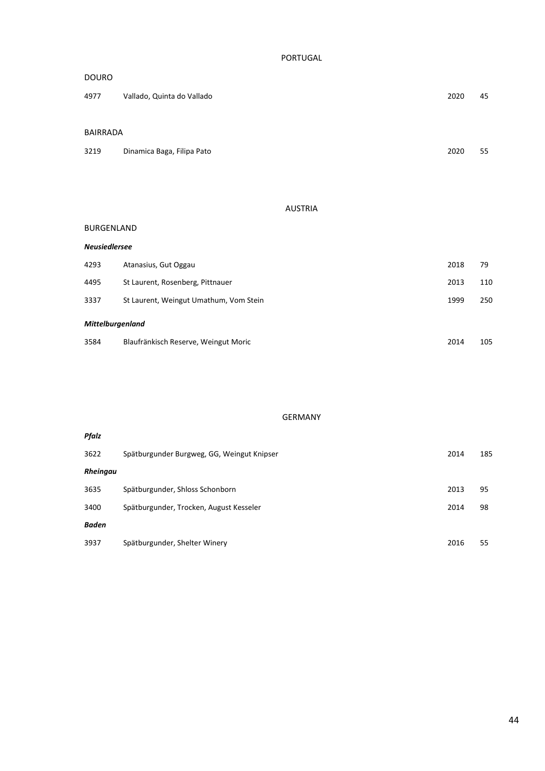# PORTUGAL

## DOURO

| | | | |
|---|---|---|---|
| 4977 | Vallado, Quinta do Vallado | 2020 | 45 |

## BAIRRADA

| | | | |
|---|---|---|---|
| 3219 | Dinamica Baga, Filipa Pato | 2020 | 55 |

# AUSTRIA

## BURGENLAND

### *Neusiedlersee*

| | | | |
|---|---|---|---|
| 4293 | Atanasius, Gut Oggau | 2018 | 79 |
| 4495 | St Laurent, Rosenberg, Pittnauer | 2013 | 110 |
| 3337 | St Laurent, Weingut Umathum, Vom Stein | 1999 | 250 |

### *Mittelburgenland*

| | | | |
|---|---|---|---|
| 3584 | Blaufränkisch Reserve, Weingut Moric | 2014 | 105 |

# GERMANY

### *Pfalz*

| | | | |
|---|---|---|---|
| 3622 | Spätburgunder Burgweg, GG, Weingut Knipser | 2014 | 185 |

### *Rheingau*

| | | | |
|---|---|---|---|
| 3635 | Spätburgunder, Shloss Schonborn | 2013 | 95 |
| 3400 | Spätburgunder, Trocken, August Kesseler | 2014 | 98 |

### *Baden*

| | | | |
|---|---|---|---|
| 3937 | Spätburgunder, Shelter Winery | 2016 | 55 |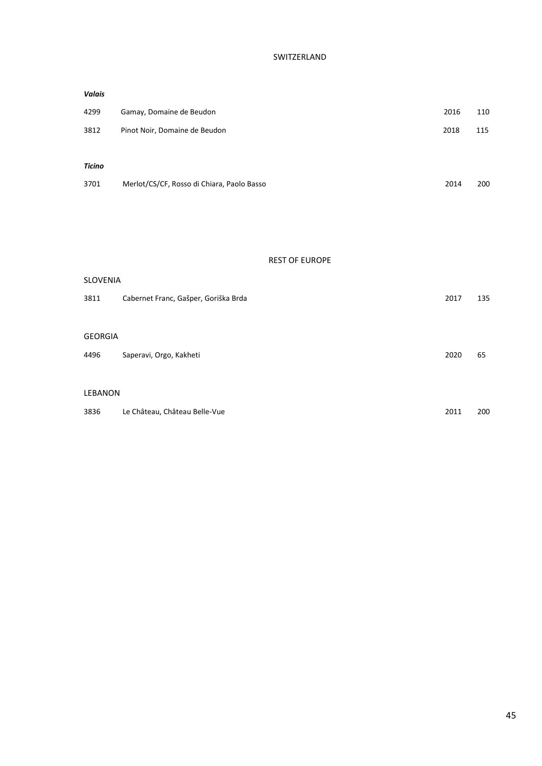# SWITZERLAND

***Valais***

| | | | |
|---|---|---|---|
| 4299 | Gamay, Domaine de Beudon | 2016 | 110 |
| 3812 | Pinot Noir, Domaine de Beudon | 2018 | 115 |

***Ticino***

| | | | |
|---|---|---|---|
| 3701 | Merlot/CS/CF, Rosso di Chiara, Paolo Basso | 2014 | 200 |

# REST OF EUROPE

## SLOVENIA

| | | | |
|---|---|---|---|
| 3811 | Cabernet Franc, Gašper, Goriška Brda | 2017 | 135 |

## GEORGIA

| | | | |
|---|---|---|---|
| 4496 | Saperavi, Orgo, Kakheti | 2020 | 65 |

## LEBANON

| | | | |
|---|---|---|---|
| 3836 | Le Château, Château Belle-Vue | 2011 | 200 |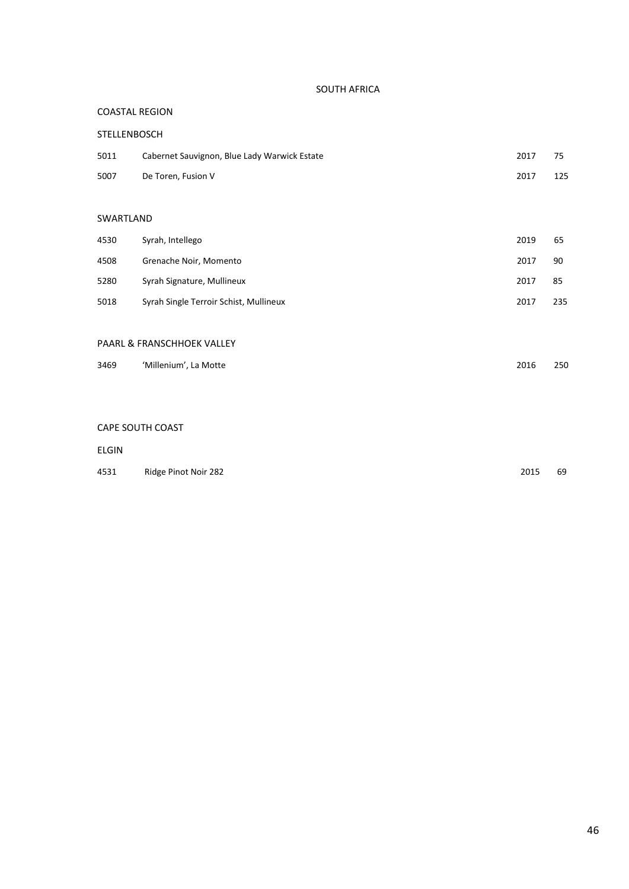# SOUTH AFRICA

## COASTAL REGION

### STELLENBOSCH

| | | | |
|---|---|---|---|
| 5011 | Cabernet Sauvignon, Blue Lady Warwick Estate | 2017 | 75 |
| 5007 | De Toren, Fusion V | 2017 | 125 |

### SWARTLAND

| | | | |
|---|---|---|---|
| 4530 | Syrah, Intellego | 2019 | 65 |
| 4508 | Grenache Noir, Momento | 2017 | 90 |
| 5280 | Syrah Signature, Mullineux | 2017 | 85 |
| 5018 | Syrah Single Terroir Schist, Mullineux | 2017 | 235 |

### PAARL & FRANSCHHOEK VALLEY

| | | | |
|---|---|---|---|
| 3469 | 'Millenium', La Motte | 2016 | 250 |

## CAPE SOUTH COAST

### ELGIN

| | | | |
|---|---|---|---|
| 4531 | Ridge Pinot Noir 282 | 2015 | 69 |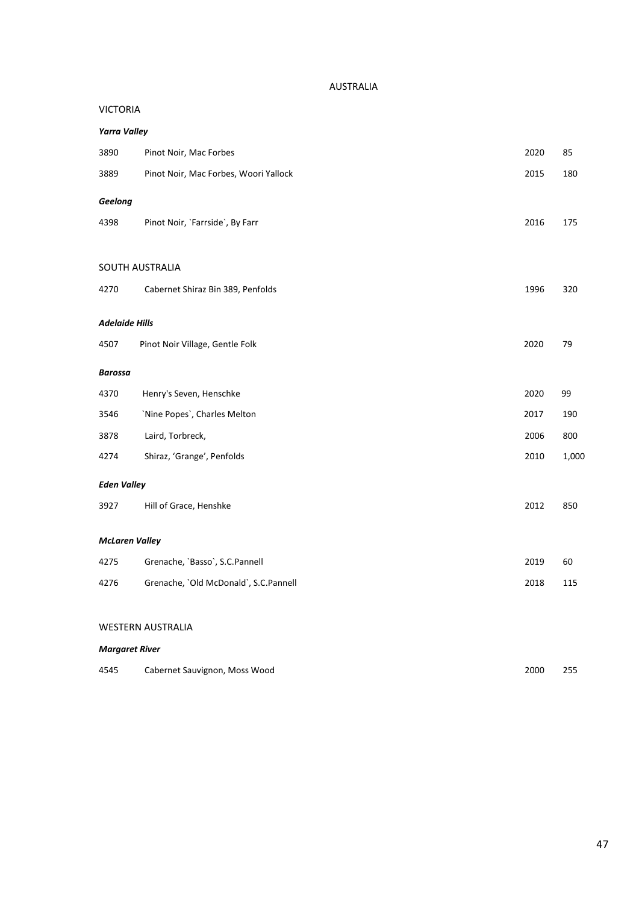# AUSTRALIA

## VICTORIA

***Yarra Valley***

| | | | |
|---|---|---|---|
| 3890 | Pinot Noir, Mac Forbes | 2020 | 85 |
| 3889 | Pinot Noir, Mac Forbes, Woori Yallock | 2015 | 180 |

***Geelong***

| | | | |
|---|---|---|---|
| 4398 | Pinot Noir, `Farrside`, By Farr | 2016 | 175 |

## SOUTH AUSTRALIA

| | | | |
|---|---|---|---|
| 4270 | Cabernet Shiraz Bin 389, Penfolds | 1996 | 320 |

***Adelaide Hills***

| | | | |
|---|---|---|---|
| 4507 | Pinot Noir Village, Gentle Folk | 2020 | 79 |

***Barossa***

| | | | |
|---|---|---|---|
| 4370 | Henry's Seven, Henschke | 2020 | 99 |
| 3546 | `Nine Popes`, Charles Melton | 2017 | 190 |
| 3878 | Laird, Torbreck, | 2006 | 800 |
| 4274 | Shiraz, 'Grange', Penfolds | 2010 | 1,000 |

***Eden Valley***

| | | | |
|---|---|---|---|
| 3927 | Hill of Grace, Henshke | 2012 | 850 |

***McLaren Valley***

| | | | |
|---|---|---|---|
| 4275 | Grenache, `Basso`, S.C.Pannell | 2019 | 60 |
| 4276 | Grenache, `Old McDonald`, S.C.Pannell | 2018 | 115 |

## WESTERN AUSTRALIA

***Margaret River***

| | | | |
|---|---|---|---|
| 4545 | Cabernet Sauvignon, Moss Wood | 2000 | 255 |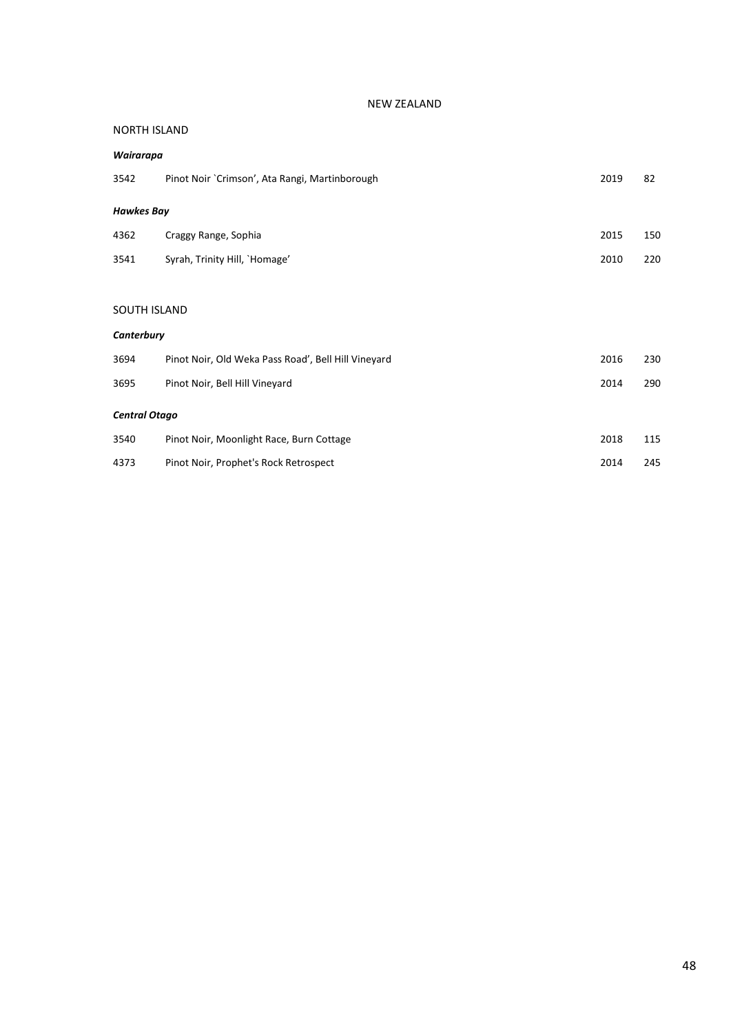# NEW ZEALAND

## NORTH ISLAND

### *Wairarapa*

| | | | |
|---|---|---|---|
| 3542 | Pinot Noir `Crimson', Ata Rangi, Martinborough | 2019 | 82 |

### *Hawkes Bay*

| | | | |
|---|---|---|---|
| 4362 | Craggy Range, Sophia | 2015 | 150 |
| 3541 | Syrah, Trinity Hill, `Homage' | 2010 | 220 |

## SOUTH ISLAND

### *Canterbury*

| | | | |
|---|---|---|---|
| 3694 | Pinot Noir, Old Weka Pass Road', Bell Hill Vineyard | 2016 | 230 |
| 3695 | Pinot Noir, Bell Hill Vineyard | 2014 | 290 |

### *Central Otago*

| | | | |
|---|---|---|---|
| 3540 | Pinot Noir, Moonlight Race, Burn Cottage | 2018 | 115 |
| 4373 | Pinot Noir, Prophet's Rock Retrospect | 2014 | 245 |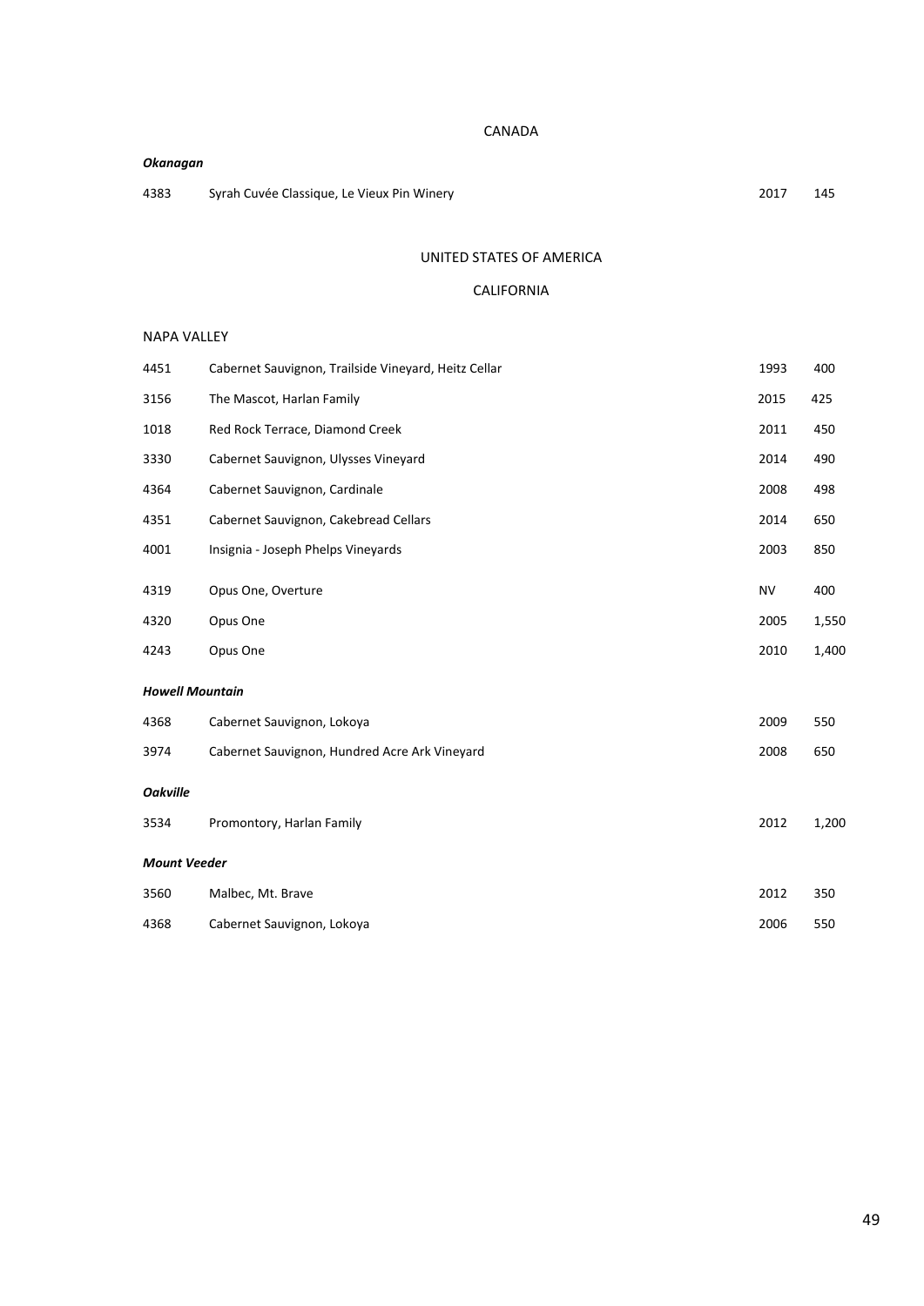## CANADA

***Okanagan***

| | | | |
|---|---|---|---|
| 4383 | Syrah Cuvée Classique, Le Vieux Pin Winery | 2017 | 145 |

## UNITED STATES OF AMERICA

### CALIFORNIA

NAPA VALLEY

| | | | |
|---|---|---|---|
| 4451 | Cabernet Sauvignon, Trailside Vineyard, Heitz Cellar | 1993 | 400 |
| 3156 | The Mascot, Harlan Family | 2015 | 425 |
| 1018 | Red Rock Terrace, Diamond Creek | 2011 | 450 |
| 3330 | Cabernet Sauvignon, Ulysses Vineyard | 2014 | 490 |
| 4364 | Cabernet Sauvignon, Cardinale | 2008 | 498 |
| 4351 | Cabernet Sauvignon, Cakebread Cellars | 2014 | 650 |
| 4001 | Insignia - Joseph Phelps Vineyards | 2003 | 850 |
| 4319 | Opus One, Overture | NV | 400 |
| 4320 | Opus One | 2005 | 1,550 |
| 4243 | Opus One | 2010 | 1,400 |

***Howell Mountain***

| | | | |
|---|---|---|---|
| 4368 | Cabernet Sauvignon, Lokoya | 2009 | 550 |
| 3974 | Cabernet Sauvignon, Hundred Acre Ark Vineyard | 2008 | 650 |

***Oakville***

| | | | |
|---|---|---|---|
| 3534 | Promontory, Harlan Family | 2012 | 1,200 |

***Mount Veeder***

| | | | |
|---|---|---|---|
| 3560 | Malbec, Mt. Brave | 2012 | 350 |
| 4368 | Cabernet Sauvignon, Lokoya | 2006 | 550 |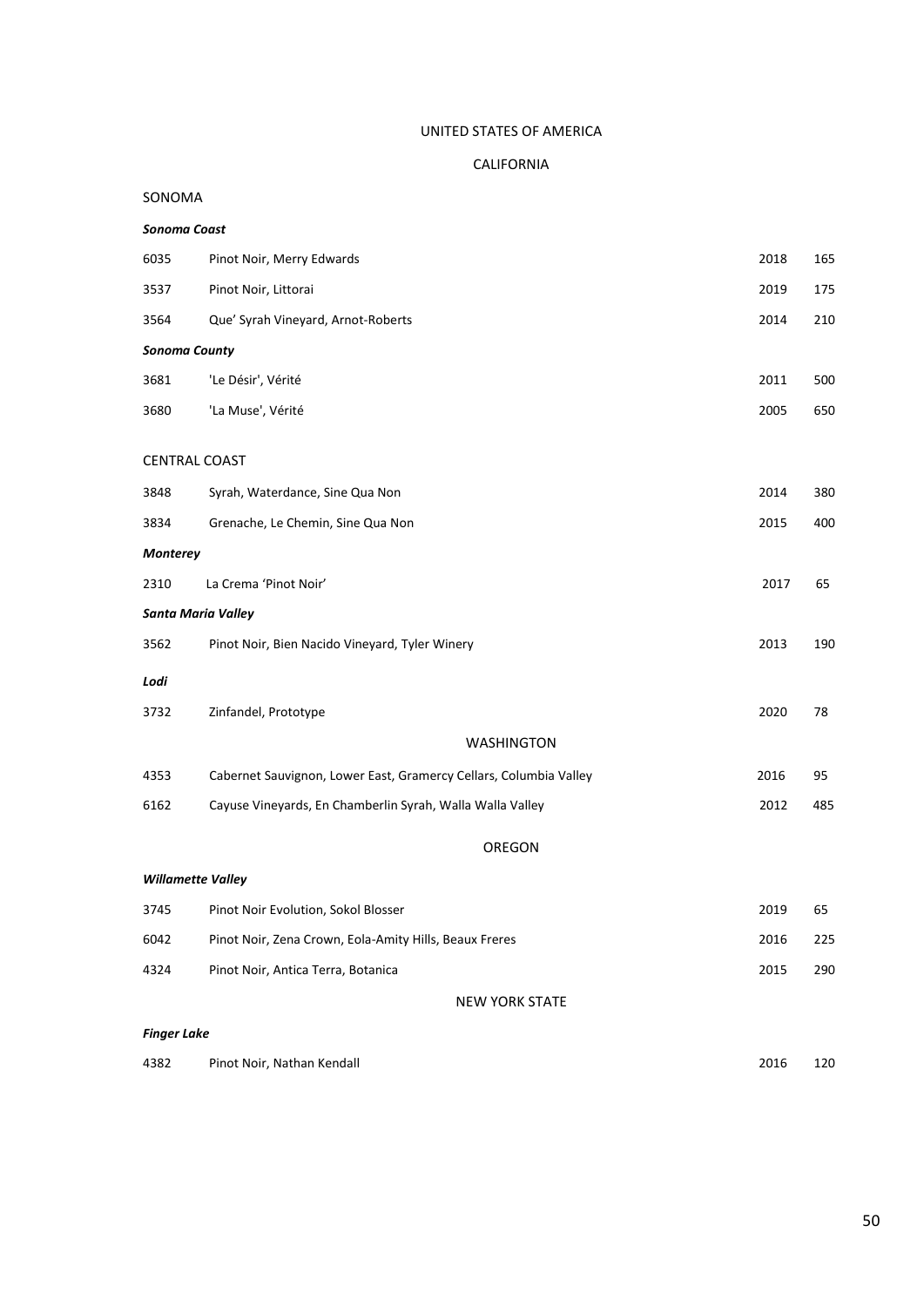# UNITED STATES OF AMERICA

## CALIFORNIA

### SONOMA

***Sonoma Coast***

| | | | |
|---|---|---|---|
| 6035 | Pinot Noir, Merry Edwards | 2018 | 165 |
| 3537 | Pinot Noir, Littorai | 2019 | 175 |
| 3564 | Que' Syrah Vineyard, Arnot-Roberts | 2014 | 210 |

***Sonoma County***

| | | | |
|---|---|---|---|
| 3681 | 'Le Désir', Vérité | 2011 | 500 |
| 3680 | 'La Muse', Vérité | 2005 | 650 |

### CENTRAL COAST

| | | | |
|---|---|---|---|
| 3848 | Syrah, Waterdance, Sine Qua Non | 2014 | 380 |
| 3834 | Grenache, Le Chemin, Sine Qua Non | 2015 | 400 |

***Monterey***

| | | | |
|---|---|---|---|
| 2310 | La Crema 'Pinot Noir' | 2017 | 65 |

***Santa Maria Valley***

| | | | |
|---|---|---|---|
| 3562 | Pinot Noir, Bien Nacido Vineyard, Tyler Winery | 2013 | 190 |

***Lodi***

| | | | |
|---|---|---|---|
| 3732 | Zinfandel, Prototype | 2020 | 78 |

## WASHINGTON

| | | | |
|---|---|---|---|
| 4353 | Cabernet Sauvignon, Lower East, Gramercy Cellars, Columbia Valley | 2016 | 95 |
| 6162 | Cayuse Vineyards, En Chamberlin Syrah, Walla Walla Valley | 2012 | 485 |

## OREGON

***Willamette Valley***

| | | | |
|---|---|---|---|
| 3745 | Pinot Noir Evolution, Sokol Blosser | 2019 | 65 |
| 6042 | Pinot Noir, Zena Crown, Eola-Amity Hills, Beaux Freres | 2016 | 225 |
| 4324 | Pinot Noir, Antica Terra, Botanica | 2015 | 290 |

## NEW YORK STATE

***Finger Lake***

| | | | |
|---|---|---|---|
| 4382 | Pinot Noir, Nathan Kendall | 2016 | 120 |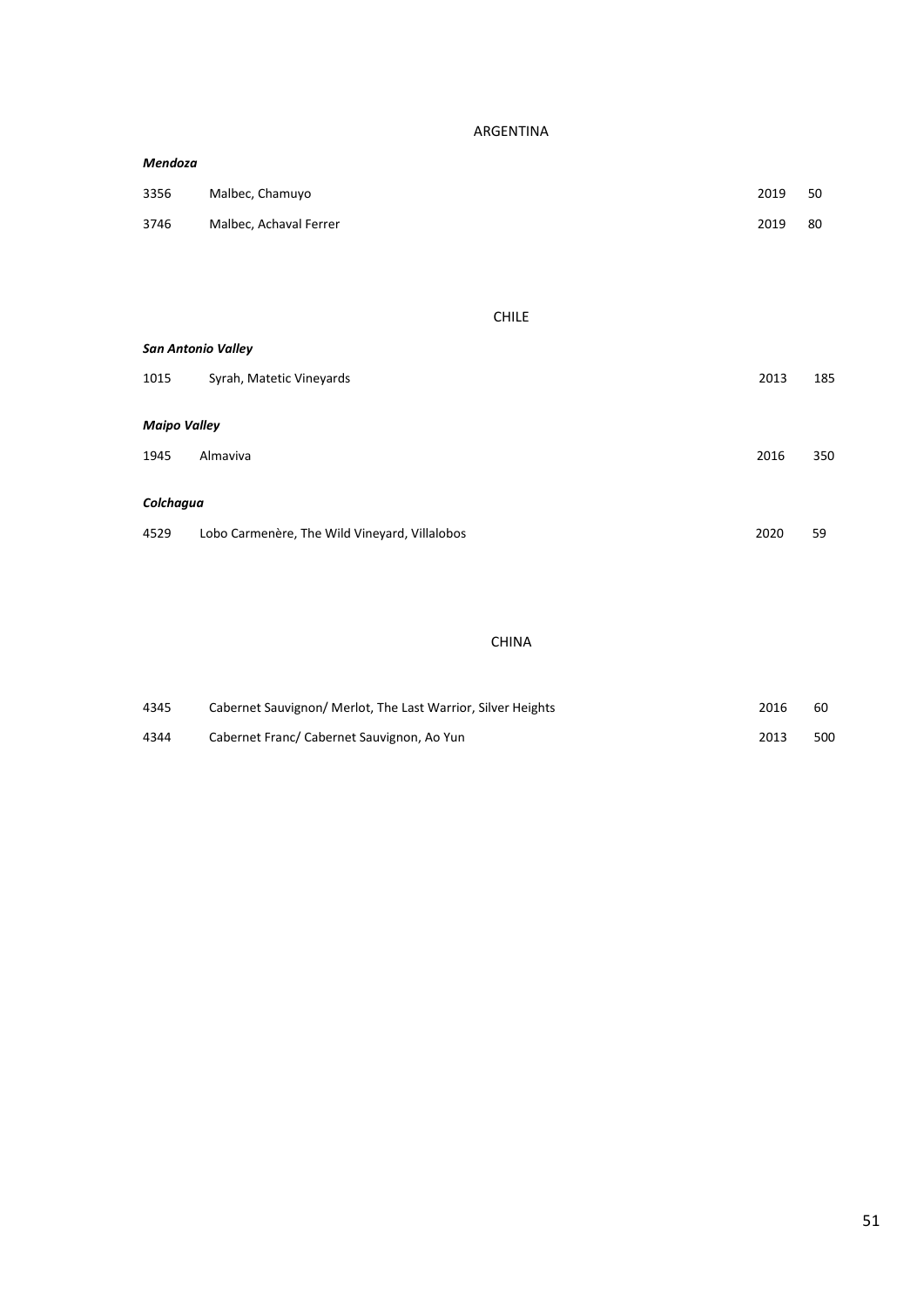## ARGENTINA

***Mendoza***

| | | | |
|---|---|---|---|
| 3356 | Malbec, Chamuyo | 2019 | 50 |
| 3746 | Malbec, Achaval Ferrer | 2019 | 80 |

## CHILE

***San Antonio Valley***

| | | | |
|---|---|---|---|
| 1015 | Syrah, Matetic Vineyards | 2013 | 185 |

***Maipo Valley***

| | | | |
|---|---|---|---|
| 1945 | Almaviva | 2016 | 350 |

***Colchagua***

| | | | |
|---|---|---|---|
| 4529 | Lobo Carmenère, The Wild Vineyard, Villalobos | 2020 | 59 |

## CHINA

| | | | |
|---|---|---|---|
| 4345 | Cabernet Sauvignon/ Merlot, The Last Warrior, Silver Heights | 2016 | 60 |
| 4344 | Cabernet Franc/ Cabernet Sauvignon, Ao Yun | 2013 | 500 |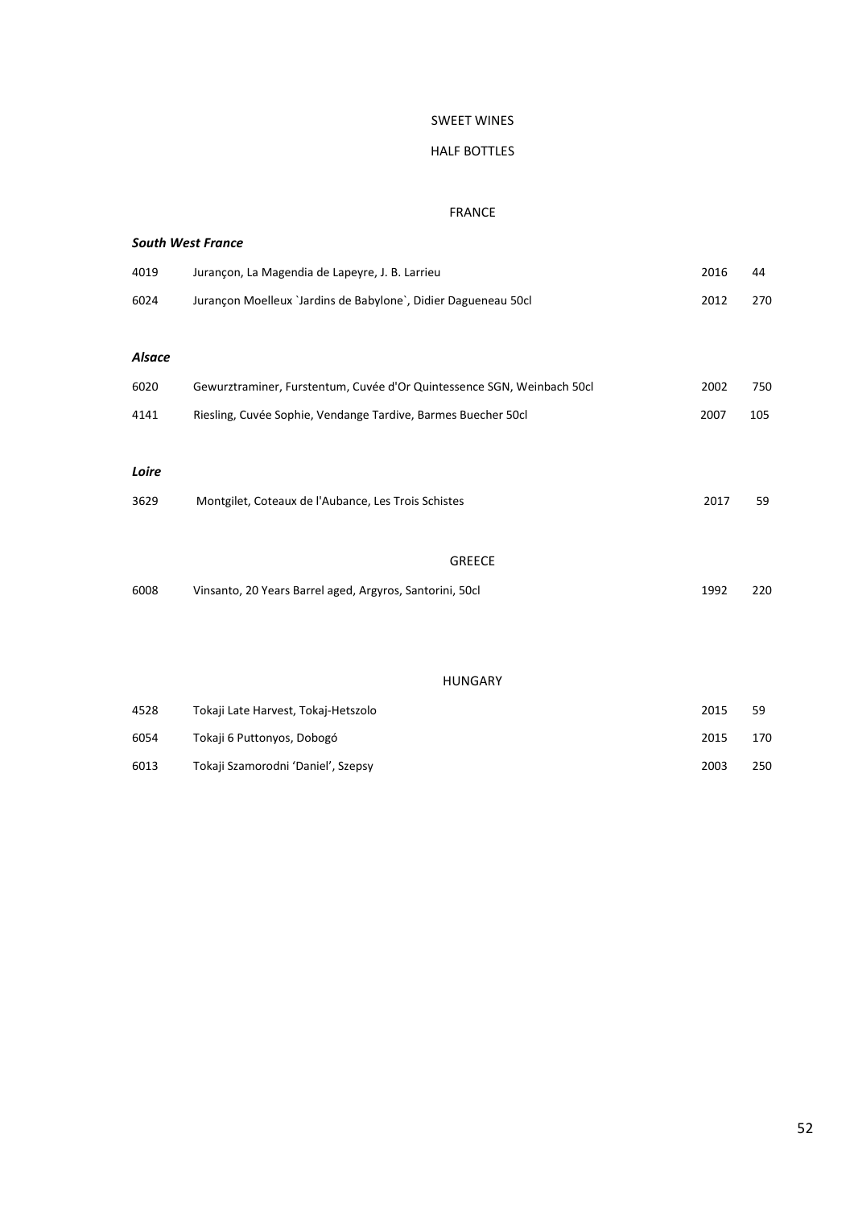# SWEET WINES

## HALF BOTTLES

### FRANCE

***South West France***

| | | | |
|---|---|---|---|
| 4019 | Jurançon, La Magendia de Lapeyre, J. B. Larrieu | 2016 | 44 |
| 6024 | Jurançon Moelleux `Jardins de Babylone`, Didier Dagueneau 50cl | 2012 | 270 |

***Alsace***

| | | | |
|---|---|---|---|
| 6020 | Gewurztraminer, Furstentum, Cuvée d'Or Quintessence SGN, Weinbach 50cl | 2002 | 750 |
| 4141 | Riesling, Cuvée Sophie, Vendange Tardive, Barmes Buecher 50cl | 2007 | 105 |

***Loire***

| | | | |
|---|---|---|---|
| 3629 | Montgilet, Coteaux de l'Aubance, Les Trois Schistes | 2017 | 59 |

### GREECE

| | | | |
|---|---|---|---|
| 6008 | Vinsanto, 20 Years Barrel aged, Argyros, Santorini, 50cl | 1992 | 220 |

### HUNGARY

| | | | |
|---|---|---|---|
| 4528 | Tokaji Late Harvest, Tokaj-Hetszolo | 2015 | 59 |
| 6054 | Tokaji 6 Puttonyos, Dobogó | 2015 | 170 |
| 6013 | Tokaji Szamorodni 'Daniel', Szepsy | 2003 | 250 |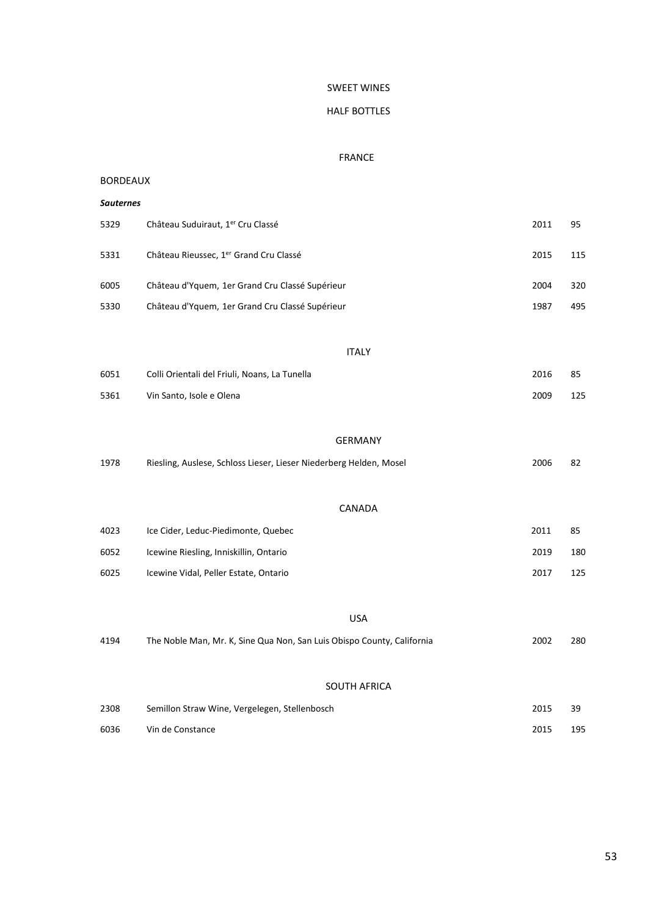# SWEET WINES

## HALF BOTTLES

### FRANCE

#### BORDEAUX

***Sauternes***

| | | | |
|---|---|---|---|
| 5329 | Château Suduiraut, 1er Cru Classé | 2011 | 95 |
| 5331 | Château Rieussec, 1er Grand Cru Classé | 2015 | 115 |
| 6005 | Château d'Yquem, 1er Grand Cru Classé Supérieur | 2004 | 320 |
| 5330 | Château d'Yquem, 1er Grand Cru Classé Supérieur | 1987 | 495 |

### ITALY

| | | | |
|---|---|---|---|
| 6051 | Colli Orientali del Friuli, Noans, La Tunella | 2016 | 85 |
| 5361 | Vin Santo, Isole e Olena | 2009 | 125 |

### GERMANY

| | | | |
|---|---|---|---|
| 1978 | Riesling, Auslese, Schloss Lieser, Lieser Niederberg Helden, Mosel | 2006 | 82 |

### CANADA

| | | | |
|---|---|---|---|
| 4023 | Ice Cider, Leduc-Piedimonte, Quebec | 2011 | 85 |
| 6052 | Icewine Riesling, Inniskillin, Ontario | 2019 | 180 |
| 6025 | Icewine Vidal, Peller Estate, Ontario | 2017 | 125 |

### USA

| | | | |
|---|---|---|---|
| 4194 | The Noble Man, Mr. K, Sine Qua Non, San Luis Obispo County, California | 2002 | 280 |

### SOUTH AFRICA

| | | | |
|---|---|---|---|
| 2308 | Semillon Straw Wine, Vergelegen, Stellenbosch | 2015 | 39 |
| 6036 | Vin de Constance | 2015 | 195 |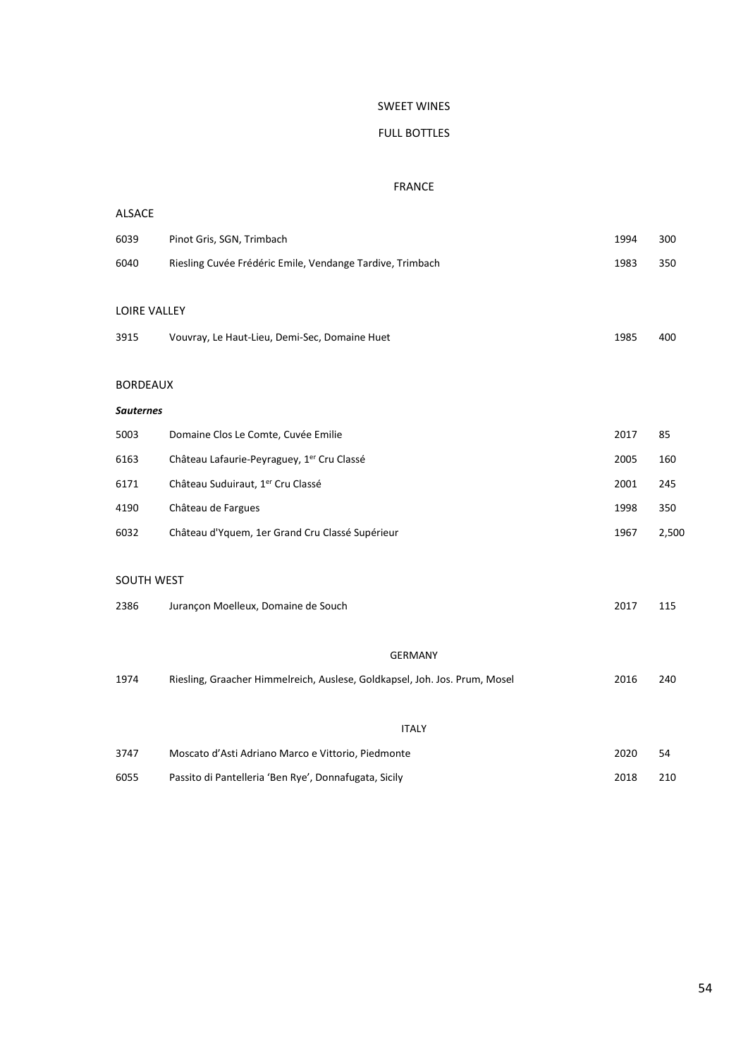# SWEET WINES

## FULL BOTTLES

### FRANCE

#### ALSACE

| | | | |
|---|---|---|---|
| 6039 | Pinot Gris, SGN, Trimbach | 1994 | 300 |
| 6040 | Riesling Cuvée Frédéric Emile, Vendange Tardive, Trimbach | 1983 | 350 |

#### LOIRE VALLEY

| | | | |
|---|---|---|---|
| 3915 | Vouvray, Le Haut-Lieu, Demi-Sec, Domaine Huet | 1985 | 400 |

#### BORDEAUX

***Sauternes***

| | | | |
|---|---|---|---|
| 5003 | Domaine Clos Le Comte, Cuvée Emilie | 2017 | 85 |
| 6163 | Château Lafaurie-Peyraguey, 1er Cru Classé | 2005 | 160 |
| 6171 | Château Suduiraut, 1er Cru Classé | 2001 | 245 |
| 4190 | Château de Fargues | 1998 | 350 |
| 6032 | Château d'Yquem, 1er Grand Cru Classé Supérieur | 1967 | 2,500 |

#### SOUTH WEST

| | | | |
|---|---|---|---|
| 2386 | Jurançon Moelleux, Domaine de Souch | 2017 | 115 |

### GERMANY

| | | | |
|---|---|---|---|
| 1974 | Riesling, Graacher Himmelreich, Auslese, Goldkapsel, Joh. Jos. Prum, Mosel | 2016 | 240 |

### ITALY

| | | | |
|---|---|---|---|
| 3747 | Moscato d'Asti Adriano Marco e Vittorio, Piedmonte | 2020 | 54 |
| 6055 | Passito di Pantelleria 'Ben Rye', Donnafugata, Sicily | 2018 | 210 |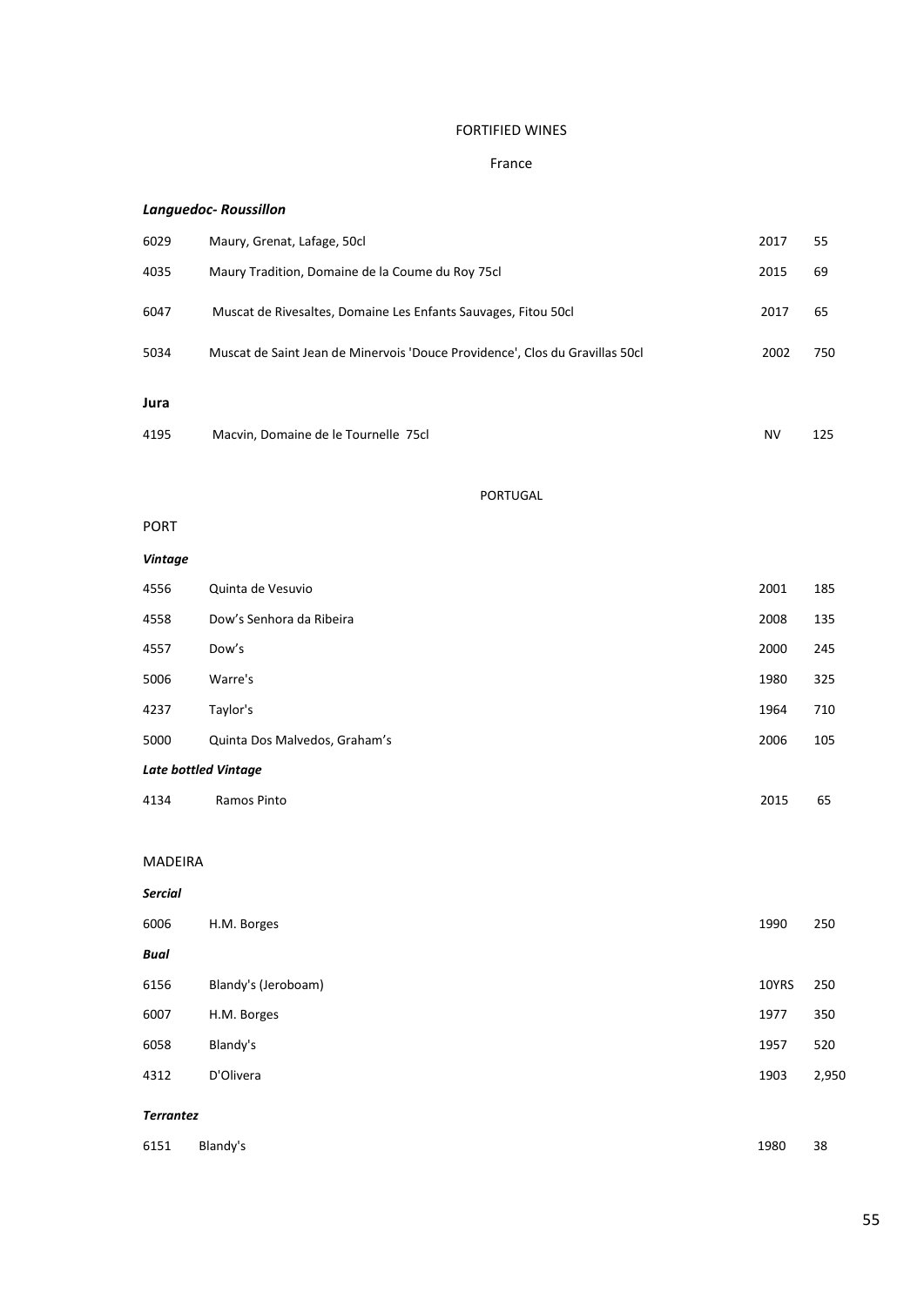# FORTIFIED WINES

## France

### *Languedoc- Roussillon*

| | | | |
|---|---|---|---|
| 6029 | Maury, Grenat, Lafage, 50cl | 2017 | 55 |
| 4035 | Maury Tradition, Domaine de la Coume du Roy 75cl | 2015 | 69 |
| 6047 | Muscat de Rivesaltes, Domaine Les Enfants Sauvages, Fitou 50cl | 2017 | 65 |
| 5034 | Muscat de Saint Jean de Minervois 'Douce Providence', Clos du Gravillas 50cl | 2002 | 750 |

### **Jura**

| | | | |
|---|---|---|---|
| 4195 | Macvin, Domaine de le Tournelle 75cl | NV | 125 |

## PORTUGAL

### PORT

#### *Vintage*

| | | | |
|---|---|---|---|
| 4556 | Quinta de Vesuvio | 2001 | 185 |
| 4558 | Dow's Senhora da Ribeira | 2008 | 135 |
| 4557 | Dow's | 2000 | 245 |
| 5006 | Warre's | 1980 | 325 |
| 4237 | Taylor's | 1964 | 710 |
| 5000 | Quinta Dos Malvedos, Graham's | 2006 | 105 |

#### *Late bottled Vintage*

| | | | |
|---|---|---|---|
| 4134 | Ramos Pinto | 2015 | 65 |

### MADEIRA

#### *Sercial*

| | | | |
|---|---|---|---|
| 6006 | H.M. Borges | 1990 | 250 |

#### *Bual*

| | | | |
|---|---|---|---|
| 6156 | Blandy's (Jeroboam) | 10YRS | 250 |
| 6007 | H.M. Borges | 1977 | 350 |
| 6058 | Blandy's | 1957 | 520 |
| 4312 | D'Olivera | 1903 | 2,950 |

#### *Terrantez*

| | | | |
|---|---|---|---|
| 6151 | Blandy's | 1980 | 38 |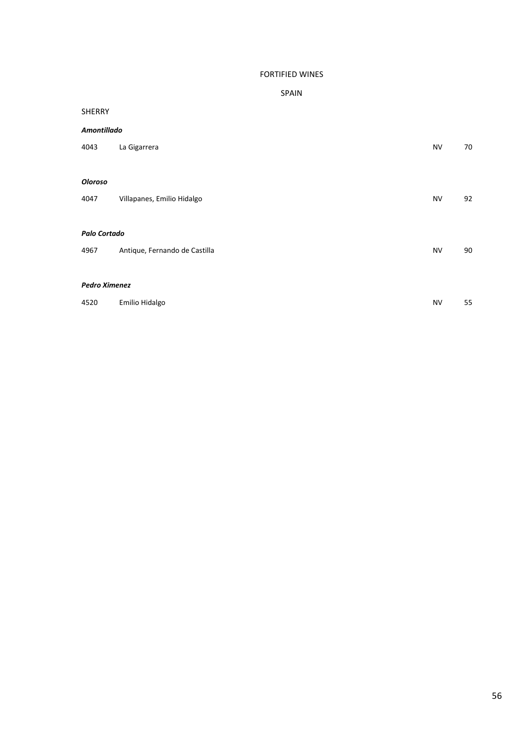# FORTIFIED WINES

## SPAIN

### SHERRY

***Amontillado***

| | | | |
|---|---|---|---|
| 4043 | La Gigarrera | NV | 70 |

***Oloroso***

| | | | |
|---|---|---|---|
| 4047 | Villapanes, Emilio Hidalgo | NV | 92 |

***Palo Cortado***

| | | | |
|---|---|---|---|
| 4967 | Antique, Fernando de Castilla | NV | 90 |

***Pedro Ximenez***

| | | | |
|---|---|---|---|
| 4520 | Emilio Hidalgo | NV | 55 |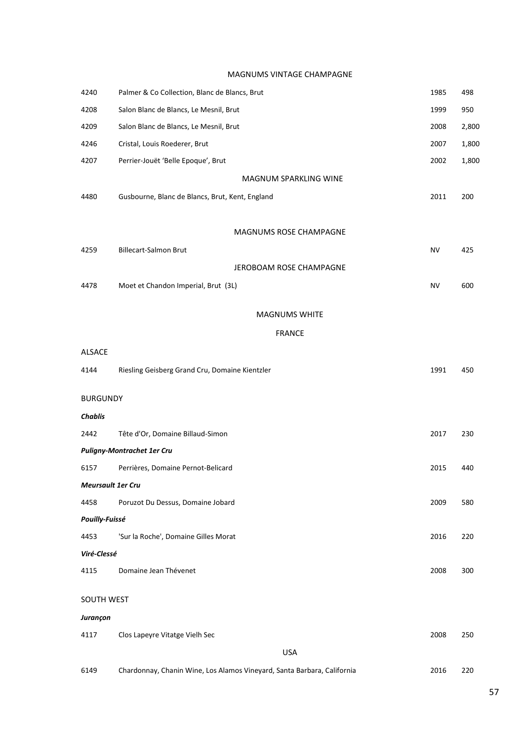## MAGNUMS VINTAGE CHAMPAGNE

| | | | |
|---|---|---|---|
| 4240 | Palmer & Co Collection, Blanc de Blancs, Brut | 1985 | 498 |
| 4208 | Salon Blanc de Blancs, Le Mesnil, Brut | 1999 | 950 |
| 4209 | Salon Blanc de Blancs, Le Mesnil, Brut | 2008 | 2,800 |
| 4246 | Cristal, Louis Roederer, Brut | 2007 | 1,800 |
| 4207 | Perrier-Jouët 'Belle Epoque', Brut | 2002 | 1,800 |

## MAGNUM SPARKLING WINE

| | | | |
|---|---|---|---|
| 4480 | Gusbourne, Blanc de Blancs, Brut, Kent, England | 2011 | 200 |

## MAGNUMS ROSE CHAMPAGNE

| | | | |
|---|---|---|---|
| 4259 | Billecart-Salmon Brut | NV | 425 |

## JEROBOAM ROSE CHAMPAGNE

| | | | |
|---|---|---|---|
| 4478 | Moet et Chandon Imperial, Brut (3L) | NV | 600 |

## MAGNUMS WHITE

### FRANCE

#### ALSACE

| | | | |
|---|---|---|---|
| 4144 | Riesling Geisberg Grand Cru, Domaine Kientzler | 1991 | 450 |

#### BURGUNDY

***Chablis***

| | | | |
|---|---|---|---|
| 2442 | Tête d'Or, Domaine Billaud-Simon | 2017 | 230 |

***Puligny-Montrachet 1er Cru***

| | | | |
|---|---|---|---|
| 6157 | Perrières, Domaine Pernot-Belicard | 2015 | 440 |

***Meursault 1er Cru***

| | | | |
|---|---|---|---|
| 4458 | Poruzot Du Dessus, Domaine Jobard | 2009 | 580 |

***Pouilly-Fuissé***

| | | | |
|---|---|---|---|
| 4453 | 'Sur la Roche', Domaine Gilles Morat | 2016 | 220 |

***Viré-Clessé***

| | | | |
|---|---|---|---|
| 4115 | Domaine Jean Thévenet | 2008 | 300 |

#### SOUTH WEST

***Jurançon***

| | | | |
|---|---|---|---|
| 4117 | Clos Lapeyre Vitatge Vielh Sec | 2008 | 250 |

### USA

| | | | |
|---|---|---|---|
| 6149 | Chardonnay, Chanin Wine, Los Alamos Vineyard, Santa Barbara, California | 2016 | 220 |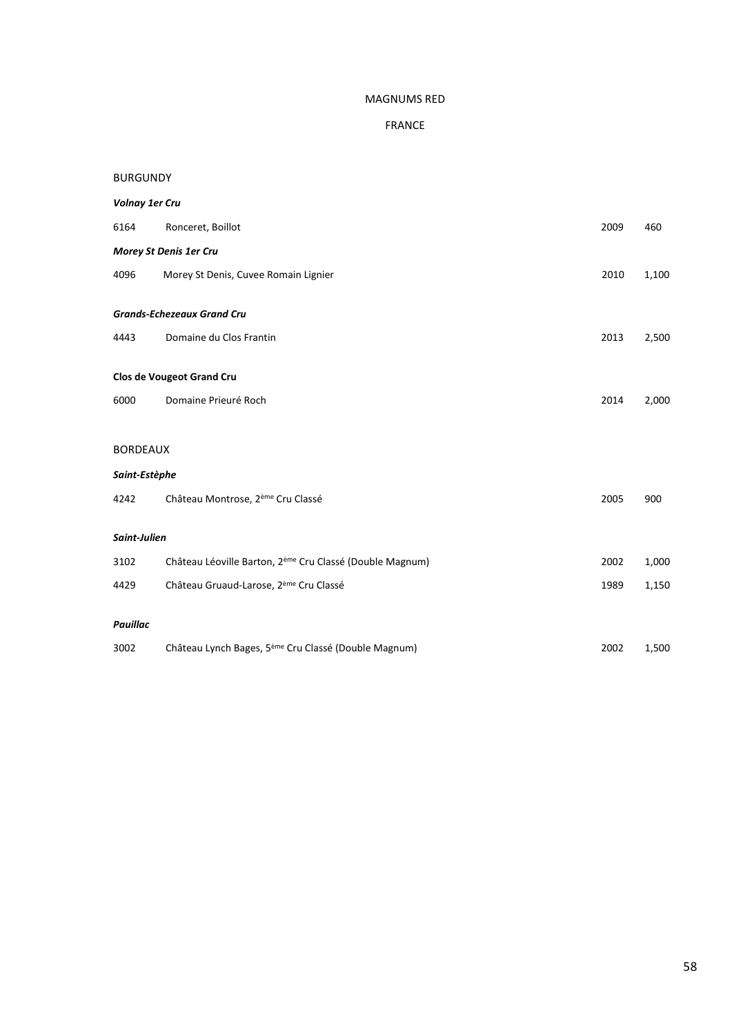# MAGNUMS RED

## FRANCE

### BURGUNDY

***Volnay 1er Cru***

| | | | |
|---|---|---|---|
| 6164 | Ronceret, Boillot | 2009 | 460 |

***Morey St Denis 1er Cru***

| | | | |
|---|---|---|---|
| 4096 | Morey St Denis, Cuvee Romain Lignier | 2010 | 1,100 |

***Grands-Echezeaux Grand Cru***

| | | | |
|---|---|---|---|
| 4443 | Domaine du Clos Frantin | 2013 | 2,500 |

**Clos de Vougeot Grand Cru**

| | | | |
|---|---|---|---|
| 6000 | Domaine Prieuré Roch | 2014 | 2,000 |

### BORDEAUX

***Saint-Estèphe***

| | | | |
|---|---|---|---|
| 4242 | Château Montrose, 2ème Cru Classé | 2005 | 900 |

***Saint-Julien***

| | | | |
|---|---|---|---|
| 3102 | Château Léoville Barton, 2ème Cru Classé (Double Magnum) | 2002 | 1,000 |
| 4429 | Château Gruaud-Larose, 2ème Cru Classé | 1989 | 1,150 |

***Pauillac***

| | | | |
|---|---|---|---|
| 3002 | Château Lynch Bages, 5ème Cru Classé (Double Magnum) | 2002 | 1,500 |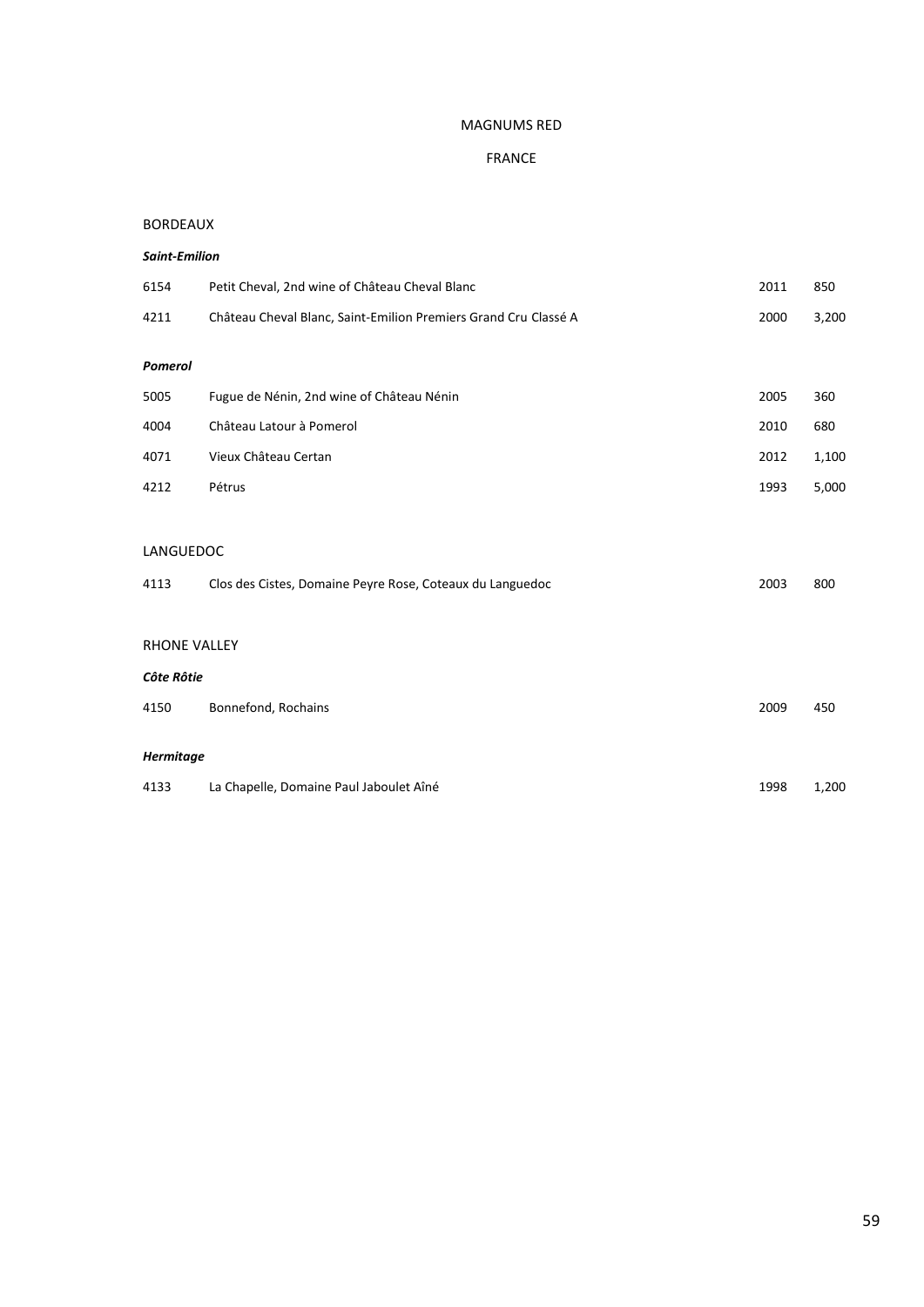# MAGNUMS RED

## FRANCE

### BORDEAUX

***Saint-Emilion***

| | | | |
|---|---|---|---|
| 6154 | Petit Cheval, 2nd wine of Château Cheval Blanc | 2011 | 850 |
| 4211 | Château Cheval Blanc, Saint-Emilion Premiers Grand Cru Classé A | 2000 | 3,200 |

***Pomerol***

| | | | |
|---|---|---|---|
| 5005 | Fugue de Nénin, 2nd wine of Château Nénin | 2005 | 360 |
| 4004 | Château Latour à Pomerol | 2010 | 680 |
| 4071 | Vieux Château Certan | 2012 | 1,100 |
| 4212 | Pétrus | 1993 | 5,000 |

### LANGUEDOC

| | | | |
|---|---|---|---|
| 4113 | Clos des Cistes, Domaine Peyre Rose, Coteaux du Languedoc | 2003 | 800 |

### RHONE VALLEY

***Côte Rôtie***

| | | | |
|---|---|---|---|
| 4150 | Bonnefond, Rochains | 2009 | 450 |

***Hermitage***

| | | | |
|---|---|---|---|
| 4133 | La Chapelle, Domaine Paul Jaboulet Aîné | 1998 | 1,200 |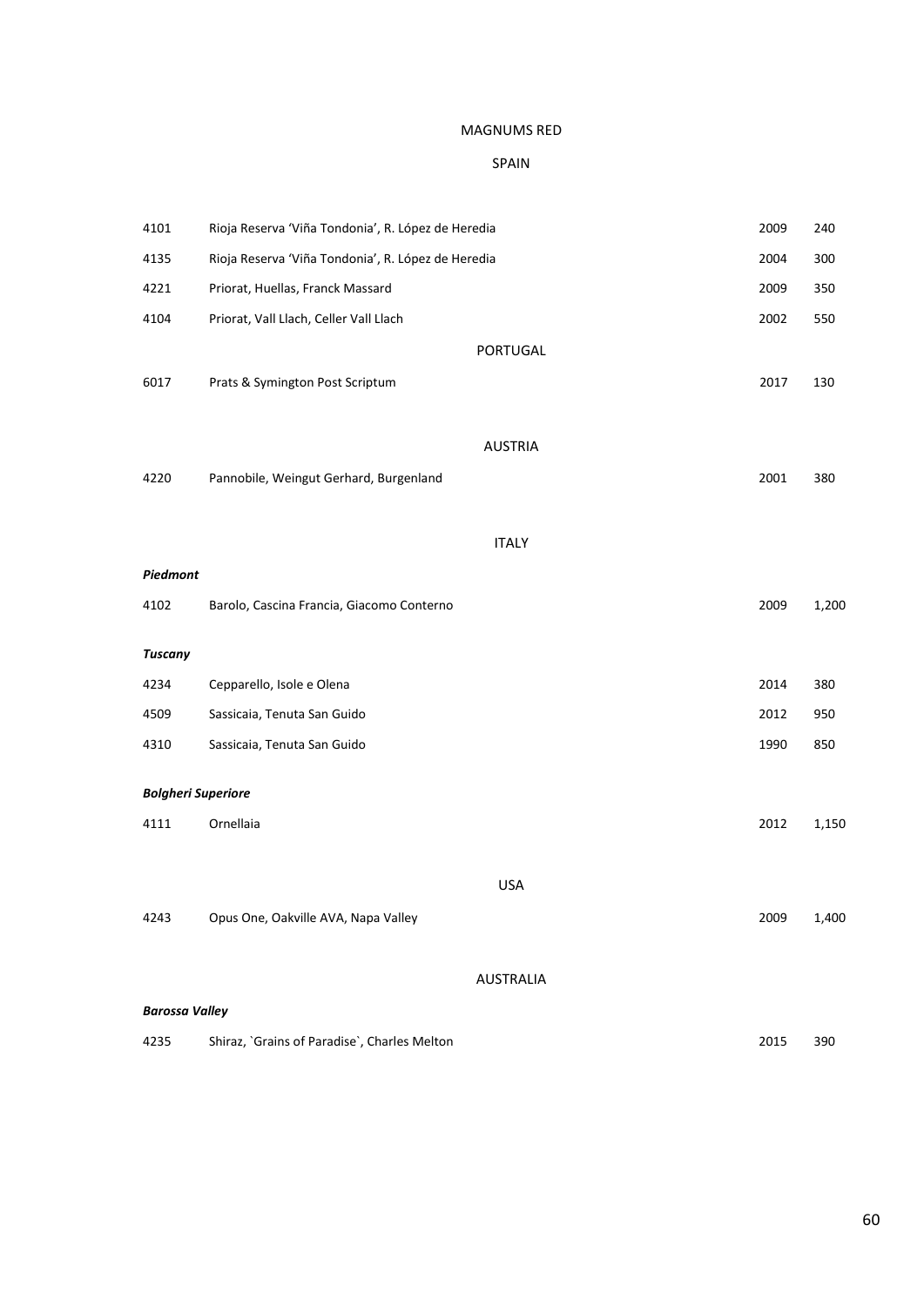# MAGNUMS RED

## SPAIN

| | | | |
|---|---|---|---|
| 4101 | Rioja Reserva 'Viña Tondonia', R. López de Heredia | 2009 | 240 |
| 4135 | Rioja Reserva 'Viña Tondonia', R. López de Heredia | 2004 | 300 |
| 4221 | Priorat, Huellas, Franck Massard | 2009 | 350 |
| 4104 | Priorat, Vall Llach, Celler Vall Llach | 2002 | 550 |

## PORTUGAL

| | | | |
|---|---|---|---|
| 6017 | Prats & Symington Post Scriptum | 2017 | 130 |

## AUSTRIA

| | | | |
|---|---|---|---|
| 4220 | Pannobile, Weingut Gerhard, Burgenland | 2001 | 380 |

## ITALY

***Piedmont***

| | | | |
|---|---|---|---|
| 4102 | Barolo, Cascina Francia, Giacomo Conterno | 2009 | 1,200 |

***Tuscany***

| | | | |
|---|---|---|---|
| 4234 | Cepparello, Isole e Olena | 2014 | 380 |
| 4509 | Sassicaia, Tenuta San Guido | 2012 | 950 |
| 4310 | Sassicaia, Tenuta San Guido | 1990 | 850 |

***Bolgheri Superiore***

| | | | |
|---|---|---|---|
| 4111 | Ornellaia | 2012 | 1,150 |

## USA

| | | | |
|---|---|---|---|
| 4243 | Opus One, Oakville AVA, Napa Valley | 2009 | 1,400 |

## AUSTRALIA

***Barossa Valley***

| | | | |
|---|---|---|---|
| 4235 | Shiraz, `Grains of Paradise`, Charles Melton | 2015 | 390 |